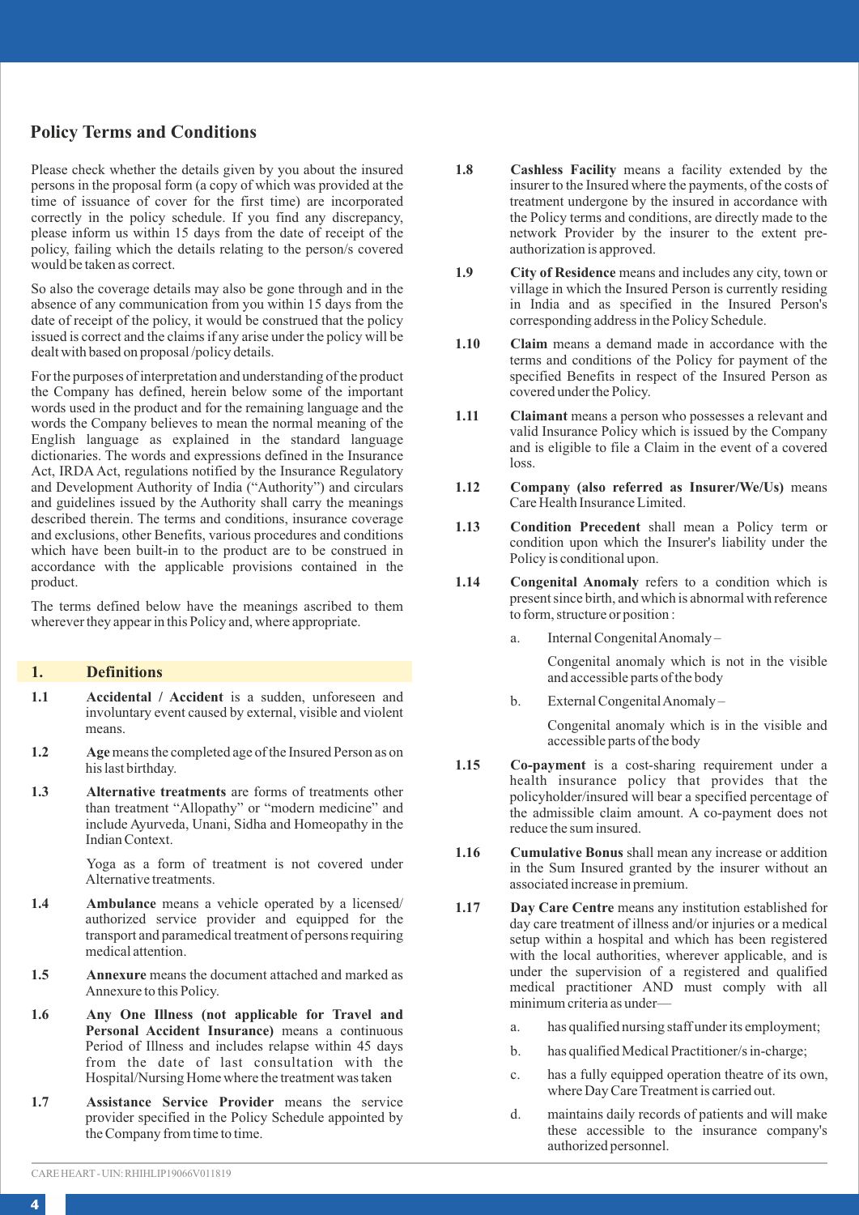## Policy Terms and Conditions

Please check whether the details given by you about the insured persons in the proposal form (a copy of which was provided at the time of issuance of cover for the first time) are incorporated correctly in the policy schedule. If you find any discrepancy, please inform us within 15 days from the date of receipt of the policy, failing which the details relating to the person/s covered would be taken as correct.

So also the coverage details may also be gone through and in the absence of any communication from you within 15 days from the date of receipt of the policy, it would be construed that the policy issued is correct and the claims if any arise under the policy will be dealt with based on proposal /policy details.

For the purposes of interpretation and understanding of the product the Company has defined, herein below some of the important words used in the product and for the remaining language and the words the Company believes to mean the normal meaning of the English language as explained in the standard language dictionaries. The words and expressions defined in the Insurance Act, IRDA Act, regulations notified by the Insurance Regulatory and Development Authority of India ("Authority") and circulars and guidelines issued by the Authority shall carry the meanings described therein. The terms and conditions, insurance coverage and exclusions, other Benefits, various procedures and conditions which have been built-in to the product are to be construed in accordance with the applicable provisions contained in the product.

The terms defined below have the meanings ascribed to them wherever they appear in this Policy and, where appropriate.

### 1. Definitions

**1.1** **Accidental / Accident** is a sudden, unforeseen and involuntary event caused by external, visible and violent means.

**1.2** **Age** means the completed age of the Insured Person as on his last birthday.

**1.3** **Alternative treatments** are forms of treatments other than treatment "Allopathy" or "modern medicine" and include Ayurveda, Unani, Sidha and Homeopathy in the Indian Context.

Yoga as a form of treatment is not covered under Alternative treatments.

**1.4** **Ambulance** means a vehicle operated by a licensed/ authorized service provider and equipped for the transport and paramedical treatment of persons requiring medical attention.

**1.5** **Annexure** means the document attached and marked as Annexure to this Policy.

**1.6** **Any One Illness (not applicable for Travel and Personal Accident Insurance)** means a continuous Period of Illness and includes relapse within 45 days from the date of last consultation with the Hospital/Nursing Home where the treatment was taken

**1.7** **Assistance Service Provider** means the service provider specified in the Policy Schedule appointed by the Company from time to time.

**1.8** **Cashless Facility** means a facility extended by the insurer to the Insured where the payments, of the costs of treatment undergone by the insured in accordance with the Policy terms and conditions, are directly made to the network Provider by the insurer to the extent pre-authorization is approved.

**1.9** **City of Residence** means and includes any city, town or village in which the Insured Person is currently residing in India and as specified in the Insured Person's corresponding address in the Policy Schedule.

**1.10** **Claim** means a demand made in accordance with the terms and conditions of the Policy for payment of the specified Benefits in respect of the Insured Person as covered under the Policy.

**1.11** **Claimant** means a person who possesses a relevant and valid Insurance Policy which is issued by the Company and is eligible to file a Claim in the event of a covered loss.

**1.12** **Company (also referred as Insurer/We/Us)** means Care Health Insurance Limited.

**1.13** **Condition Precedent** shall mean a Policy term or condition upon which the Insurer's liability under the Policy is conditional upon.

**1.14** **Congenital Anomaly** refers to a condition which is present since birth, and which is abnormal with reference to form, structure or position :

a. Internal Congenital Anomaly –

Congenital anomaly which is not in the visible and accessible parts of the body

b. External Congenital Anomaly –

Congenital anomaly which is in the visible and accessible parts of the body

**1.15** **Co-payment** is a cost-sharing requirement under a health insurance policy that provides that the policyholder/insured will bear a specified percentage of the admissible claim amount. A co-payment does not reduce the sum insured.

**1.16** **Cumulative Bonus** shall mean any increase or addition in the Sum Insured granted by the insurer without an associated increase in premium.

**1.17** **Day Care Centre** means any institution established for day care treatment of illness and/or injuries or a medical setup within a hospital and which has been registered with the local authorities, wherever applicable, and is under the supervision of a registered and qualified medical practitioner AND must comply with all minimum criteria as under—

a. has qualified nursing staff under its employment;

b. has qualified Medical Practitioner/s in-charge;

c. has a fully equipped operation theatre of its own, where Day Care Treatment is carried out.

d. maintains daily records of patients and will make these accessible to the insurance company's authorized personnel.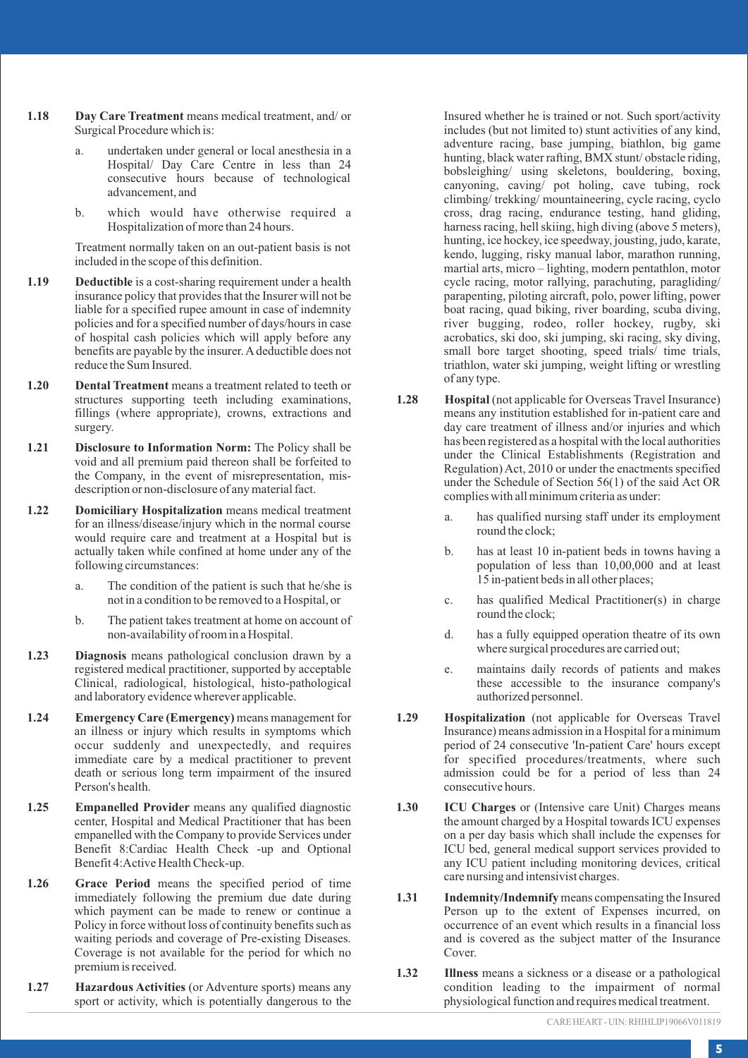**1.18** **Day Care Treatment** means medical treatment, and/ or Surgical Procedure which is:

a. undertaken under general or local anesthesia in a Hospital/ Day Care Centre in less than 24 consecutive hours because of technological advancement, and

b. which would have otherwise required a Hospitalization of more than 24 hours.

Treatment normally taken on an out-patient basis is not included in the scope of this definition.

**1.19** **Deductible** is a cost-sharing requirement under a health insurance policy that provides that the Insurer will not be liable for a specified rupee amount in case of indemnity policies and for a specified number of days/hours in case of hospital cash policies which will apply before any benefits are payable by the insurer. A deductible does not reduce the Sum Insured.

**1.20** **Dental Treatment** means a treatment related to teeth or structures supporting teeth including examinations, fillings (where appropriate), crowns, extractions and surgery.

**1.21** **Disclosure to Information Norm:** The Policy shall be void and all premium paid thereon shall be forfeited to the Company, in the event of misrepresentation, mis-description or non-disclosure of any material fact.

**1.22** **Domiciliary Hospitalization** means medical treatment for an illness/disease/injury which in the normal course would require care and treatment at a Hospital but is actually taken while confined at home under any of the following circumstances:

a. The condition of the patient is such that he/she is not in a condition to be removed to a Hospital, or

b. The patient takes treatment at home on account of non-availability of room in a Hospital.

**1.23** **Diagnosis** means pathological conclusion drawn by a registered medical practitioner, supported by acceptable Clinical, radiological, histological, histo-pathological and laboratory evidence wherever applicable.

**1.24** **Emergency Care (Emergency)** means management for an illness or injury which results in symptoms which occur suddenly and unexpectedly, and requires immediate care by a medical practitioner to prevent death or serious long term impairment of the insured Person's health.

**1.25** **Empanelled Provider** means any qualified diagnostic center, Hospital and Medical Practitioner that has been empanelled with the Company to provide Services under Benefit 8:Cardiac Health Check -up and Optional Benefit 4:Active Health Check-up.

**1.26** **Grace Period** means the specified period of time immediately following the premium due date during which payment can be made to renew or continue a Policy in force without loss of continuity benefits such as waiting periods and coverage of Pre-existing Diseases. Coverage is not available for the period for which no premium is received.

**1.27** **Hazardous Activities** (or Adventure sports) means any sport or activity, which is potentially dangerous to the Insured whether he is trained or not. Such sport/activity includes (but not limited to) stunt activities of any kind, adventure racing, base jumping, biathlon, big game hunting, black water rafting, BMX stunt/ obstacle riding, bobsleighing/ using skeletons, bouldering, boxing, canyoning, caving/ pot holing, cave tubing, rock climbing/ trekking/ mountaineering, cycle racing, cyclo cross, drag racing, endurance testing, hand gliding, harness racing, hell skiing, high diving (above 5 meters), hunting, ice hockey, ice speedway, jousting, judo, karate, kendo, lugging, risky manual labor, marathon running, martial arts, micro – lighting, modern pentathlon, motor cycle racing, motor rallying, parachuting, paragliding/ parapenting, piloting aircraft, polo, power lifting, power boat racing, quad biking, river boarding, scuba diving, river bugging, rodeo, roller hockey, rugby, ski acrobatics, ski doo, ski jumping, ski racing, sky diving, small bore target shooting, speed trials/ time trials, triathlon, water ski jumping, weight lifting or wrestling of any type.

**1.28** **Hospital** (not applicable for Overseas Travel Insurance) means any institution established for in-patient care and day care treatment of illness and/or injuries and which has been registered as a hospital with the local authorities under the Clinical Establishments (Registration and Regulation) Act, 2010 or under the enactments specified under the Schedule of Section 56(1) of the said Act OR complies with all minimum criteria as under:

a. has qualified nursing staff under its employment round the clock;

b. has at least 10 in-patient beds in towns having a population of less than 10,00,000 and at least 15 in-patient beds in all other places;

c. has qualified Medical Practitioner(s) in charge round the clock;

d. has a fully equipped operation theatre of its own where surgical procedures are carried out;

e. maintains daily records of patients and makes these accessible to the insurance company's authorized personnel.

**1.29** **Hospitalization** (not applicable for Overseas Travel Insurance) means admission in a Hospital for a minimum period of 24 consecutive 'In-patient Care' hours except for specified procedures/treatments, where such admission could be for a period of less than 24 consecutive hours.

**1.30** **ICU Charges** or (Intensive care Unit) Charges means the amount charged by a Hospital towards ICU expenses on a per day basis which shall include the expenses for ICU bed, general medical support services provided to any ICU patient including monitoring devices, critical care nursing and intensivist charges.

**1.31** **Indemnity/Indemnify** means compensating the Insured Person up to the extent of Expenses incurred, on occurrence of an event which results in a financial loss and is covered as the subject matter of the Insurance Cover.

**1.32** **Illness** means a sickness or a disease or a pathological condition leading to the impairment of normal physiological function and requires medical treatment.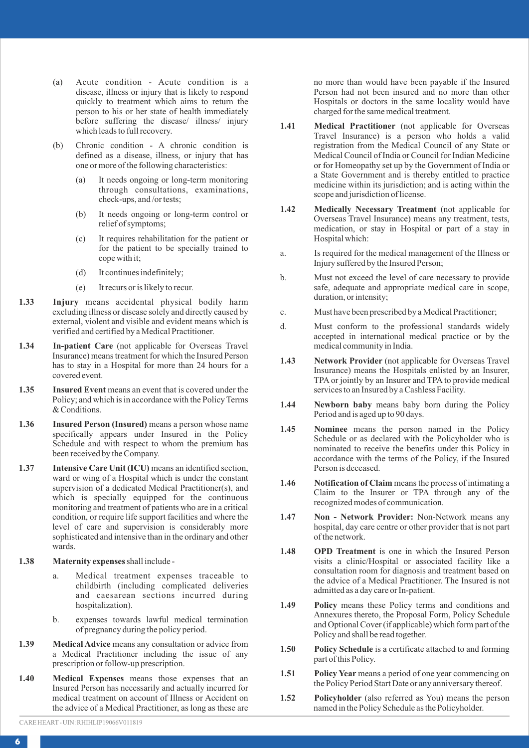(a) Acute condition - Acute condition is a disease, illness or injury that is likely to respond quickly to treatment which aims to return the person to his or her state of health immediately before suffering the disease/ illness/ injury which leads to full recovery.

(b) Chronic condition - A chronic condition is defined as a disease, illness, or injury that has one or more of the following characteristics:

(a) It needs ongoing or long-term monitoring through consultations, examinations, check-ups, and /or tests;

(b) It needs ongoing or long-term control or relief of symptoms;

(c) It requires rehabilitation for the patient or for the patient to be specially trained to cope with it;

(d) It continues indefinitely;

(e) It recurs or is likely to recur.

1.33 **Injury** means accidental physical bodily harm excluding illness or disease solely and directly caused by external, violent and visible and evident means which is verified and certified by a Medical Practitioner.

1.34 **In-patient Care** (not applicable for Overseas Travel Insurance) means treatment for which the Insured Person has to stay in a Hospital for more than 24 hours for a covered event.

1.35 **Insured Event** means an event that is covered under the Policy; and which is in accordance with the Policy Terms & Conditions.

1.36 **Insured Person (Insured)** means a person whose name specifically appears under Insured in the Policy Schedule and with respect to whom the premium has been received by the Company.

1.37 **Intensive Care Unit (ICU)** means an identified section, ward or wing of a Hospital which is under the constant supervision of a dedicated Medical Practitioner(s), and which is specially equipped for the continuous monitoring and treatment of patients who are in a critical condition, or require life support facilities and where the level of care and supervision is considerably more sophisticated and intensive than in the ordinary and other wards.

1.38 **Maternity expenses** shall include -

a. Medical treatment expenses traceable to childbirth (including complicated deliveries and caesarean sections incurred during hospitalization).

b. expenses towards lawful medical termination of pregnancy during the policy period.

1.39 **Medical Advice** means any consultation or advice from a Medical Practitioner including the issue of any prescription or follow-up prescription.

1.40 **Medical Expenses** means those expenses that an Insured Person has necessarily and actually incurred for medical treatment on account of Illness or Accident on the advice of a Medical Practitioner, as long as these are no more than would have been payable if the Insured Person had not been insured and no more than other Hospitals or doctors in the same locality would have charged for the same medical treatment.

1.41 **Medical Practitioner** (not applicable for Overseas Travel Insurance) is a person who holds a valid registration from the Medical Council of any State or Medical Council of India or Council for Indian Medicine or for Homeopathy set up by the Government of India or a State Government and is thereby entitled to practice medicine within its jurisdiction; and is acting within the scope and jurisdiction of license.

1.42 **Medically Necessary Treatment** (not applicable for Overseas Travel Insurance) means any treatment, tests, medication, or stay in Hospital or part of a stay in Hospital which:

a. Is required for the medical management of the Illness or Injury suffered by the Insured Person;

b. Must not exceed the level of care necessary to provide safe, adequate and appropriate medical care in scope, duration, or intensity;

c. Must have been prescribed by a Medical Practitioner;

d. Must conform to the professional standards widely accepted in international medical practice or by the medical community in India.

1.43 **Network Provider** (not applicable for Overseas Travel Insurance) means the Hospitals enlisted by an Insurer, TPA or jointly by an Insurer and TPA to provide medical services to an Insured by a Cashless Facility.

1.44 **Newborn baby** means baby born during the Policy Period and is aged up to 90 days.

1.45 **Nominee** means the person named in the Policy Schedule or as declared with the Policyholder who is nominated to receive the benefits under this Policy in accordance with the terms of the Policy, if the Insured Person is deceased.

1.46 **Notification of Claim** means the process of intimating a Claim to the Insurer or TPA through any of the recognized modes of communication.

1.47 **Non - Network Provider:** Non-Network means any hospital, day care centre or other provider that is not part of the network.

1.48 **OPD Treatment** is one in which the Insured Person visits a clinic/Hospital or associated facility like a consultation room for diagnosis and treatment based on the advice of a Medical Practitioner. The Insured is not admitted as a day care or In-patient.

1.49 **Policy** means these Policy terms and conditions and Annexures thereto, the Proposal Form, Policy Schedule and Optional Cover (if applicable) which form part of the Policy and shall be read together.

1.50 **Policy Schedule** is a certificate attached to and forming part of this Policy.

1.51 **Policy Year** means a period of one year commencing on the Policy Period Start Date or any anniversary thereof.

1.52 **Policyholder** (also referred as You) means the person named in the Policy Schedule as the Policyholder.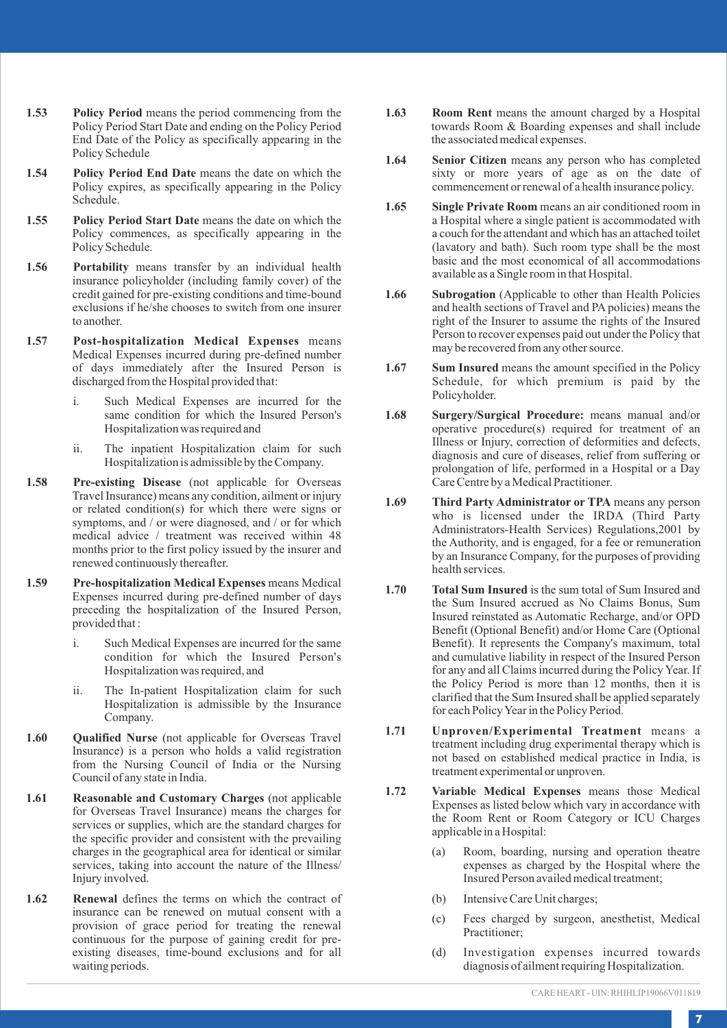**1.53 Policy Period** means the period commencing from the Policy Period Start Date and ending on the Policy Period End Date of the Policy as specifically appearing in the Policy Schedule

**1.54 Policy Period End Date** means the date on which the Policy expires, as specifically appearing in the Policy Schedule.

**1.55 Policy Period Start Date** means the date on which the Policy commences, as specifically appearing in the Policy Schedule.

**1.56 Portability** means transfer by an individual health insurance policyholder (including family cover) of the credit gained for pre-existing conditions and time-bound exclusions if he/she chooses to switch from one insurer to another.

**1.57 Post-hospitalization Medical Expenses** means Medical Expenses incurred during pre-defined number of days immediately after the Insured Person is discharged from the Hospital provided that:

i. Such Medical Expenses are incurred for the same condition for which the Insured Person's Hospitalization was required and

ii. The inpatient Hospitalization claim for such Hospitalization is admissible by the Company.

**1.58 Pre-existing Disease** (not applicable for Overseas Travel Insurance) means any condition, ailment or injury or related condition(s) for which there were signs or symptoms, and / or were diagnosed, and / or for which medical advice / treatment was received within 48 months prior to the first policy issued by the insurer and renewed continuously thereafter.

**1.59 Pre-hospitalization Medical Expenses** means Medical Expenses incurred during pre-defined number of days preceding the hospitalization of the Insured Person, provided that :

i. Such Medical Expenses are incurred for the same condition for which the Insured Person's Hospitalization was required, and

ii. The In-patient Hospitalization claim for such Hospitalization is admissible by the Insurance Company.

**1.60 Qualified Nurse** (not applicable for Overseas Travel Insurance) is a person who holds a valid registration from the Nursing Council of India or the Nursing Council of any state in India.

**1.61 Reasonable and Customary Charges** (not applicable for Overseas Travel Insurance) means the charges for services or supplies, which are the standard charges for the specific provider and consistent with the prevailing charges in the geographical area for identical or similar services, taking into account the nature of the Illness/ Injury involved.

**1.62 Renewal** defines the terms on which the contract of insurance can be renewed on mutual consent with a provision of grace period for treating the renewal continuous for the purpose of gaining credit for pre-existing diseases, time-bound exclusions and for all waiting periods.

**1.63 Room Rent** means the amount charged by a Hospital towards Room & Boarding expenses and shall include the associated medical expenses.

**1.64 Senior Citizen** means any person who has completed sixty or more years of age as on the date of commencement or renewal of a health insurance policy.

**1.65 Single Private Room** means an air conditioned room in a Hospital where a single patient is accommodated with a couch for the attendant and which has an attached toilet (lavatory and bath). Such room type shall be the most basic and the most economical of all accommodations available as a Single room in that Hospital.

**1.66 Subrogation** (Applicable to other than Health Policies and health sections of Travel and PA policies) means the right of the Insurer to assume the rights of the Insured Person to recover expenses paid out under the Policy that may be recovered from any other source.

**1.67 Sum Insured** means the amount specified in the Policy Schedule, for which premium is paid by the Policyholder.

**1.68 Surgery/Surgical Procedure:** means manual and/or operative procedure(s) required for treatment of an Illness or Injury, correction of deformities and defects, diagnosis and cure of diseases, relief from suffering or prolongation of life, performed in a Hospital or a Day Care Centre by a Medical Practitioner.

**1.69 Third Party Administrator or TPA** means any person who is licensed under the IRDA (Third Party Administrators-Health Services) Regulations,2001 by the Authority, and is engaged, for a fee or remuneration by an Insurance Company, for the purposes of providing health services.

**1.70 Total Sum Insured** is the sum total of Sum Insured and the Sum Insured accrued as No Claims Bonus, Sum Insured reinstated as Automatic Recharge, and/or OPD Benefit (Optional Benefit) and/or Home Care (Optional Benefit). It represents the Company's maximum, total and cumulative liability in respect of the Insured Person for any and all Claims incurred during the Policy Year. If the Policy Period is more than 12 months, then it is clarified that the Sum Insured shall be applied separately for each Policy Year in the Policy Period.

**1.71 Unproven/Experimental Treatment** means a treatment including drug experimental therapy which is not based on established medical practice in India, is treatment experimental or unproven.

**1.72 Variable Medical Expenses** means those Medical Expenses as listed below which vary in accordance with the Room Rent or Room Category or ICU Charges applicable in a Hospital:

(a) Room, boarding, nursing and operation theatre expenses as charged by the Hospital where the Insured Person availed medical treatment;

(b) Intensive Care Unit charges;

(c) Fees charged by surgeon, anesthetist, Medical Practitioner;

(d) Investigation expenses incurred towards diagnosis of ailment requiring Hospitalization.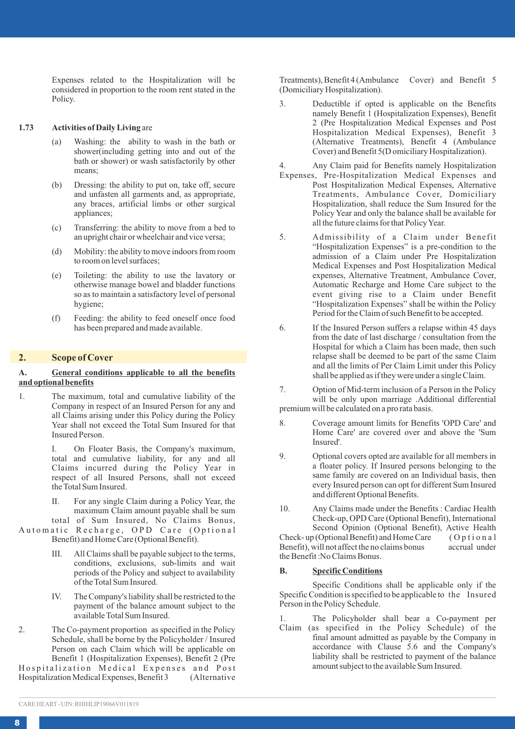Expenses related to the Hospitalization will be considered in proportion to the room rent stated in the Policy.

**1.73 Activities of Daily Living** are

(a) Washing: the ability to wash in the bath or shower(including getting into and out of the bath or shower) or wash satisfactorily by other means;

(b) Dressing: the ability to put on, take off, secure and unfasten all garments and, as appropriate, any braces, artificial limbs or other surgical appliances;

(c) Transferring: the ability to move from a bed to an upright chair or wheelchair and vice versa;

(d) Mobility: the ability to move indoors from room to room on level surfaces;

(e) Toileting: the ability to use the lavatory or otherwise manage bowel and bladder functions so as to maintain a satisfactory level of personal hygiene;

(f) Feeding: the ability to feed oneself once food has been prepared and made available.

## 2. Scope of Cover

**A. General conditions applicable to all the benefits and optional benefits**

1. The maximum, total and cumulative liability of the Company in respect of an Insured Person for any and all Claims arising under this Policy during the Policy Year shall not exceed the Total Sum Insured for that Insured Person.

   I. On Floater Basis, the Company's maximum, total and cumulative liability, for any and all Claims incurred during the Policy Year in respect of all Insured Persons, shall not exceed the Total Sum Insured.

   II. For any single Claim during a Policy Year, the maximum Claim amount payable shall be sum total of Sum Insured, No Claims Bonus, Automatic Recharge, OPD Care (Optional Benefit) and Home Care (Optional Benefit).

   III. All Claims shall be payable subject to the terms, conditions, exclusions, sub-limits and wait periods of the Policy and subject to availability of the Total Sum Insured.

   IV. The Company's liability shall be restricted to the payment of the balance amount subject to the available Total Sum Insured.

2. The Co-payment proportion as specified in the Policy Schedule, shall be borne by the Policyholder / Insured Person on each Claim which will be applicable on Benefit 1 (Hospitalization Expenses), Benefit 2 (Pre Hospitalization Medical Expenses and Post Hospitalization Medical Expenses, Benefit 3 (Alternative Treatments), Benefit 4 (Ambulance Cover) and Benefit 5 (Domiciliary Hospitalization).

3. Deductible if opted is applicable on the Benefits namely Benefit 1 (Hospitalization Expenses), Benefit 2 (Pre Hospitalization Medical Expenses and Post Hospitalization Medical Expenses), Benefit 3 (Alternative Treatments), Benefit 4 (Ambulance Cover) and Benefit 5(D omiciliary Hospitalization).

4. Any Claim paid for Benefits namely Hospitalization Expenses, Pre-Hospitalization Medical Expenses and Post Hospitalization Medical Expenses, Alternative Treatments, Ambulance Cover, Domiciliary Hospitalization, shall reduce the Sum Insured for the Policy Year and only the balance shall be available for all the future claims for that Policy Year.

5. Admissibility of a Claim under Benefit "Hospitalization Expenses" is a pre-condition to the admission of a Claim under Pre Hospitalization Medical Expenses and Post Hospitalization Medical expenses, Alternative Treatment, Ambulance Cover, Automatic Recharge and Home Care subject to the event giving rise to a Claim under Benefit "Hospitalization Expenses" shall be within the Policy Period for the Claim of such Benefit to be accepted.

6. If the Insured Person suffers a relapse within 45 days from the date of last discharge / consultation from the Hospital for which a Claim has been made, then such relapse shall be deemed to be part of the same Claim and all the limits of Per Claim Limit under this Policy shall be applied as if they were under a single Claim.

7. Option of Mid-term inclusion of a Person in the Policy will be only upon marriage .Additional differential premium will be calculated on a pro rata basis.

8. Coverage amount limits for Benefits 'OPD Care' and Home Care' are covered over and above the 'Sum Insured'.

9. Optional covers opted are available for all members in a floater policy. If Insured persons belonging to the same family are covered on an Individual basis, then every Insured person can opt for different Sum Insured and different Optional Benefits.

10. Any Claims made under the Benefits : Cardiac Health Check-up, OPD Care (Optional Benefit), International Second Opinion (Optional Benefit), Active Health Check- up (Optional Benefit) and Home Care (Optional Benefit), will not affect the no claims bonus accrual under the Benefit :No Claims Bonus.

**B. Specific Conditions**

Specific Conditions shall be applicable only if the Specific Condition is specified to be applicable to the Insured Person in the Policy Schedule.

1. The Policyholder shall bear a Co-payment per Claim (as specified in the Policy Schedule) of the final amount admitted as payable by the Company in accordance with Clause 5.6 and the Company's liability shall be restricted to payment of the balance amount subject to the available Sum Insured.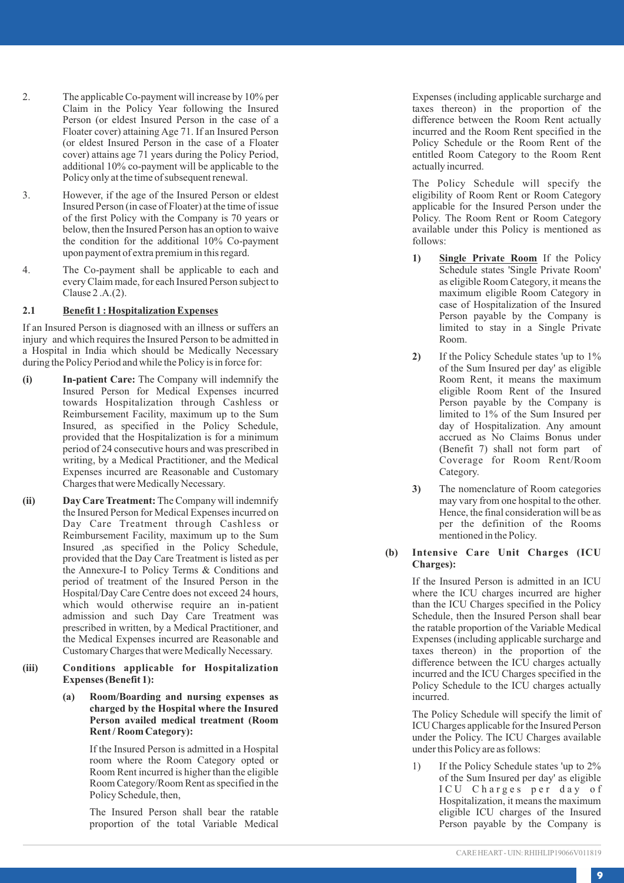2. The applicable Co-payment will increase by 10% per Claim in the Policy Year following the Insured Person (or eldest Insured Person in the case of a Floater cover) attaining Age 71. If an Insured Person (or eldest Insured Person in the case of a Floater cover) attains age 71 years during the Policy Period, additional 10% co-payment will be applicable to the Policy only at the time of subsequent renewal.

3. However, if the age of the Insured Person or eldest Insured Person (in case of Floater) at the time of issue of the first Policy with the Company is 70 years or below, then the Insured Person has an option to waive the condition for the additional 10% Co-payment upon payment of extra premium in this regard.

4. The Co-payment shall be applicable to each and every Claim made, for each Insured Person subject to Clause 2 .A.(2).

### 2.1 Benefit 1 : Hospitalization Expenses

If an Insured Person is diagnosed with an illness or suffers an injury and which requires the Insured Person to be admitted in a Hospital in India which should be Medically Necessary during the Policy Period and while the Policy is in force for:

**(i) In-patient Care:** The Company will indemnify the Insured Person for Medical Expenses incurred towards Hospitalization through Cashless or Reimbursement Facility, maximum up to the Sum Insured, as specified in the Policy Schedule, provided that the Hospitalization is for a minimum period of 24 consecutive hours and was prescribed in writing, by a Medical Practitioner, and the Medical Expenses incurred are Reasonable and Customary Charges that were Medically Necessary.

**(ii) Day Care Treatment:** The Company will indemnify the Insured Person for Medical Expenses incurred on Day Care Treatment through Cashless or Reimbursement Facility, maximum up to the Sum Insured ,as specified in the Policy Schedule, provided that the Day Care Treatment is listed as per the Annexure-I to Policy Terms & Conditions and period of treatment of the Insured Person in the Hospital/Day Care Centre does not exceed 24 hours, which would otherwise require an in-patient admission and such Day Care Treatment was prescribed in written, by a Medical Practitioner, and the Medical Expenses incurred are Reasonable and Customary Charges that were Medically Necessary.

**(iii) Conditions applicable for Hospitalization Expenses (Benefit 1):**

**(a) Room/Boarding and nursing expenses as charged by the Hospital where the Insured Person availed medical treatment (Room Rent / Room Category):**

If the Insured Person is admitted in a Hospital room where the Room Category opted or Room Rent incurred is higher than the eligible Room Category/Room Rent as specified in the Policy Schedule, then,

The Insured Person shall bear the ratable proportion of the total Variable Medical Expenses (including applicable surcharge and taxes thereon) in the proportion of the difference between the Room Rent actually incurred and the Room Rent specified in the Policy Schedule or the Room Rent of the entitled Room Category to the Room Rent actually incurred.

The Policy Schedule will specify the eligibility of Room Rent or Room Category applicable for the Insured Person under the Policy. The Room Rent or Room Category available under this Policy is mentioned as follows:

1) Single Private Room If the Policy Schedule states 'Single Private Room' as eligible Room Category, it means the maximum eligible Room Category in case of Hospitalization of the Insured Person payable by the Company is limited to stay in a Single Private Room.

2) If the Policy Schedule states 'up to 1% of the Sum Insured per day' as eligible Room Rent, it means the maximum eligible Room Rent of the Insured Person payable by the Company is limited to 1% of the Sum Insured per day of Hospitalization. Any amount accrued as No Claims Bonus under (Benefit 7) shall not form part of Coverage for Room Rent/Room Category.

3) The nomenclature of Room categories may vary from one hospital to the other. Hence, the final consideration will be as per the definition of the Rooms mentioned in the Policy.

**(b) Intensive Care Unit Charges (ICU Charges):**

If the Insured Person is admitted in an ICU where the ICU charges incurred are higher than the ICU Charges specified in the Policy Schedule, then the Insured Person shall bear the ratable proportion of the Variable Medical Expenses (including applicable surcharge and taxes thereon) in the proportion of the difference between the ICU charges actually incurred and the ICU Charges specified in the Policy Schedule to the ICU charges actually incurred.

The Policy Schedule will specify the limit of ICU Charges applicable for the Insured Person under the Policy. The ICU Charges available under this Policy are as follows:

1) If the Policy Schedule states 'up to 2% of the Sum Insured per day' as eligible ICU Charges per day of Hospitalization, it means the maximum eligible ICU charges of the Insured Person payable by the Company is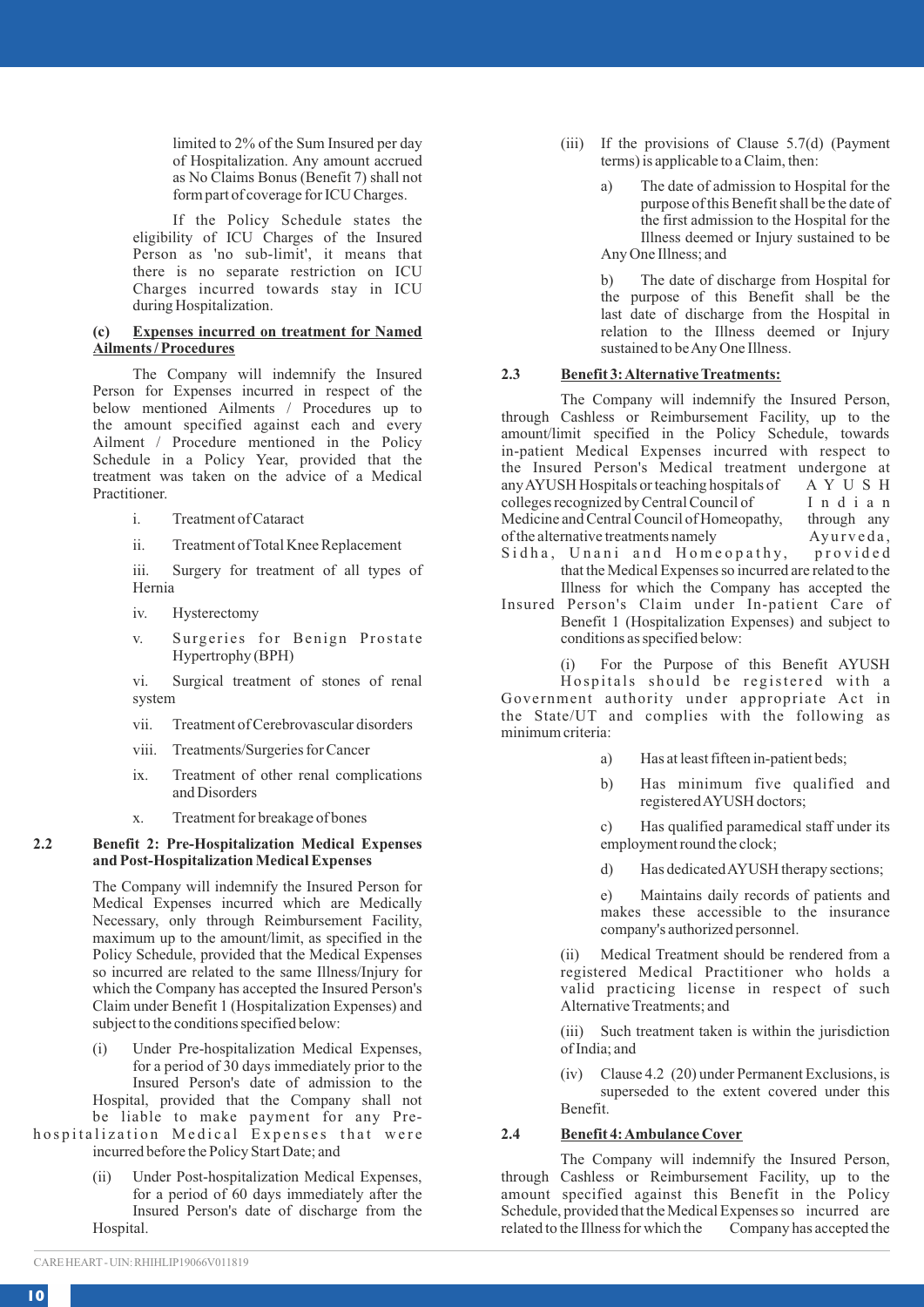limited to 2% of the Sum Insured per day of Hospitalization. Any amount accrued as No Claims Bonus (Benefit 7) shall not form part of coverage for ICU Charges.

If the Policy Schedule states the eligibility of ICU Charges of the Insured Person as 'no sub-limit', it means that there is no separate restriction on ICU Charges incurred towards stay in ICU during Hospitalization.

**(c) <u>Expenses incurred on treatment for Named Ailments / Procedures</u>**

The Company will indemnify the Insured Person for Expenses incurred in respect of the below mentioned Ailments / Procedures up to the amount specified against each and every Ailment / Procedure mentioned in the Policy Schedule in a Policy Year, provided that the treatment was taken on the advice of a Medical Practitioner.

i. Treatment of Cataract

ii. Treatment of Total Knee Replacement

iii. Surgery for treatment of all types of Hernia

iv. Hysterectomy

v. Surgeries for Benign Prostate Hypertrophy (BPH)

vi. Surgical treatment of stones of renal system

vii. Treatment of Cerebrovascular disorders

viii. Treatments/Surgeries for Cancer

ix. Treatment of other renal complications and Disorders

x. Treatment for breakage of bones

## 2.2 Benefit 2: Pre-Hospitalization Medical Expenses and Post-Hospitalization Medical Expenses

The Company will indemnify the Insured Person for Medical Expenses incurred which are Medically Necessary, only through Reimbursement Facility, maximum up to the amount/limit, as specified in the Policy Schedule, provided that the Medical Expenses so incurred are related to the same Illness/Injury for which the Company has accepted the Insured Person's Claim under Benefit 1 (Hospitalization Expenses) and subject to the conditions specified below:

(i) Under Pre-hospitalization Medical Expenses, for a period of 30 days immediately prior to the Insured Person's date of admission to the Hospital, provided that the Company shall not be liable to make payment for any Pre-hospitalization Medical Expenses that were incurred before the Policy Start Date; and

(ii) Under Post-hospitalization Medical Expenses, for a period of 60 days immediately after the Insured Person's date of discharge from the Hospital.

(iii) If the provisions of Clause 5.7(d) (Payment terms) is applicable to a Claim, then:

a) The date of admission to Hospital for the purpose of this Benefit shall be the date of the first admission to the Hospital for the Illness deemed or Injury sustained to be Any One Illness; and

b) The date of discharge from Hospital for the purpose of this Benefit shall be the last date of discharge from the Hospital in relation to the Illness deemed or Injury sustained to be Any One Illness.

## 2.3 <u>Benefit 3: Alternative Treatments:</u>

The Company will indemnify the Insured Person, through Cashless or Reimbursement Facility, up to the amount/limit specified in the Policy Schedule, towards in-patient Medical Expenses incurred with respect to the Insured Person's Medical treatment undergone at any AYUSH Hospitals or teaching hospitals of AYUSH colleges recognized by Central Council of Indian Medicine and Central Council of Homeopathy, through any of the alternative treatments namely Ayurveda, Sidha, Unani and Homeopathy, provided that the Medical Expenses so incurred are related to the Illness for which the Company has accepted the Insured Person's Claim under In-patient Care of Benefit 1 (Hospitalization Expenses) and subject to conditions as specified below:

(i) For the Purpose of this Benefit AYUSH Hospitals should be registered with a Government authority under appropriate Act in the State/UT and complies with the following as minimum criteria:

a) Has at least fifteen in-patient beds;

b) Has minimum five qualified and registered AYUSH doctors;

c) Has qualified paramedical staff under its employment round the clock;

d) Has dedicated AYUSH therapy sections;

e) Maintains daily records of patients and makes these accessible to the insurance company's authorized personnel.

(ii) Medical Treatment should be rendered from a registered Medical Practitioner who holds a valid practicing license in respect of such Alternative Treatments; and

(iii) Such treatment taken is within the jurisdiction of India; and

(iv) Clause 4.2 (20) under Permanent Exclusions, is superseded to the extent covered under this Benefit.

## 2.4 <u>Benefit 4: Ambulance Cover</u>

The Company will indemnify the Insured Person, through Cashless or Reimbursement Facility, up to the amount specified against this Benefit in the Policy Schedule, provided that the Medical Expenses so incurred are related to the Illness for which the Company has accepted the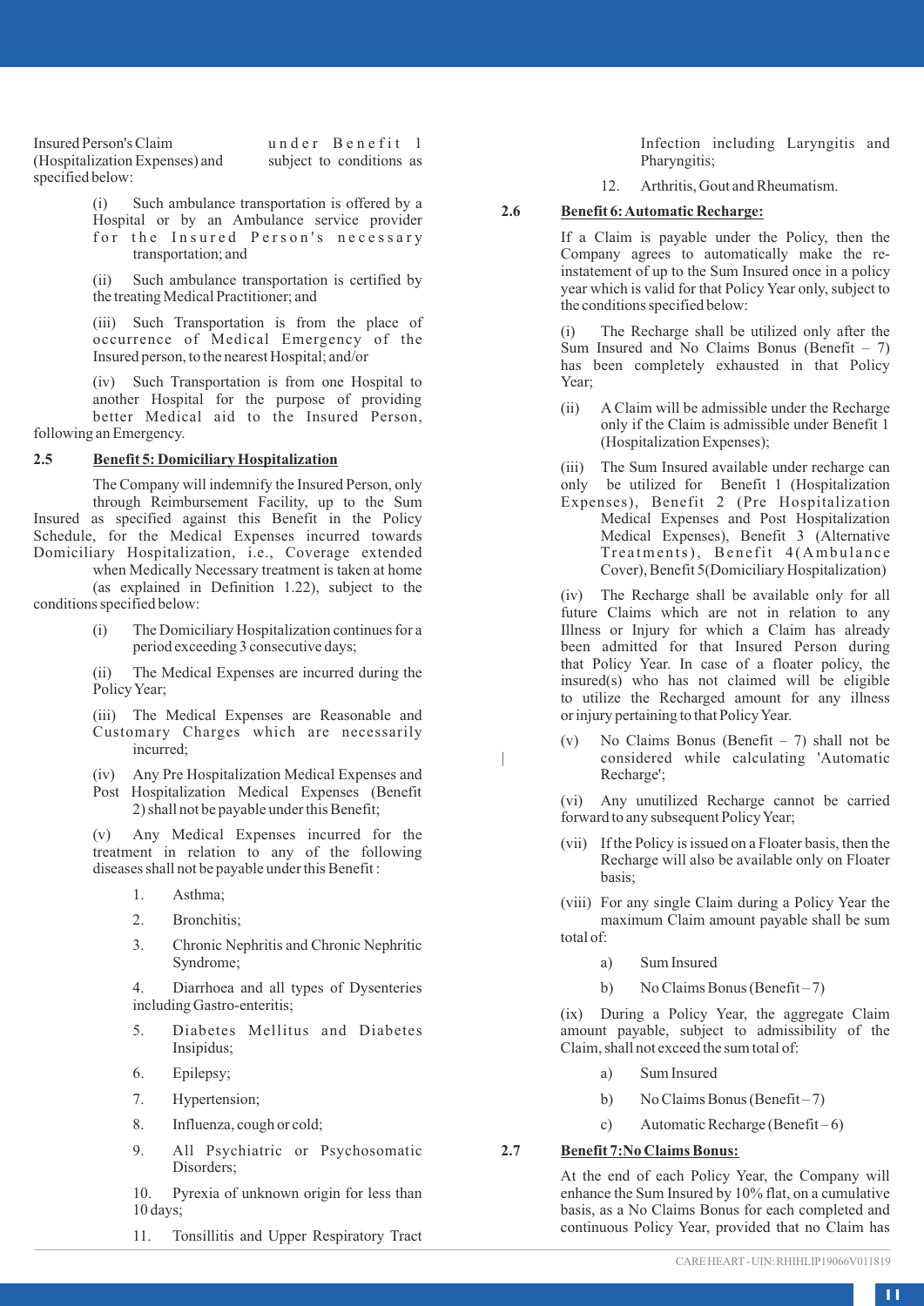Insured Person's Claim under Benefit 1 (Hospitalization Expenses) and subject to conditions as specified below:

(i) Such ambulance transportation is offered by a Hospital or by an Ambulance service provider for the Insured Person's necessary transportation; and

(ii) Such ambulance transportation is certified by the treating Medical Practitioner; and

(iii) Such Transportation is from the place of occurrence of Medical Emergency of the Insured person, to the nearest Hospital; and/or

(iv) Such Transportation is from one Hospital to another Hospital for the purpose of providing better Medical aid to the Insured Person, following an Emergency.

## 2.5 Benefit 5: Domiciliary Hospitalization

The Company will indemnify the Insured Person, only through Reimbursement Facility, up to the Sum Insured as specified against this Benefit in the Policy Schedule, for the Medical Expenses incurred towards Domiciliary Hospitalization, i.e., Coverage extended when Medically Necessary treatment is taken at home (as explained in Definition 1.22), subject to the conditions specified below:

(i) The Domiciliary Hospitalization continues for a period exceeding 3 consecutive days;

(ii) The Medical Expenses are incurred during the Policy Year;

(iii) The Medical Expenses are Reasonable and Customary Charges which are necessarily incurred;

(iv) Any Pre Hospitalization Medical Expenses and Post Hospitalization Medical Expenses (Benefit 2) shall not be payable under this Benefit;

(v) Any Medical Expenses incurred for the treatment in relation to any of the following diseases shall not be payable under this Benefit :

1. Asthma;
2. Bronchitis;
3. Chronic Nephritis and Chronic Nephritic Syndrome;
4. Diarrhoea and all types of Dysenteries including Gastro-enteritis;
5. Diabetes Mellitus and Diabetes Insipidus;
6. Epilepsy;
7. Hypertension;
8. Influenza, cough or cold;
9. All Psychiatric or Psychosomatic Disorders;
10. Pyrexia of unknown origin for less than 10 days;
11. Tonsillitis and Upper Respiratory Tract Infection including Laryngitis and Pharyngitis;
12. Arthritis, Gout and Rheumatism.

## 2.6 Benefit 6: Automatic Recharge:

If a Claim is payable under the Policy, then the Company agrees to automatically make the re-instatement of up to the Sum Insured once in a policy year which is valid for that Policy Year only, subject to the conditions specified below:

(i) The Recharge shall be utilized only after the Sum Insured and No Claims Bonus (Benefit – 7) has been completely exhausted in that Policy Year;

(ii) A Claim will be admissible under the Recharge only if the Claim is admissible under Benefit 1 (Hospitalization Expenses);

(iii) The Sum Insured available under recharge can only be utilized for Benefit 1 (Hospitalization Expenses), Benefit 2 (Pre Hospitalization Medical Expenses and Post Hospitalization Medical Expenses), Benefit 3 (Alternative Treatments), Benefit 4(Ambulance Cover), Benefit 5(Domiciliary Hospitalization)

(iv) The Recharge shall be available only for all future Claims which are not in relation to any Illness or Injury for which a Claim has already been admitted for that Insured Person during that Policy Year. In case of a floater policy, the insured(s) who has not claimed will be eligible to utilize the Recharged amount for any illness or injury pertaining to that Policy Year.

(v) No Claims Bonus (Benefit – 7) shall not be considered while calculating 'Automatic Recharge';

(vi) Any unutilized Recharge cannot be carried forward to any subsequent Policy Year;

(vii) If the Policy is issued on a Floater basis, then the Recharge will also be available only on Floater basis;

(viii) For any single Claim during a Policy Year the maximum Claim amount payable shall be sum total of:

a) Sum Insured
b) No Claims Bonus (Benefit – 7)

(ix) During a Policy Year, the aggregate Claim amount payable, subject to admissibility of the Claim, shall not exceed the sum total of:

a) Sum Insured
b) No Claims Bonus (Benefit – 7)
c) Automatic Recharge (Benefit – 6)

## 2.7 Benefit 7: No Claims Bonus:

At the end of each Policy Year, the Company will enhance the Sum Insured by 10% flat, on a cumulative basis, as a No Claims Bonus for each completed and continuous Policy Year, provided that no Claim has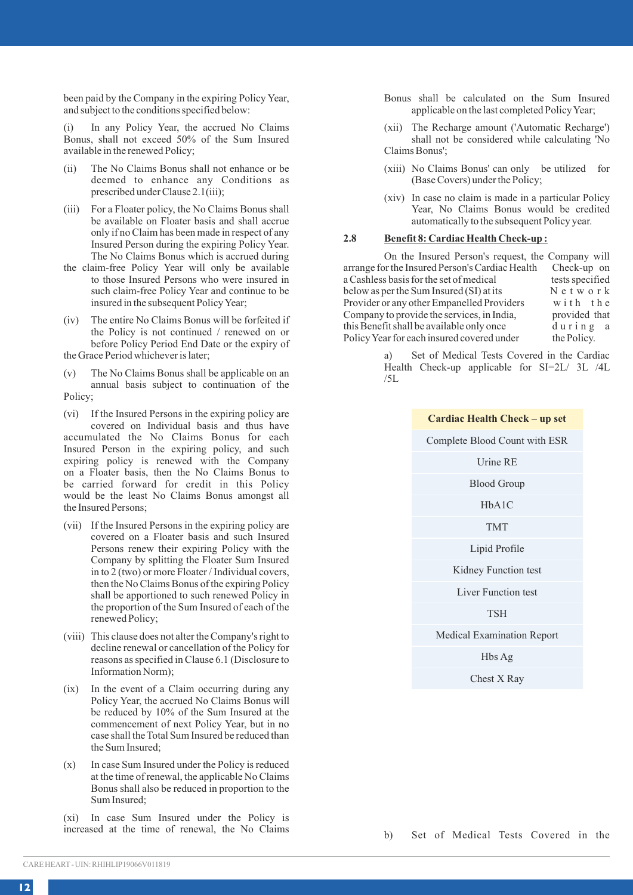been paid by the Company in the expiring Policy Year, and subject to the conditions specified below:

(i) In any Policy Year, the accrued No Claims Bonus, shall not exceed 50% of the Sum Insured available in the renewed Policy;

(ii) The No Claims Bonus shall not enhance or be deemed to enhance any Conditions as prescribed under Clause 2.1(iii);

(iii) For a Floater policy, the No Claims Bonus shall be available on Floater basis and shall accrue only if no Claim has been made in respect of any Insured Person during the expiring Policy Year. The No Claims Bonus which is accrued during the claim-free Policy Year will only be available to those Insured Persons who were insured in such claim-free Policy Year and continue to be insured in the subsequent Policy Year;

(iv) The entire No Claims Bonus will be forfeited if the Policy is not continued / renewed on or before Policy Period End Date or the expiry of the Grace Period whichever is later;

(v) The No Claims Bonus shall be applicable on an annual basis subject to continuation of the Policy;

(vi) If the Insured Persons in the expiring policy are covered on Individual basis and thus have accumulated the No Claims Bonus for each Insured Person in the expiring policy, and such expiring policy is renewed with the Company on a Floater basis, then the No Claims Bonus to be carried forward for credit in this Policy would be the least No Claims Bonus amongst all the Insured Persons;

(vii) If the Insured Persons in the expiring policy are covered on a Floater basis and such Insured Persons renew their expiring Policy with the Company by splitting the Floater Sum Insured in to 2 (two) or more Floater / Individual covers, then the No Claims Bonus of the expiring Policy shall be apportioned to such renewed Policy in the proportion of the Sum Insured of each of the renewed Policy;

(viii) This clause does not alter the Company's right to decline renewal or cancellation of the Policy for reasons as specified in Clause 6.1 (Disclosure to Information Norm);

(ix) In the event of a Claim occurring during any Policy Year, the accrued No Claims Bonus will be reduced by 10% of the Sum Insured at the commencement of next Policy Year, but in no case shall the Total Sum Insured be reduced than the Sum Insured;

(x) In case Sum Insured under the Policy is reduced at the time of renewal, the applicable No Claims Bonus shall also be reduced in proportion to the Sum Insured;

(xi) In case Sum Insured under the Policy is increased at the time of renewal, the No Claims Bonus shall be calculated on the Sum Insured applicable on the last completed Policy Year;

(xii) The Recharge amount ('Automatic Recharge') shall not be considered while calculating 'No Claims Bonus';

(xiii) No Claims Bonus' can only be utilized for (Base Covers) under the Policy;

(xiv) In case no claim is made in a particular Policy Year, No Claims Bonus would be credited automatically to the subsequent Policy year.

**2.8 Benefit 8: Cardiac Health Check-up :**

On the Insured Person's request, the Company will arrange for the Insured Person's Cardiac Health Check-up on a Cashless basis for the set of medical tests specified below as per the Sum Insured (SI) at its Network Provider or any other Empanelled Providers with the Company to provide the services, in India, provided that this Benefit shall be available only once during a Policy Year for each insured covered under the Policy.

a) Set of Medical Tests Covered in the Cardiac Health Check-up applicable for SI=2L/ 3L /4L /5L

| Cardiac Health Check – up set |
|---|
| Complete Blood Count with ESR |
| Urine RE |
| Blood Group |
| HbA1C |
| TMT |
| Lipid Profile |
| Kidney Function test |
| Liver Function test |
| TSH |
| Medical Examination Report |
| Hbs Ag |
| Chest X Ray |

b) Set of Medical Tests Covered in the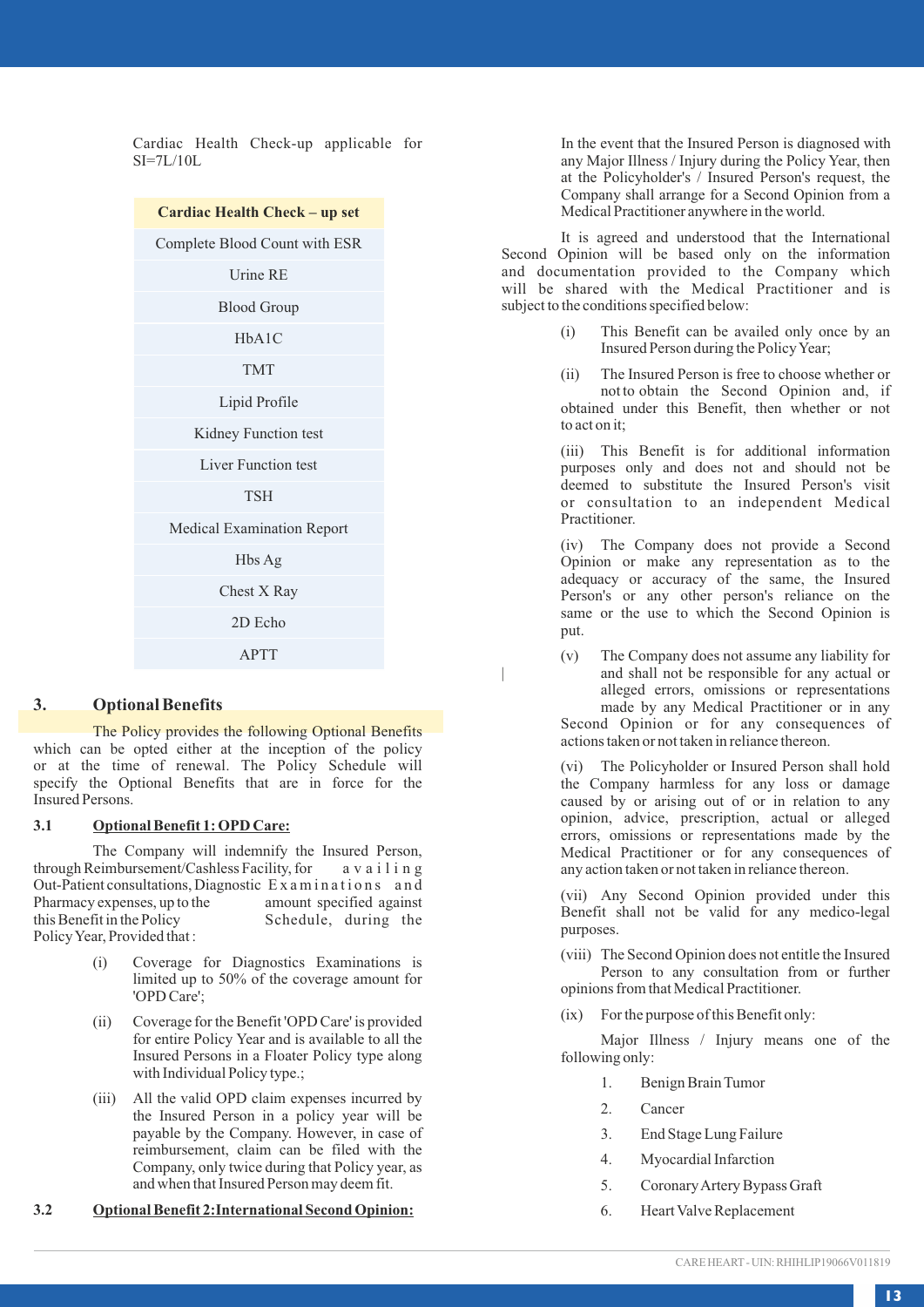Cardiac Health Check-up applicable for SI=7L/10L

| Cardiac Health Check – up set |
|---|
| Complete Blood Count with ESR |
| Urine RE |
| Blood Group |
| HbA1C |
| TMT |
| Lipid Profile |
| Kidney Function test |
| Liver Function test |
| TSH |
| Medical Examination Report |
| Hbs Ag |
| Chest X Ray |
| 2D Echo |
| APTT |

## 3. Optional Benefits

The Policy provides the following Optional Benefits which can be opted either at the inception of the policy or at the time of renewal. The Policy Schedule will specify the Optional Benefits that are in force for the Insured Persons.

### 3.1 Optional Benefit 1: OPD Care:

The Company will indemnify the Insured Person, through Reimbursement/Cashless Facility, for availing Out-Patient consultations, Diagnostic Examinations and Pharmacy expenses, up to the amount specified against this Benefit in the Policy Schedule, during the Policy Year, Provided that :

(i) Coverage for Diagnostics Examinations is limited up to 50% of the coverage amount for 'OPD Care';

(ii) Coverage for the Benefit 'OPD Care' is provided for entire Policy Year and is available to all the Insured Persons in a Floater Policy type along with Individual Policy type.;

(iii) All the valid OPD claim expenses incurred by the Insured Person in a policy year will be payable by the Company. However, in case of reimbursement, claim can be filed with the Company, only twice during that Policy year, as and when that Insured Person may deem fit.

### 3.2 Optional Benefit 2: International Second Opinion:

In the event that the Insured Person is diagnosed with any Major Illness / Injury during the Policy Year, then at the Policyholder's / Insured Person's request, the Company shall arrange for a Second Opinion from a Medical Practitioner anywhere in the world.

It is agreed and understood that the International Second Opinion will be based only on the information and documentation provided to the Company which will be shared with the Medical Practitioner and is subject to the conditions specified below:

(i) This Benefit can be availed only once by an Insured Person during the Policy Year;

(ii) The Insured Person is free to choose whether or not to obtain the Second Opinion and, if obtained under this Benefit, then whether or not to act on it;

(iii) This Benefit is for additional information purposes only and does not and should not be deemed to substitute the Insured Person's visit or consultation to an independent Medical Practitioner.

(iv) The Company does not provide a Second Opinion or make any representation as to the adequacy or accuracy of the same, the Insured Person's or any other person's reliance on the same or the use to which the Second Opinion is put.

(v) The Company does not assume any liability for and shall not be responsible for any actual or alleged errors, omissions or representations made by any Medical Practitioner or in any Second Opinion or for any consequences of actions taken or not taken in reliance thereon.

(vi) The Policyholder or Insured Person shall hold the Company harmless for any loss or damage caused by or arising out of or in relation to any opinion, advice, prescription, actual or alleged errors, omissions or representations made by the Medical Practitioner or for any consequences of any action taken or not taken in reliance thereon.

(vii) Any Second Opinion provided under this Benefit shall not be valid for any medico-legal purposes.

(viii) The Second Opinion does not entitle the Insured Person to any consultation from or further opinions from that Medical Practitioner.

(ix) For the purpose of this Benefit only:

Major Illness / Injury means one of the following only:

1. Benign Brain Tumor
2. Cancer
3. End Stage Lung Failure
4. Myocardial Infarction
5. Coronary Artery Bypass Graft
6. Heart Valve Replacement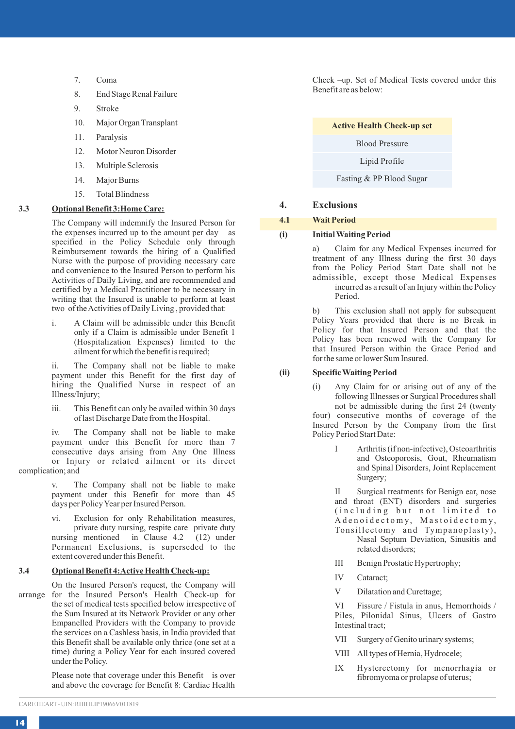7. Coma
8. End Stage Renal Failure
9. Stroke
10. Major Organ Transplant
11. Paralysis
12. Motor Neuron Disorder
13. Multiple Sclerosis
14. Major Burns
15. Total Blindness

**3.3 Optional Benefit 3: Home Care:**

The Company will indemnify the Insured Person for the expenses incurred up to the amount per day as specified in the Policy Schedule only through Reimbursement towards the hiring of a Qualified Nurse with the purpose of providing necessary care and convenience to the Insured Person to perform his Activities of Daily Living, and are recommended and certified by a Medical Practitioner to be necessary in writing that the Insured is unable to perform at least two of the Activities of Daily Living , provided that:

i. A Claim will be admissible under this Benefit only if a Claim is admissible under Benefit 1 (Hospitalization Expenses) limited to the ailment for which the benefit is required;

ii. The Company shall not be liable to make payment under this Benefit for the first day of hiring the Qualified Nurse in respect of an Illness/Injury;

iii. This Benefit can only be availed within 30 days of last Discharge Date from the Hospital.

iv. The Company shall not be liable to make payment under this Benefit for more than 7 consecutive days arising from Any One Illness or Injury or related ailment or its direct complication; and

v. The Company shall not be liable to make payment under this Benefit for more than 45 days per Policy Year per Insured Person.

vi. Exclusion for only Rehabilitation measures, private duty nursing, respite care private duty nursing mentioned in Clause 4.2 (12) under Permanent Exclusions, is superseded to the extent covered under this Benefit.

**3.4 Optional Benefit 4: Active Health Check-up:**

On the Insured Person's request, the Company will arrange for the Insured Person's Health Check-up for the set of medical tests specified below irrespective of the Sum Insured at its Network Provider or any other Empanelled Providers with the Company to provide the services on a Cashless basis, in India provided that this Benefit shall be available only thrice (one set at a time) during a Policy Year for each insured covered under the Policy.

Please note that coverage under this Benefit is over and above the coverage for Benefit 8: Cardiac Health Check –up. Set of Medical Tests covered under this Benefit are as below:

| Active Health Check-up set |
|---|
| Blood Pressure |
| Lipid Profile |
| Fasting & PP Blood Sugar |

## 4. Exclusions

**4.1 Wait Period**

**(i) Initial Waiting Period**

a) Claim for any Medical Expenses incurred for treatment of any Illness during the first 30 days from the Policy Period Start Date shall not be admissible, except those Medical Expenses incurred as a result of an Injury within the Policy Period.

b) This exclusion shall not apply for subsequent Policy Years provided that there is no Break in Policy for that Insured Person and that the Policy has been renewed with the Company for that Insured Person within the Grace Period and for the same or lower Sum Insured.

**(ii) Specific Waiting Period**

(i) Any Claim for or arising out of any of the following Illnesses or Surgical Procedures shall not be admissible during the first 24 (twenty four) consecutive months of coverage of the Insured Person by the Company from the first Policy Period Start Date:

I Arthritis (if non-infective), Osteoarthritis and Osteoporosis, Gout, Rheumatism and Spinal Disorders, Joint Replacement Surgery;

II Surgical treatments for Benign ear, nose and throat (ENT) disorders and surgeries (including but not limited to Adenoidectomy, Mastoidectomy, Tonsillectomy and Tympanoplasty), Nasal Septum Deviation, Sinusitis and related disorders;

III Benign Prostatic Hypertrophy;

IV Cataract;

V Dilatation and Curettage;

VI Fissure / Fistula in anus, Hemorrhoids / Piles, Pilonidal Sinus, Ulcers of Gastro Intestinal tract;

VII Surgery of Genito urinary systems;

VIII All types of Hernia, Hydrocele;

IX Hysterectomy for menorrhagia or fibromyoma or prolapse of uterus;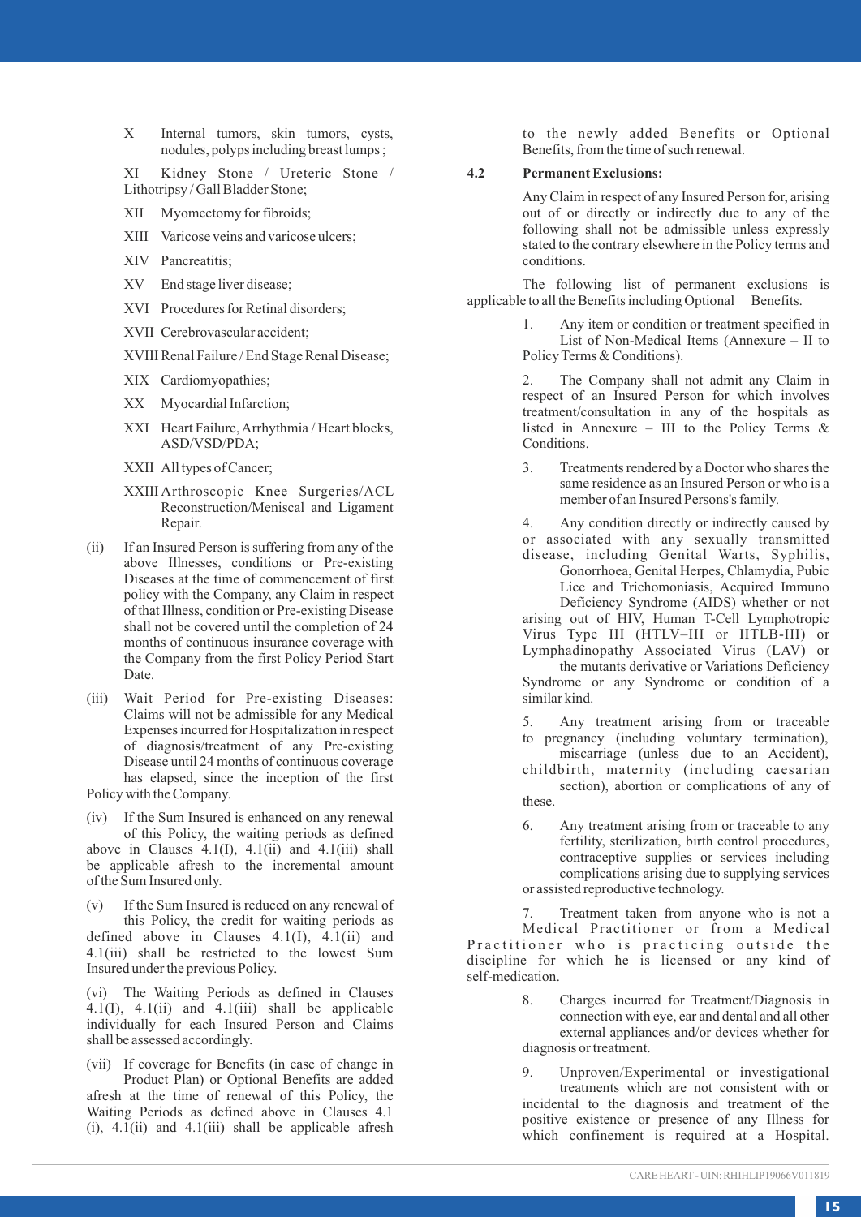X Internal tumors, skin tumors, cysts, nodules, polyps including breast lumps ;

XI Kidney Stone / Ureteric Stone / Lithotripsy / Gall Bladder Stone;

XII Myomectomy for fibroids;

XIII Varicose veins and varicose ulcers;

XIV Pancreatitis;

XV End stage liver disease;

XVI Procedures for Retinal disorders;

XVII Cerebrovascular accident;

XVIII Renal Failure / End Stage Renal Disease;

XIX Cardiomyopathies;

XX Myocardial Infarction;

XXI Heart Failure, Arrhythmia / Heart blocks, ASD/VSD/PDA;

XXII All types of Cancer;

XXIII Arthroscopic Knee Surgeries/ACL Reconstruction/Meniscal and Ligament Repair.

(ii) If an Insured Person is suffering from any of the above Illnesses, conditions or Pre-existing Diseases at the time of commencement of first policy with the Company, any Claim in respect of that Illness, condition or Pre-existing Disease shall not be covered until the completion of 24 months of continuous insurance coverage with the Company from the first Policy Period Start Date.

(iii) Wait Period for Pre-existing Diseases: Claims will not be admissible for any Medical Expenses incurred for Hospitalization in respect of diagnosis/treatment of any Pre-existing Disease until 24 months of continuous coverage has elapsed, since the inception of the first Policy with the Company.

(iv) If the Sum Insured is enhanced on any renewal of this Policy, the waiting periods as defined above in Clauses 4.1(I), 4.1(ii) and 4.1(iii) shall be applicable afresh to the incremental amount of the Sum Insured only.

(v) If the Sum Insured is reduced on any renewal of this Policy, the credit for waiting periods as defined above in Clauses 4.1(I), 4.1(ii) and 4.1(iii) shall be restricted to the lowest Sum Insured under the previous Policy.

(vi) The Waiting Periods as defined in Clauses 4.1(I), 4.1(ii) and 4.1(iii) shall be applicable individually for each Insured Person and Claims shall be assessed accordingly.

(vii) If coverage for Benefits (in case of change in Product Plan) or Optional Benefits are added afresh at the time of renewal of this Policy, the Waiting Periods as defined above in Clauses 4.1 (i), 4.1(ii) and 4.1(iii) shall be applicable afresh to the newly added Benefits or Optional Benefits, from the time of such renewal.

**4.2 Permanent Exclusions:**

Any Claim in respect of any Insured Person for, arising out of or directly or indirectly due to any of the following shall not be admissible unless expressly stated to the contrary elsewhere in the Policy terms and conditions.

The following list of permanent exclusions is applicable to all the Benefits including Optional Benefits.

1. Any item or condition or treatment specified in List of Non-Medical Items (Annexure – II to Policy Terms & Conditions).

2. The Company shall not admit any Claim in respect of an Insured Person for which involves treatment/consultation in any of the hospitals as listed in Annexure – III to the Policy Terms & Conditions.

3. Treatments rendered by a Doctor who shares the same residence as an Insured Person or who is a member of an Insured Persons's family.

4. Any condition directly or indirectly caused by or associated with any sexually transmitted disease, including Genital Warts, Syphilis, Gonorrhoea, Genital Herpes, Chlamydia, Pubic Lice and Trichomoniasis, Acquired Immuno Deficiency Syndrome (AIDS) whether or not arising out of HIV, Human T-Cell Lymphotropic Virus Type III (HTLV–III or IITLB-III) or Lymphadinopathy Associated Virus (LAV) or the mutants derivative or Variations Deficiency Syndrome or any Syndrome or condition of a similar kind.

5. Any treatment arising from or traceable to pregnancy (including voluntary termination), miscarriage (unless due to an Accident), childbirth, maternity (including caesarian section), abortion or complications of any of these.

6. Any treatment arising from or traceable to any fertility, sterilization, birth control procedures, contraceptive supplies or services including complications arising due to supplying services or assisted reproductive technology.

7. Treatment taken from anyone who is not a Medical Practitioner or from a Medical Practitioner who is practicing outside the discipline for which he is licensed or any kind of self-medication.

8. Charges incurred for Treatment/Diagnosis in connection with eye, ear and dental and all other external appliances and/or devices whether for diagnosis or treatment.

9. Unproven/Experimental or investigational treatments which are not consistent with or incidental to the diagnosis and treatment of the positive existence or presence of any Illness for which confinement is required at a Hospital.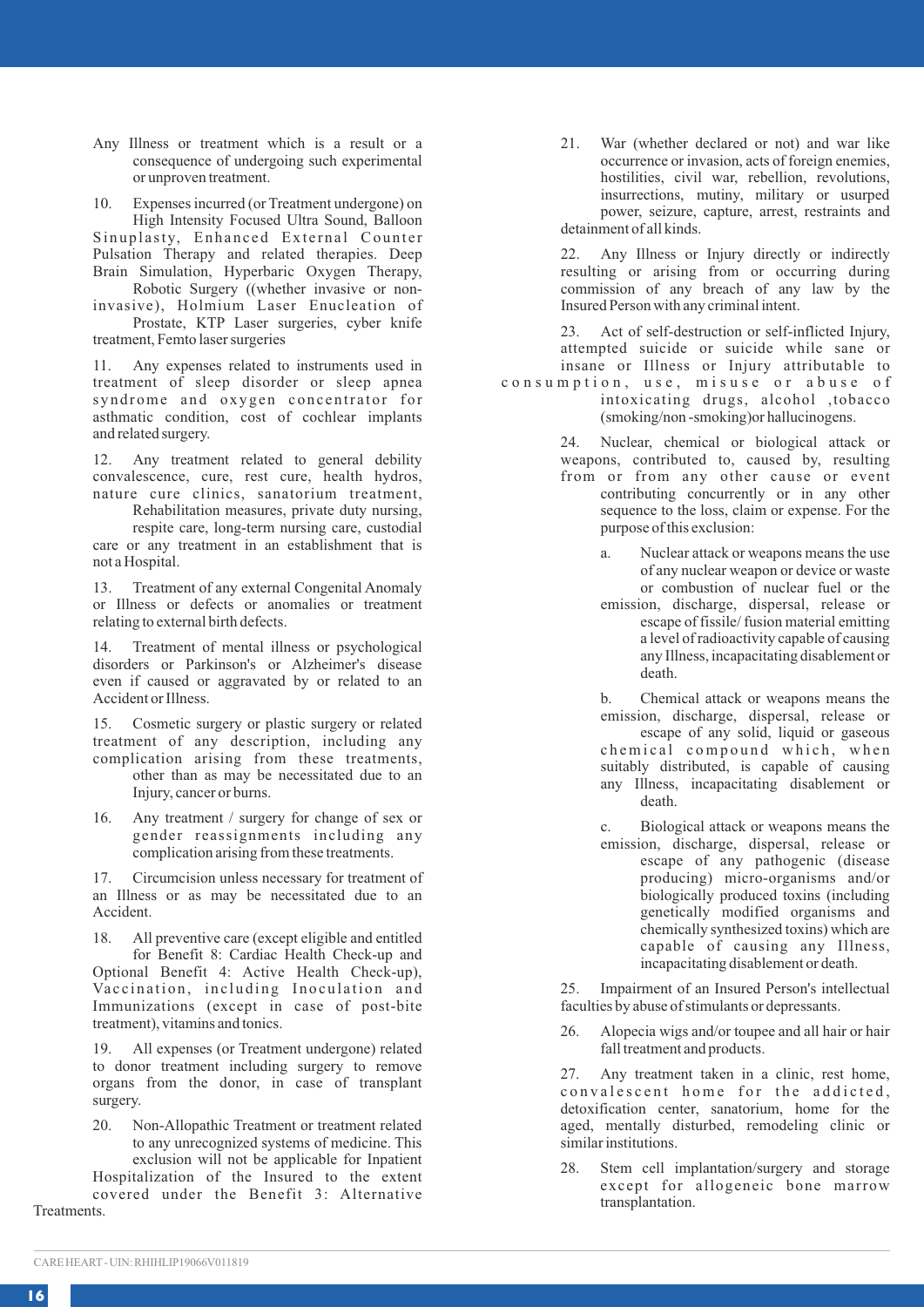Any Illness or treatment which is a result or a consequence of undergoing such experimental or unproven treatment.

10. Expenses incurred (or Treatment undergone) on High Intensity Focused Ultra Sound, Balloon Sinuplasty, Enhanced External Counter Pulsation Therapy and related therapies. Deep Brain Simulation, Hyperbaric Oxygen Therapy, Robotic Surgery ((whether invasive or non-invasive), Holmium Laser Enucleation of Prostate, KTP Laser surgeries, cyber knife treatment, Femto laser surgeries

11. Any expenses related to instruments used in treatment of sleep disorder or sleep apnea syndrome and oxygen concentrator for asthmatic condition, cost of cochlear implants and related surgery.

12. Any treatment related to general debility convalescence, cure, rest cure, health hydros, nature cure clinics, sanatorium treatment, Rehabilitation measures, private duty nursing, respite care, long-term nursing care, custodial care or any treatment in an establishment that is not a Hospital.

13. Treatment of any external Congenital Anomaly or Illness or defects or anomalies or treatment relating to external birth defects.

14. Treatment of mental illness or psychological disorders or Parkinson's or Alzheimer's disease even if caused or aggravated by or related to an Accident or Illness.

15. Cosmetic surgery or plastic surgery or related treatment of any description, including any complication arising from these treatments, other than as may be necessitated due to an Injury, cancer or burns.

16. Any treatment / surgery for change of sex or gender reassignments including any complication arising from these treatments.

17. Circumcision unless necessary for treatment of an Illness or as may be necessitated due to an Accident.

18. All preventive care (except eligible and entitled for Benefit 8: Cardiac Health Check-up and Optional Benefit 4: Active Health Check-up), Vaccination, including Inoculation and Immunizations (except in case of post-bite treatment), vitamins and tonics.

19. All expenses (or Treatment undergone) related to donor treatment including surgery to remove organs from the donor, in case of transplant surgery.

20. Non-Allopathic Treatment or treatment related to any unrecognized systems of medicine. This exclusion will not be applicable for Inpatient Hospitalization of the Insured to the extent covered under the Benefit 3: Alternative Treatments.

21. War (whether declared or not) and war like occurrence or invasion, acts of foreign enemies, hostilities, civil war, rebellion, revolutions, insurrections, mutiny, military or usurped power, seizure, capture, arrest, restraints and detainment of all kinds.

22. Any Illness or Injury directly or indirectly resulting or arising from or occurring during commission of any breach of any law by the Insured Person with any criminal intent.

23. Act of self-destruction or self-inflicted Injury, attempted suicide or suicide while sane or insane or Illness or Injury attributable to consumption, use, misuse or abuse of intoxicating drugs, alcohol ,tobacco (smoking/non -smoking)or hallucinogens.

24. Nuclear, chemical or biological attack or weapons, contributed to, caused by, resulting from or from any other cause or event contributing concurrently or in any other sequence to the loss, claim or expense. For the purpose of this exclusion:

   a. Nuclear attack or weapons means the use of any nuclear weapon or device or waste or combustion of nuclear fuel or the emission, discharge, dispersal, release or escape of fissile/ fusion material emitting a level of radioactivity capable of causing any Illness, incapacitating disablement or death.

   b. Chemical attack or weapons means the emission, discharge, dispersal, release or escape of any solid, liquid or gaseous chemical compound which, when suitably distributed, is capable of causing any Illness, incapacitating disablement or death.

   c. Biological attack or weapons means the emission, discharge, dispersal, release or escape of any pathogenic (disease producing) micro-organisms and/or biologically produced toxins (including genetically modified organisms and chemically synthesized toxins) which are capable of causing any Illness, incapacitating disablement or death.

25. Impairment of an Insured Person's intellectual faculties by abuse of stimulants or depressants.

26. Alopecia wigs and/or toupee and all hair or hair fall treatment and products.

27. Any treatment taken in a clinic, rest home, convalescent home for the addicted, detoxification center, sanatorium, home for the aged, mentally disturbed, remodeling clinic or similar institutions.

28. Stem cell implantation/surgery and storage except for allogeneic bone marrow transplantation.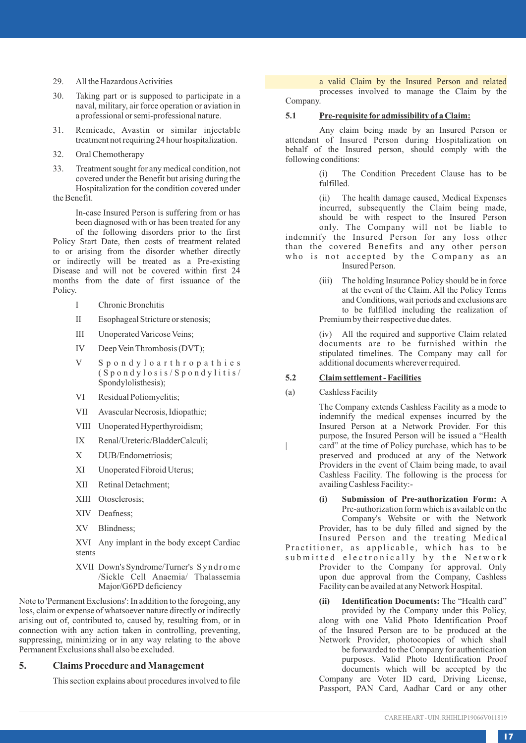29. All the Hazardous Activities

30. Taking part or is supposed to participate in a naval, military, air force operation or aviation in a professional or semi-professional nature.

31. Remicade, Avastin or similar injectable treatment not requiring 24 hour hospitalization.

32. Oral Chemotherapy

33. Treatment sought for any medical condition, not covered under the Benefit but arising during the Hospitalization for the condition covered under the Benefit.

In-case Insured Person is suffering from or has been diagnosed with or has been treated for any of the following disorders prior to the first Policy Start Date, then costs of treatment related to or arising from the disorder whether directly or indirectly will be treated as a Pre-existing Disease and will not be covered within first 24 months from the date of first issuance of the Policy.

I Chronic Bronchitis

II Esophageal Stricture or stenosis;

III Unoperated Varicose Veins;

IV Deep Vein Thrombosis (DVT);

V Spondyloarthropathies (Spondylosis/Spondylitis/Spondylolisthesis);

VI Residual Poliomyelitis;

VII Avascular Necrosis, Idiopathic;

VIII Unoperated Hyperthyroidism;

IX Renal/Ureteric/Bladder Calculi;

X DUB/Endometriosis;

XI Unoperated Fibroid Uterus;

XII Retinal Detachment;

XIII Otosclerosis;

XIV Deafness;

XV Blindness;

XVI Any implant in the body except Cardiac stents

XVII Down's Syndrome/Turner's Syndrome /Sickle Cell Anaemia/ Thalassemia Major/G6PD deficiency

Note to 'Permanent Exclusions': In addition to the foregoing, any loss, claim or expense of whatsoever nature directly or indirectly arising out of, contributed to, caused by, resulting from, or in connection with any action taken in controlling, preventing, suppressing, minimizing or in any way relating to the above Permanent Exclusions shall also be excluded.

## 5. Claims Procedure and Management

This section explains about procedures involved to file a valid Claim by the Insured Person and related processes involved to manage the Claim by the Company.

### 5.1 Pre-requisite for admissibility of a Claim:

Any claim being made by an Insured Person or attendant of Insured Person during Hospitalization on behalf of the Insured person, should comply with the following conditions:

(i) The Condition Precedent Clause has to be fulfilled.

(ii) The health damage caused, Medical Expenses incurred, subsequently the Claim being made, should be with respect to the Insured Person only. The Company will not be liable to indemnify the Insured Person for any loss other than the covered Benefits and any other person who is not accepted by the Company as an Insured Person.

(iii) The holding Insurance Policy should be in force at the event of the Claim. All the Policy Terms and Conditions, wait periods and exclusions are to be fulfilled including the realization of Premium by their respective due dates.

(iv) All the required and supportive Claim related documents are to be furnished within the stipulated timelines. The Company may call for additional documents wherever required.

### 5.2 Claim settlement - Facilities

(a) Cashless Facility

The Company extends Cashless Facility as a mode to indemnify the medical expenses incurred by the Insured Person at a Network Provider. For this purpose, the Insured Person will be issued a "Health card" at the time of Policy purchase, which has to be preserved and produced at any of the Network Providers in the event of Claim being made, to avail Cashless Facility. The following is the process for availing Cashless Facility:-

**(i) Submission of Pre-authorization Form:** A Pre-authorization form which is available on the Company's Website or with the Network Provider, has to be duly filled and signed by the Insured Person and the treating Medical Practitioner, as applicable, which has to be submitted electronically by the Network Provider to the Company for approval. Only upon due approval from the Company, Cashless Facility can be availed at any Network Hospital.

**(ii) Identification Documents:** The "Health card" provided by the Company under this Policy, along with one Valid Photo Identification Proof of the Insured Person are to be produced at the Network Provider, photocopies of which shall be forwarded to the Company for authentication purposes. Valid Photo Identification Proof documents which will be accepted by the Company are Voter ID card, Driving License, Passport, PAN Card, Aadhar Card or any other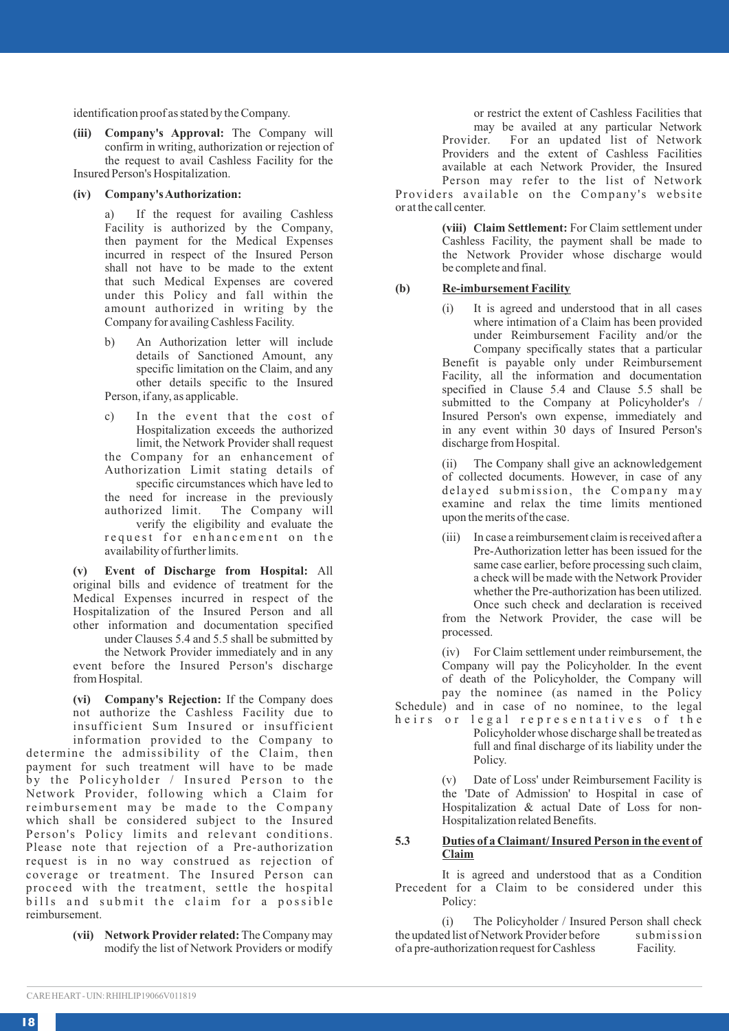identification proof as stated by the Company.

**(iii) Company's Approval:** The Company will confirm in writing, authorization or rejection of the request to avail Cashless Facility for the Insured Person's Hospitalization.

**(iv) Company's Authorization:**

a) If the request for availing Cashless Facility is authorized by the Company, then payment for the Medical Expenses incurred in respect of the Insured Person shall not have to be made to the extent that such Medical Expenses are covered under this Policy and fall within the amount authorized in writing by the Company for availing Cashless Facility.

b) An Authorization letter will include details of Sanctioned Amount, any specific limitation on the Claim, and any other details specific to the Insured Person, if any, as applicable.

c) In the event that the cost of Hospitalization exceeds the authorized limit, the Network Provider shall request the Company for an enhancement of Authorization Limit stating details of specific circumstances which have led to the need for increase in the previously authorized limit. The Company will verify the eligibility and evaluate the request for enhancement on the availability of further limits.

**(v) Event of Discharge from Hospital:** All original bills and evidence of treatment for the Medical Expenses incurred in respect of the Hospitalization of the Insured Person and all other information and documentation specified under Clauses 5.4 and 5.5 shall be submitted by the Network Provider immediately and in any event before the Insured Person's discharge from Hospital.

**(vi) Company's Rejection:** If the Company does not authorize the Cashless Facility due to insufficient Sum Insured or insufficient information provided to the Company to determine the admissibility of the Claim, then payment for such treatment will have to be made by the Policyholder / Insured Person to the Network Provider, following which a Claim for reimbursement may be made to the Company which shall be considered subject to the Insured Person's Policy limits and relevant conditions. Please note that rejection of a Pre-authorization request is in no way construed as rejection of coverage or treatment. The Insured Person can proceed with the treatment, settle the hospital bills and submit the claim for a possible reimbursement.

**(vii) Network Provider related:** The Company may modify the list of Network Providers or modify or restrict the extent of Cashless Facilities that may be availed at any particular Network Provider. For an updated list of Network Providers and the extent of Cashless Facilities available at each Network Provider, the Insured Person may refer to the list of Network Providers available on the Company's website or at the call center.

**(viii) Claim Settlement:** For Claim settlement under Cashless Facility, the payment shall be made to the Network Provider whose discharge would be complete and final.

**(b) Re-imbursement Facility**

(i) It is agreed and understood that in all cases where intimation of a Claim has been provided under Reimbursement Facility and/or the Company specifically states that a particular Benefit is payable only under Reimbursement Facility, all the information and documentation specified in Clause 5.4 and Clause 5.5 shall be submitted to the Company at Policyholder's / Insured Person's own expense, immediately and in any event within 30 days of Insured Person's discharge from Hospital.

(ii) The Company shall give an acknowledgement of collected documents. However, in case of any delayed submission, the Company may examine and relax the time limits mentioned upon the merits of the case.

(iii) In case a reimbursement claim is received after a Pre-Authorization letter has been issued for the same case earlier, before processing such claim, a check will be made with the Network Provider whether the Pre-authorization has been utilized. Once such check and declaration is received from the Network Provider, the case will be processed.

(iv) For Claim settlement under reimbursement, the Company will pay the Policyholder. In the event of death of the Policyholder, the Company will pay the nominee (as named in the Policy Schedule) and in case of no nominee, to the legal heirs or legal representatives of the Policyholder whose discharge shall be treated as full and final discharge of its liability under the Policy.

(v) Date of Loss' under Reimbursement Facility is the 'Date of Admission' to Hospital in case of Hospitalization & actual Date of Loss for non-Hospitalization related Benefits.

### 5.3 Duties of a Claimant/ Insured Person in the event of Claim

It is agreed and understood that as a Condition Precedent for a Claim to be considered under this Policy:

(i) The Policyholder / Insured Person shall check the updated list of Network Provider before submission of a pre-authorization request for Cashless Facility.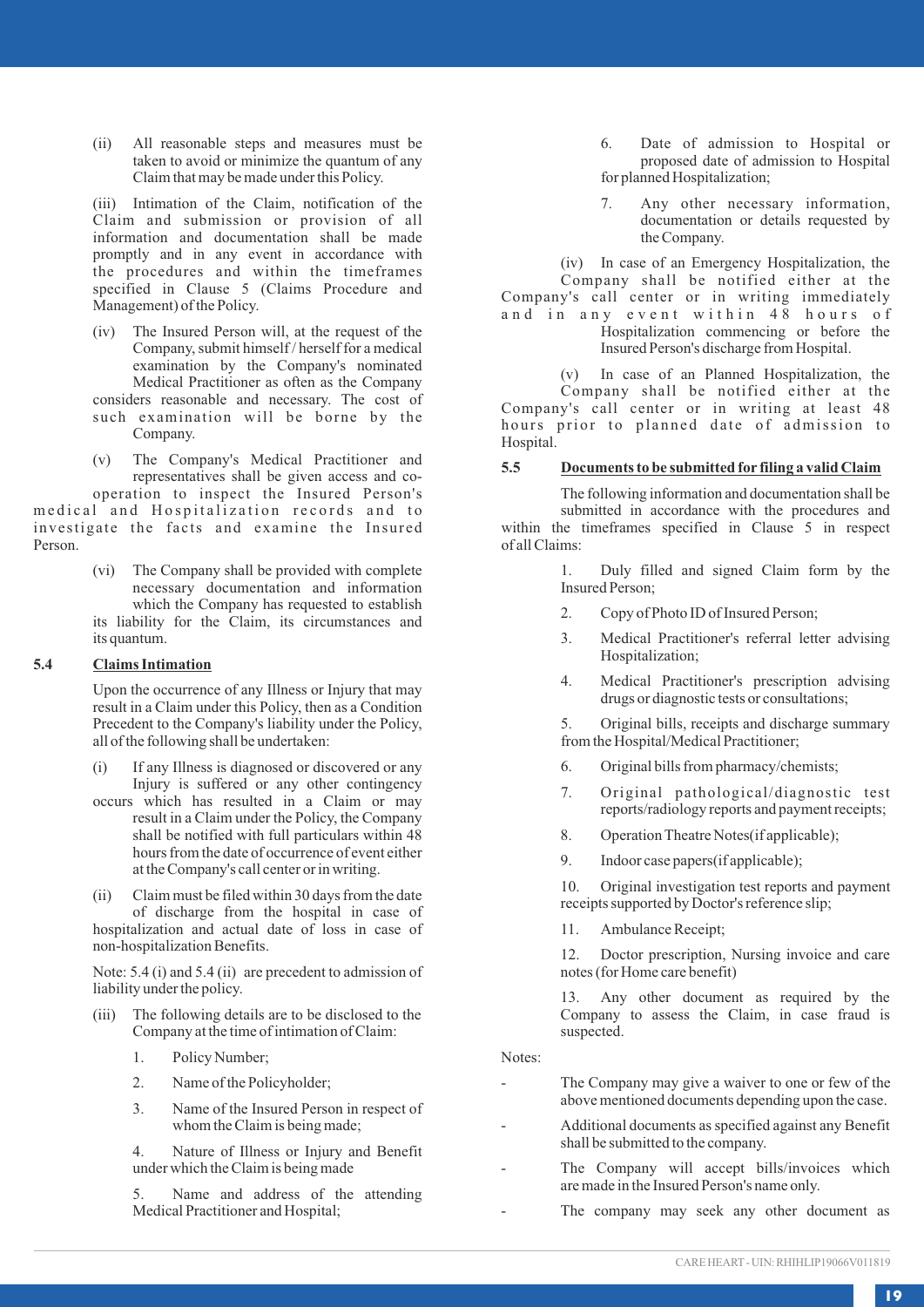(ii) All reasonable steps and measures must be taken to avoid or minimize the quantum of any Claim that may be made under this Policy.

(iii) Intimation of the Claim, notification of the Claim and submission or provision of all information and documentation shall be made promptly and in any event in accordance with the procedures and within the timeframes specified in Clause 5 (Claims Procedure and Management) of the Policy.

(iv) The Insured Person will, at the request of the Company, submit himself / herself for a medical examination by the Company's nominated Medical Practitioner as often as the Company considers reasonable and necessary. The cost of such examination will be borne by the Company.

(v) The Company's Medical Practitioner and representatives shall be given access and co-operation to inspect the Insured Person's medical and Hospitalization records and to investigate the facts and examine the Insured Person.

(vi) The Company shall be provided with complete necessary documentation and information which the Company has requested to establish its liability for the Claim, its circumstances and its quantum.

## 5.4 Claims Intimation

Upon the occurrence of any Illness or Injury that may result in a Claim under this Policy, then as a Condition Precedent to the Company's liability under the Policy, all of the following shall be undertaken:

(i) If any Illness is diagnosed or discovered or any Injury is suffered or any other contingency occurs which has resulted in a Claim or may result in a Claim under the Policy, the Company shall be notified with full particulars within 48 hours from the date of occurrence of event either at the Company's call center or in writing.

(ii) Claim must be filed within 30 days from the date of discharge from the hospital in case of hospitalization and actual date of loss in case of non-hospitalization Benefits.

Note: 5.4 (i) and 5.4 (ii) are precedent to admission of liability under the policy.

(iii) The following details are to be disclosed to the Company at the time of intimation of Claim:

1. Policy Number;
2. Name of the Policyholder;
3. Name of the Insured Person in respect of whom the Claim is being made;
4. Nature of Illness or Injury and Benefit under which the Claim is being made
5. Name and address of the attending Medical Practitioner and Hospital;
6. Date of admission to Hospital or proposed date of admission to Hospital for planned Hospitalization;
7. Any other necessary information, documentation or details requested by the Company.

(iv) In case of an Emergency Hospitalization, the Company shall be notified either at the Company's call center or in writing immediately and in any event within 48 hours of Hospitalization commencing or before the Insured Person's discharge from Hospital.

(v) In case of an Planned Hospitalization, the Company shall be notified either at the Company's call center or in writing at least 48 hours prior to planned date of admission to Hospital.

## 5.5 Documents to be submitted for filing a valid Claim

The following information and documentation shall be submitted in accordance with the procedures and within the timeframes specified in Clause 5 in respect of all Claims:

1. Duly filled and signed Claim form by the Insured Person;
2. Copy of Photo ID of Insured Person;
3. Medical Practitioner's referral letter advising Hospitalization;
4. Medical Practitioner's prescription advising drugs or diagnostic tests or consultations;
5. Original bills, receipts and discharge summary from the Hospital/Medical Practitioner;
6. Original bills from pharmacy/chemists;
7. Original pathological/diagnostic test reports/radiology reports and payment receipts;
8. Operation Theatre Notes(if applicable);
9. Indoor case papers(if applicable);
10. Original investigation test reports and payment receipts supported by Doctor's reference slip;
11. Ambulance Receipt;
12. Doctor prescription, Nursing invoice and care notes (for Home care benefit)
13. Any other document as required by the Company to assess the Claim, in case fraud is suspected.

Notes:

- The Company may give a waiver to one or few of the above mentioned documents depending upon the case.
- Additional documents as specified against any Benefit shall be submitted to the company.
- The Company will accept bills/invoices which are made in the Insured Person's name only.
- The company may seek any other document as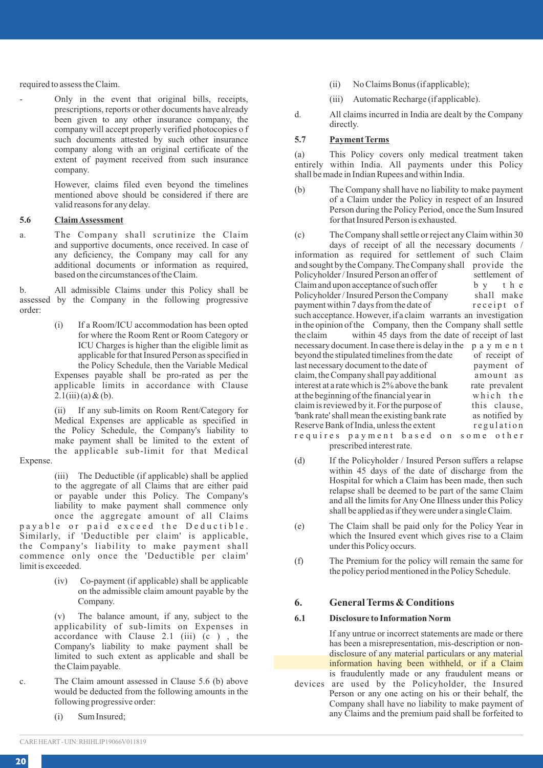required to assess the Claim.

- Only in the event that original bills, receipts, prescriptions, reports or other documents have already been given to any other insurance company, the company will accept properly verified photocopies of such documents attested by such other insurance company along with an original certificate of the extent of payment received from such insurance company.

  However, claims filed even beyond the timelines mentioned above should be considered if there are valid reasons for any delay.

**5.6 Claim Assessment**

a. The Company shall scrutinize the Claim and supportive documents, once received. In case of any deficiency, the Company may call for any additional documents or information as required, based on the circumstances of the Claim.

b. All admissible Claims under this Policy shall be assessed by the Company in the following progressive order:

(i) If a Room/ICU accommodation has been opted for where the Room Rent or Room Category or ICU Charges is higher than the eligible limit as applicable for that Insured Person as specified in the Policy Schedule, then the Variable Medical Expenses payable shall be pro-rated as per the applicable limits in accordance with Clause 2.1(iii) (a) & (b).

(ii) If any sub-limits on Room Rent/Category for Medical Expenses are applicable as specified in the Policy Schedule, the Company's liability to make payment shall be limited to the extent of the applicable sub-limit for that Medical Expense.

(iii) The Deductible (if applicable) shall be applied to the aggregate of all Claims that are either paid or payable under this Policy. The Company's liability to make payment shall commence only once the aggregate amount of all Claims payable or paid exceed the Deductible. Similarly, if 'Deductible per claim' is applicable, the Company's liability to make payment shall commence only once the 'Deductible per claim' limit is exceeded.

(iv) Co-payment (if applicable) shall be applicable on the admissible claim amount payable by the Company.

(v) The balance amount, if any, subject to the applicability of sub-limits on Expenses in accordance with Clause 2.1 (iii) (c ) , the Company's liability to make payment shall be limited to such extent as applicable and shall be the Claim payable.

c. The Claim amount assessed in Clause 5.6 (b) above would be deducted from the following amounts in the following progressive order:

(i) Sum Insured;

(ii) No Claims Bonus (if applicable);

(iii) Automatic Recharge (if applicable).

d. All claims incurred in India are dealt by the Company directly.

**5.7 Payment Terms**

(a) This Policy covers only medical treatment taken entirely within India. All payments under this Policy shall be made in Indian Rupees and within India.

(b) The Company shall have no liability to make payment of a Claim under the Policy in respect of an Insured Person during the Policy Period, once the Sum Insured for that Insured Person is exhausted.

(c) The Company shall settle or reject any Claim within 30 days of receipt of all the necessary documents / information as required for settlement of such Claim and sought by the Company. The Company shall provide the Policyholder / Insured Person an offer of settlement of Claim and upon acceptance of such offer by the Policyholder / Insured Person the Company shall make payment within 7 days from the date of receipt of such acceptance. However, if a claim warrants an investigation in the opinion of the Company, then the Company shall settle the claim within 45 days from the date of receipt of last necessary document. In case there is delay in the payment beyond the stipulated timelines from the date of receipt of last necessary document to the date of payment of claim, the Company shall pay additional amount as interest at a rate which is 2% above the bank rate prevalent at the beginning of the financial year in which the claim is reviewed by it. For the purpose of this clause, 'bank rate' shall mean the existing bank rate as notified by Reserve Bank of India, unless the extent regulation requires payment based on some other prescribed interest rate.

(d) If the Policyholder / Insured Person suffers a relapse within 45 days of the date of discharge from the Hospital for which a Claim has been made, then such relapse shall be deemed to be part of the same Claim and all the limits for Any One Illness under this Policy shall be applied as if they were under a single Claim.

(e) The Claim shall be paid only for the Policy Year in which the Insured event which gives rise to a Claim under this Policy occurs.

(f) The Premium for the policy will remain the same for the policy period mentioned in the Policy Schedule.

## 6. General Terms & Conditions

**6.1 Disclosure to Information Norm**

If any untrue or incorrect statements are made or there has been a misrepresentation, mis-description or non-disclosure of any material particulars or any material information having been withheld, or if a Claim is fraudulently made or any fraudulent means or devices are used by the Policyholder, the Insured Person or any one acting on his or their behalf, the Company shall have no liability to make payment of any Claims and the premium paid shall be forfeited to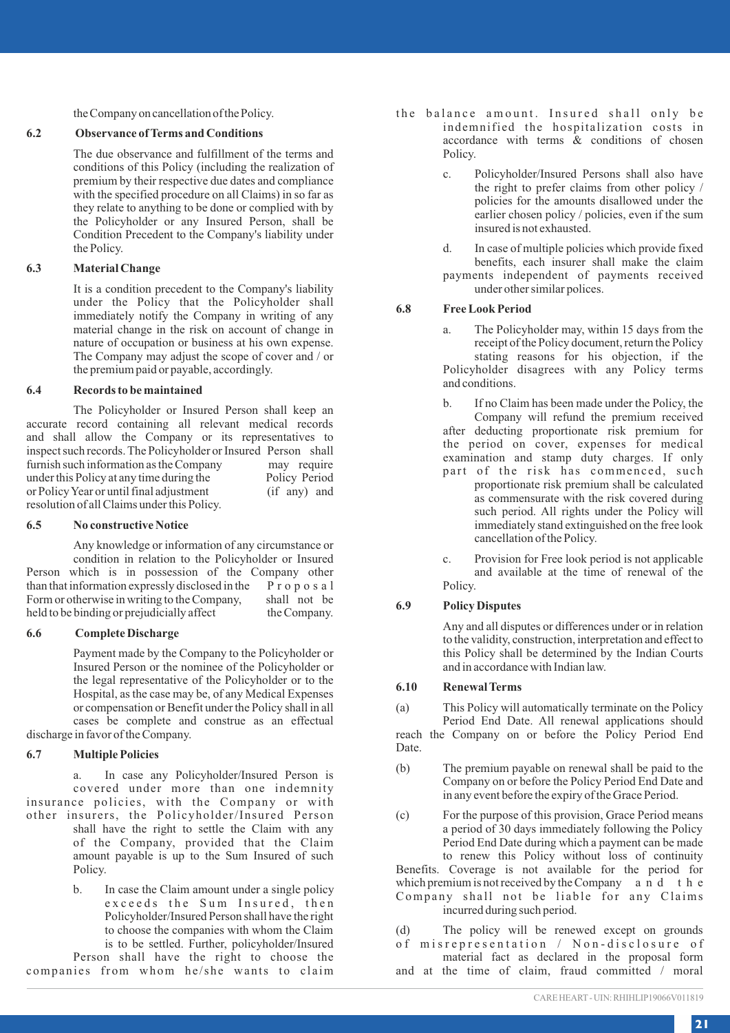the Company on cancellation of the Policy.

### 6.2 Observance of Terms and Conditions

The due observance and fulfillment of the terms and conditions of this Policy (including the realization of premium by their respective due dates and compliance with the specified procedure on all Claims) in so far as they relate to anything to be done or complied with by the Policyholder or any Insured Person, shall be Condition Precedent to the Company's liability under the Policy.

### 6.3 Material Change

It is a condition precedent to the Company's liability under the Policy that the Policyholder shall immediately notify the Company in writing of any material change in the risk on account of change in nature of occupation or business at his own expense. The Company may adjust the scope of cover and / or the premium paid or payable, accordingly.

### 6.4 Records to be maintained

The Policyholder or Insured Person shall keep an accurate record containing all relevant medical records and shall allow the Company or its representatives to inspect such records. The Policyholder or Insured Person shall furnish such information as the Company may require under this Policy at any time during the Policy Period or Policy Year or until final adjustment (if any) and resolution of all Claims under this Policy.

### 6.5 No constructive Notice

Any knowledge or information of any circumstance or condition in relation to the Policyholder or Insured Person which is in possession of the Company other than that information expressly disclosed in the Proposal Form or otherwise in writing to the Company, shall not be held to be binding or prejudicially affect the Company.

### 6.6 Complete Discharge

Payment made by the Company to the Policyholder or Insured Person or the nominee of the Policyholder or the legal representative of the Policyholder or to the Hospital, as the case may be, of any Medical Expenses or compensation or Benefit under the Policy shall in all cases be complete and construe as an effectual discharge in favor of the Company.

### 6.7 Multiple Policies

a. In case any Policyholder/Insured Person is covered under more than one indemnity insurance policies, with the Company or with other insurers, the Policyholder/Insured Person shall have the right to settle the Claim with any of the Company, provided that the Claim amount payable is up to the Sum Insured of such Policy.

b. In case the Claim amount under a single policy exceeds the Sum Insured, then Policyholder/Insured Person shall have the right to choose the companies with whom the Claim is to be settled. Further, policyholder/Insured Person shall have the right to choose the companies from whom he/she wants to claim the balance amount. Insured shall only be indemnified the hospitalization costs in accordance with terms & conditions of chosen Policy.

c. Policyholder/Insured Persons shall also have the right to prefer claims from other policy / policies for the amounts disallowed under the earlier chosen policy / policies, even if the sum insured is not exhausted.

d. In case of multiple policies which provide fixed benefits, each insurer shall make the claim payments independent of payments received under other similar polices.

### 6.8 Free Look Period

a. The Policyholder may, within 15 days from the receipt of the Policy document, return the Policy stating reasons for his objection, if the Policyholder disagrees with any Policy terms and conditions.

b. If no Claim has been made under the Policy, the Company will refund the premium received after deducting proportionate risk premium for the period on cover, expenses for medical examination and stamp duty charges. If only part of the risk has commenced, such proportionate risk premium shall be calculated as commensurate with the risk covered during such period. All rights under the Policy will immediately stand extinguished on the free look cancellation of the Policy.

c. Provision for Free look period is not applicable and available at the time of renewal of the Policy.

### 6.9 Policy Disputes

Any and all disputes or differences under or in relation to the validity, construction, interpretation and effect to this Policy shall be determined by the Indian Courts and in accordance with Indian law.

### 6.10 Renewal Terms

(a) This Policy will automatically terminate on the Policy Period End Date. All renewal applications should reach the Company on or before the Policy Period End Date.

(b) The premium payable on renewal shall be paid to the Company on or before the Policy Period End Date and in any event before the expiry of the Grace Period.

(c) For the purpose of this provision, Grace Period means a period of 30 days immediately following the Policy Period End Date during which a payment can be made to renew this Policy without loss of continuity Benefits. Coverage is not available for the period for which premium is not received by the Company and the Company shall not be liable for any Claims incurred during such period.

(d) The policy will be renewed except on grounds of misrepresentation / Non-disclosure of material fact as declared in the proposal form and at the time of claim, fraud committed / moral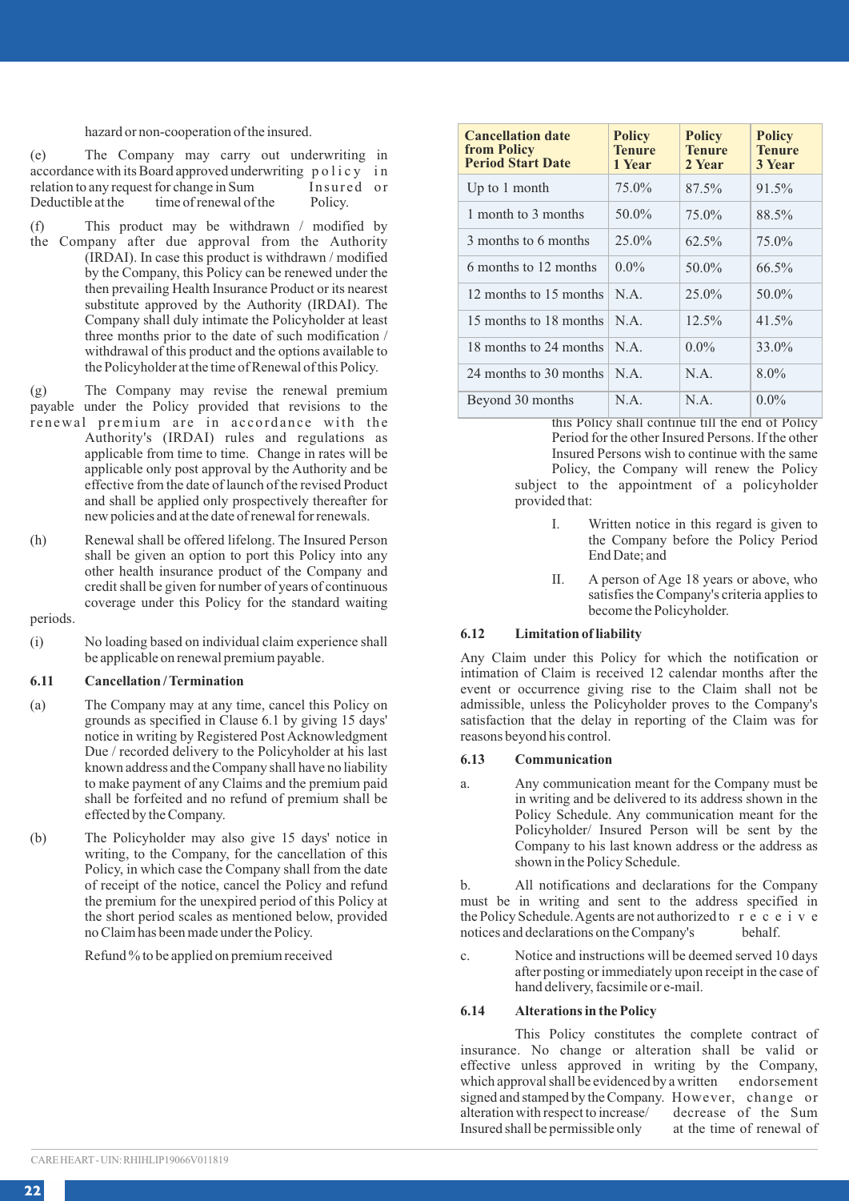hazard or non-cooperation of the insured.

(e) The Company may carry out underwriting in accordance with its Board approved underwriting policy in relation to any request for change in Sum Insured or Deductible at the time of renewal of the Policy.

(f) This product may be withdrawn / modified by the Company after due approval from the Authority (IRDAI). In case this product is withdrawn / modified by the Company, this Policy can be renewed under the then prevailing Health Insurance Product or its nearest substitute approved by the Authority (IRDAI). The Company shall duly intimate the Policyholder at least three months prior to the date of such modification / withdrawal of this product and the options available to the Policyholder at the time of Renewal of this Policy.

(g) The Company may revise the renewal premium payable under the Policy provided that revisions to the renewal premium are in accordance with the Authority's (IRDAI) rules and regulations as applicable from time to time. Change in rates will be applicable only post approval by the Authority and be effective from the date of launch of the revised Product and shall be applied only prospectively thereafter for new policies and at the date of renewal for renewals.

(h) Renewal shall be offered lifelong. The Insured Person shall be given an option to port this Policy into any other health insurance product of the Company and credit shall be given for number of years of continuous coverage under this Policy for the standard waiting periods.

(i) No loading based on individual claim experience shall be applicable on renewal premium payable.

### 6.11 Cancellation / Termination

(a) The Company may at any time, cancel this Policy on grounds as specified in Clause 6.1 by giving 15 days' notice in writing by Registered Post Acknowledgment Due / recorded delivery to the Policyholder at his last known address and the Company shall have no liability to make payment of any Claims and the premium paid shall be forfeited and no refund of premium shall be effected by the Company.

(b) The Policyholder may also give 15 days' notice in writing, to the Company, for the cancellation of this Policy, in which case the Company shall from the date of receipt of the notice, cancel the Policy and refund the premium for the unexpired period of this Policy at the short period scales as mentioned below, provided no Claim has been made under the Policy.

Refund % to be applied on premium received

| Cancellation date from Policy Period Start Date | Policy Tenure 1 Year | Policy Tenure 2 Year | Policy Tenure 3 Year |
|---|---|---|---|
| Up to 1 month | 75.0% | 87.5% | 91.5% |
| 1 month to 3 months | 50.0% | 75.0% | 88.5% |
| 3 months to 6 months | 25.0% | 62.5% | 75.0% |
| 6 months to 12 months | 0.0% | 50.0% | 66.5% |
| 12 months to 15 months | N.A. | 25.0% | 50.0% |
| 15 months to 18 months | N.A. | 12.5% | 41.5% |
| 18 months to 24 months | N.A. | 0.0% | 33.0% |
| 24 months to 30 months | N.A. | N.A. | 8.0% |
| Beyond 30 months | N.A. | N.A. | 0.0% |

this Policy shall continue till the end of Policy Period for the other Insured Persons. If the other Insured Persons wish to continue with the same Policy, the Company will renew the Policy subject to the appointment of a policyholder provided that:

I. Written notice in this regard is given to the Company before the Policy Period End Date; and

II. A person of Age 18 years or above, who satisfies the Company's criteria applies to become the Policyholder.

### 6.12 Limitation of liability

Any Claim under this Policy for which the notification or intimation of Claim is received 12 calendar months after the event or occurrence giving rise to the Claim shall not be admissible, unless the Policyholder proves to the Company's satisfaction that the delay in reporting of the Claim was for reasons beyond his control.

### 6.13 Communication

a. Any communication meant for the Company must be in writing and be delivered to its address shown in the Policy Schedule. Any communication meant for the Policyholder/ Insured Person will be sent by the Company to his last known address or the address as shown in the Policy Schedule.

b. All notifications and declarations for the Company must be in writing and sent to the address specified in the Policy Schedule. Agents are not authorized to receive notices and declarations on the Company's behalf.

c. Notice and instructions will be deemed served 10 days after posting or immediately upon receipt in the case of hand delivery, facsimile or e-mail.

### 6.14 Alterations in the Policy

This Policy constitutes the complete contract of insurance. No change or alteration shall be valid or effective unless approved in writing by the Company, which approval shall be evidenced by a written endorsement signed and stamped by the Company. However, change or alteration with respect to increase/ decrease of the Sum Insured shall be permissible only at the time of renewal of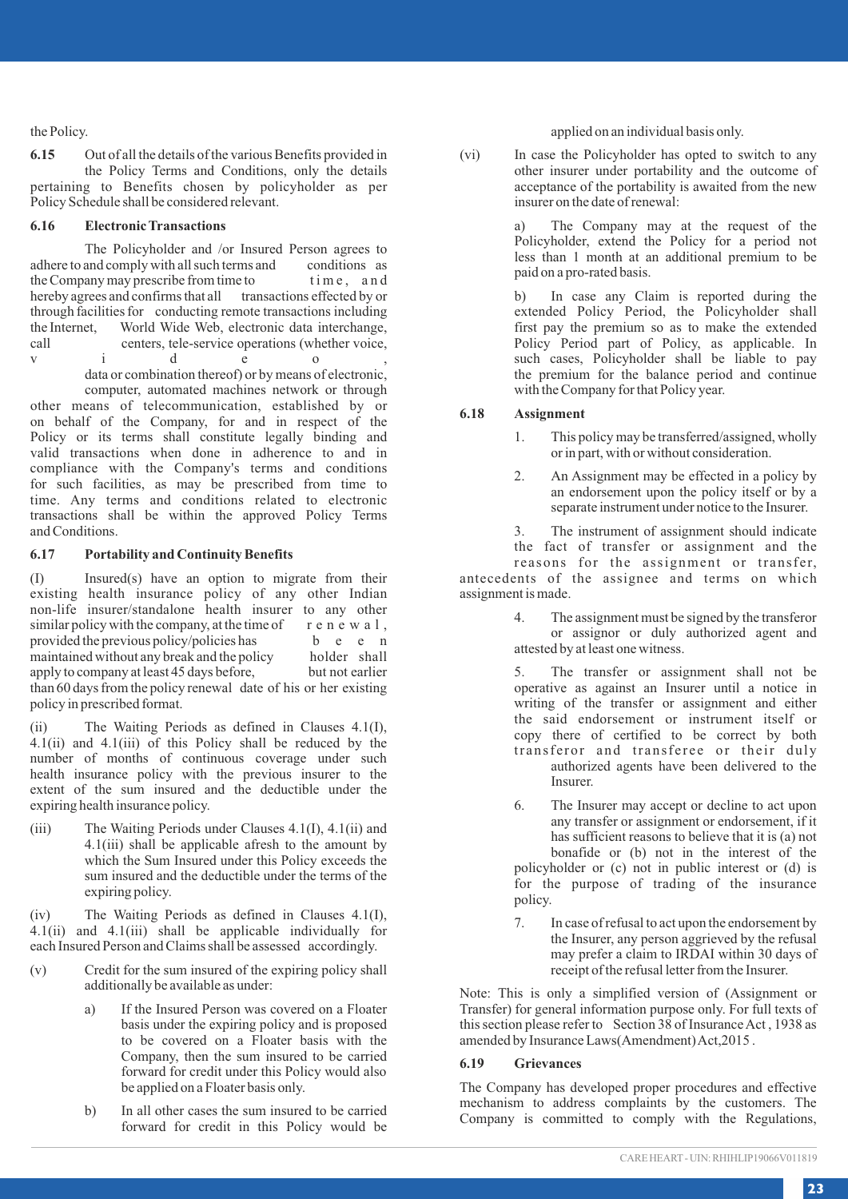the Policy.

**6.15** Out of all the details of the various Benefits provided in the Policy Terms and Conditions, only the details pertaining to Benefits chosen by policyholder as per Policy Schedule shall be considered relevant.

**6.16 Electronic Transactions**

The Policyholder and /or Insured Person agrees to adhere to and comply with all such terms and conditions as the Company may prescribe from time to time, and hereby agrees and confirms that all transactions effected by or through facilities for conducting remote transactions including the Internet, World Wide Web, electronic data interchange, call centers, tele-service operations (whether voice, video, data or combination thereof) or by means of electronic, computer, automated machines network or through other means of telecommunication, established by or on behalf of the Company, for and in respect of the Policy or its terms shall constitute legally binding and valid transactions when done in adherence to and in compliance with the Company's terms and conditions for such facilities, as may be prescribed from time to time. Any terms and conditions related to electronic transactions shall be within the approved Policy Terms and Conditions.

**6.17 Portability and Continuity Benefits**

(I) Insured(s) have an option to migrate from their existing health insurance policy of any other Indian non-life insurer/standalone health insurer to any other similar policy with the company, at the time of renewal, provided the previous policy/policies has been maintained without any break and the policy holder shall apply to company at least 45 days before, but not earlier than 60 days from the policy renewal date of his or her existing policy in prescribed format.

(ii) The Waiting Periods as defined in Clauses 4.1(I), 4.1(ii) and 4.1(iii) of this Policy shall be reduced by the number of months of continuous coverage under such health insurance policy with the previous insurer to the extent of the sum insured and the deductible under the expiring health insurance policy.

(iii) The Waiting Periods under Clauses 4.1(I), 4.1(ii) and 4.1(iii) shall be applicable afresh to the amount by which the Sum Insured under this Policy exceeds the sum insured and the deductible under the terms of the expiring policy.

(iv) The Waiting Periods as defined in Clauses 4.1(I), 4.1(ii) and 4.1(iii) shall be applicable individually for each Insured Person and Claims shall be assessed accordingly.

(v) Credit for the sum insured of the expiring policy shall additionally be available as under:

a) If the Insured Person was covered on a Floater basis under the expiring policy and is proposed to be covered on a Floater basis with the Company, then the sum insured to be carried forward for credit under this Policy would also be applied on a Floater basis only.

b) In all other cases the sum insured to be carried forward for credit in this Policy would be applied on an individual basis only.

(vi) In case the Policyholder has opted to switch to any other insurer under portability and the outcome of acceptance of the portability is awaited from the new insurer on the date of renewal:

a) The Company may at the request of the Policyholder, extend the Policy for a period not less than 1 month at an additional premium to be paid on a pro-rated basis.

b) In case any Claim is reported during the extended Policy Period, the Policyholder shall first pay the premium so as to make the extended Policy Period part of Policy, as applicable. In such cases, Policyholder shall be liable to pay the premium for the balance period and continue with the Company for that Policy year.

**6.18 Assignment**

1. This policy may be transferred/assigned, wholly or in part, with or without consideration.

2. An Assignment may be effected in a policy by an endorsement upon the policy itself or by a separate instrument under notice to the Insurer.

3. The instrument of assignment should indicate the fact of transfer or assignment and the reasons for the assignment or transfer, antecedents of the assignee and terms on which assignment is made.

4. The assignment must be signed by the transferor or assignor or duly authorized agent and attested by at least one witness.

5. The transfer or assignment shall not be operative as against an Insurer until a notice in writing of the transfer or assignment and either the said endorsement or instrument itself or copy there of certified to be correct by both transferor and transferee or their duly authorized agents have been delivered to the Insurer.

6. The Insurer may accept or decline to act upon any transfer or assignment or endorsement, if it has sufficient reasons to believe that it is (a) not bonafide or (b) not in the interest of the policyholder or (c) not in public interest or (d) is for the purpose of trading of the insurance policy.

7. In case of refusal to act upon the endorsement by the Insurer, any person aggrieved by the refusal may prefer a claim to IRDAI within 30 days of receipt of the refusal letter from the Insurer.

Note: This is only a simplified version of (Assignment or Transfer) for general information purpose only. For full texts of this section please refer to Section 38 of Insurance Act , 1938 as amended by Insurance Laws(Amendment) Act,2015 .

**6.19 Grievances**

The Company has developed proper procedures and effective mechanism to address complaints by the customers. The Company is committed to comply with the Regulations,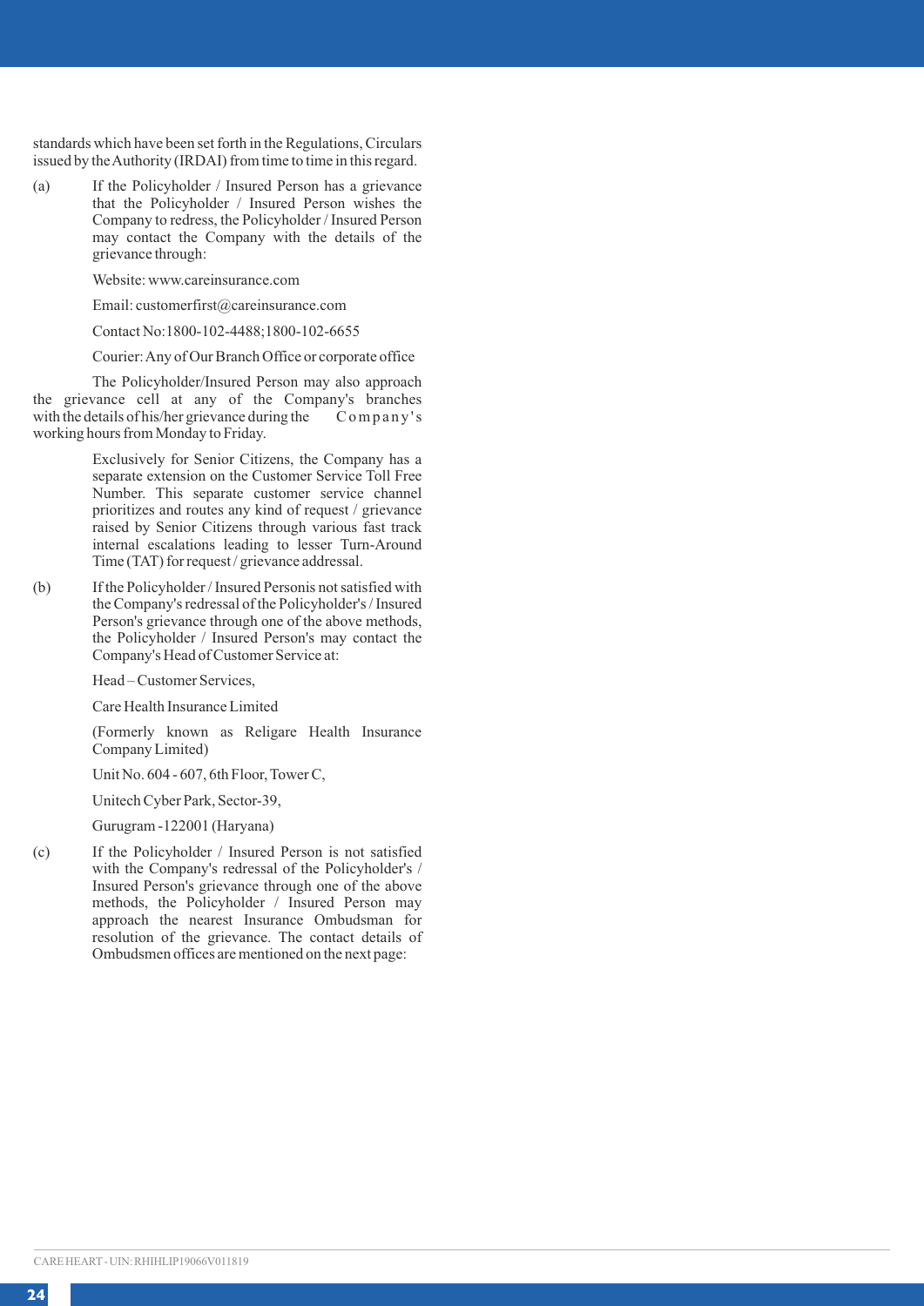standards which have been set forth in the Regulations, Circulars issued by the Authority (IRDAI) from time to time in this regard.

(a) If the Policyholder / Insured Person has a grievance that the Policyholder / Insured Person wishes the Company to redress, the Policyholder / Insured Person may contact the Company with the details of the grievance through:

Website: www.careinsurance.com

Email: customerfirst@careinsurance.com

Contact No:1800-102-4488;1800-102-6655

Courier: Any of Our Branch Office or corporate office

The Policyholder/Insured Person may also approach the grievance cell at any of the Company's branches with the details of his/her grievance during the Company's working hours from Monday to Friday.

Exclusively for Senior Citizens, the Company has a separate extension on the Customer Service Toll Free Number. This separate customer service channel prioritizes and routes any kind of request / grievance raised by Senior Citizens through various fast track internal escalations leading to lesser Turn-Around Time (TAT) for request / grievance addressal.

(b) If the Policyholder / Insured Personis not satisfied with the Company's redressal of the Policyholder's / Insured Person's grievance through one of the above methods, the Policyholder / Insured Person's may contact the Company's Head of Customer Service at:

Head – Customer Services,

Care Health Insurance Limited

(Formerly known as Religare Health Insurance Company Limited)

Unit No. 604 - 607, 6th Floor, Tower C,

Unitech Cyber Park, Sector-39,

Gurugram -122001 (Haryana)

(c) If the Policyholder / Insured Person is not satisfied with the Company's redressal of the Policyholder's / Insured Person's grievance through one of the above methods, the Policyholder / Insured Person may approach the nearest Insurance Ombudsman for resolution of the grievance. The contact details of Ombudsmen offices are mentioned on the next page: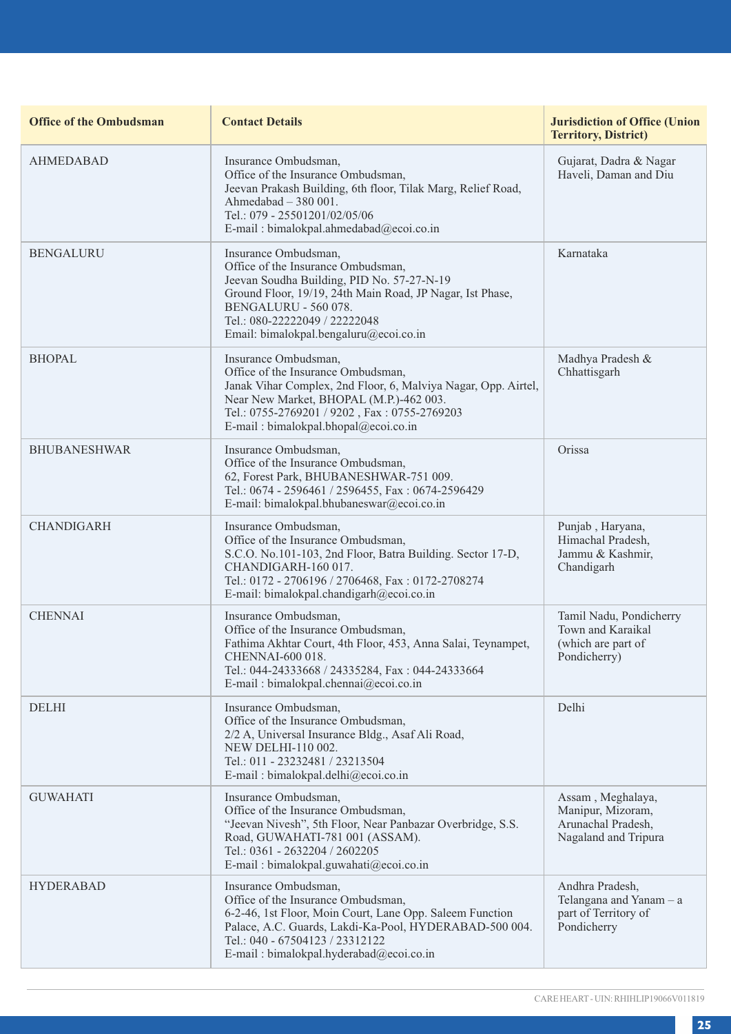| Office of the Ombudsman | Contact Details | Jurisdiction of Office (Union Territory, District) |
|---|---|---|
| AHMEDABAD | Insurance Ombudsman,<br>Office of the Insurance Ombudsman,<br>Jeevan Prakash Building, 6th floor, Tilak Marg, Relief Road,<br>Ahmedabad – 380 001.<br>Tel.: 079 - 25501201/02/05/06<br>E-mail : bimalokpal.ahmedabad@ecoi.co.in | Gujarat, Dadra & Nagar Haveli, Daman and Diu |
| BENGALURU | Insurance Ombudsman,<br>Office of the Insurance Ombudsman,<br>Jeevan Soudha Building, PID No. 57-27-N-19<br>Ground Floor, 19/19, 24th Main Road, JP Nagar, Ist Phase,<br>BENGALURU - 560 078.<br>Tel.: 080-22222049 / 22222048<br>Email: bimalokpal.bengaluru@ecoi.co.in | Karnataka |
| BHOPAL | Insurance Ombudsman,<br>Office of the Insurance Ombudsman,<br>Janak Vihar Complex, 2nd Floor, 6, Malviya Nagar, Opp. Airtel,<br>Near New Market, BHOPAL (M.P.)-462 003.<br>Tel.: 0755-2769201 / 9202 , Fax : 0755-2769203<br>E-mail : bimalokpal.bhopal@ecoi.co.in | Madhya Pradesh & Chhattisgarh |
| BHUBANESHWAR | Insurance Ombudsman,<br>Office of the Insurance Ombudsman,<br>62, Forest Park, BHUBANESHWAR-751 009.<br>Tel.: 0674 - 2596461 / 2596455, Fax : 0674-2596429<br>E-mail: bimalokpal.bhubaneswar@ecoi.co.in | Orissa |
| CHANDIGARH | Insurance Ombudsman,<br>Office of the Insurance Ombudsman,<br>S.C.O. No.101-103, 2nd Floor, Batra Building. Sector 17-D,<br>CHANDIGARH-160 017.<br>Tel.: 0172 - 2706196 / 2706468, Fax : 0172-2708274<br>E-mail: bimalokpal.chandigarh@ecoi.co.in | Punjab , Haryana, Himachal Pradesh, Jammu & Kashmir, Chandigarh |
| CHENNAI | Insurance Ombudsman,<br>Office of the Insurance Ombudsman,<br>Fathima Akhtar Court, 4th Floor, 453, Anna Salai, Teynampet,<br>CHENNAI-600 018.<br>Tel.: 044-24333668 / 24335284, Fax : 044-24333664<br>E-mail : bimalokpal.chennai@ecoi.co.in | Tamil Nadu, Pondicherry Town and Karaikal (which are part of Pondicherry) |
| DELHI | Insurance Ombudsman,<br>Office of the Insurance Ombudsman,<br>2/2 A, Universal Insurance Bldg., Asaf Ali Road,<br>NEW DELHI-110 002.<br>Tel.: 011 - 23232481 / 23213504<br>E-mail : bimalokpal.delhi@ecoi.co.in | Delhi |
| GUWAHATI | Insurance Ombudsman,<br>Office of the Insurance Ombudsman,<br>"Jeevan Nivesh", 5th Floor, Near Panbazar Overbridge, S.S.<br>Road, GUWAHATI-781 001 (ASSAM).<br>Tel.: 0361 - 2632204 / 2602205<br>E-mail : bimalokpal.guwahati@ecoi.co.in | Assam , Meghalaya, Manipur, Mizoram, Arunachal Pradesh, Nagaland and Tripura |
| HYDERABAD | Insurance Ombudsman,<br>Office of the Insurance Ombudsman,<br>6-2-46, 1st Floor, Moin Court, Lane Opp. Saleem Function<br>Palace, A.C. Guards, Lakdi-Ka-Pool, HYDERABAD-500 004.<br>Tel.: 040 - 67504123 / 23312122<br>E-mail : bimalokpal.hyderabad@ecoi.co.in | Andhra Pradesh, Telangana and Yanam – a part of Territory of Pondicherry |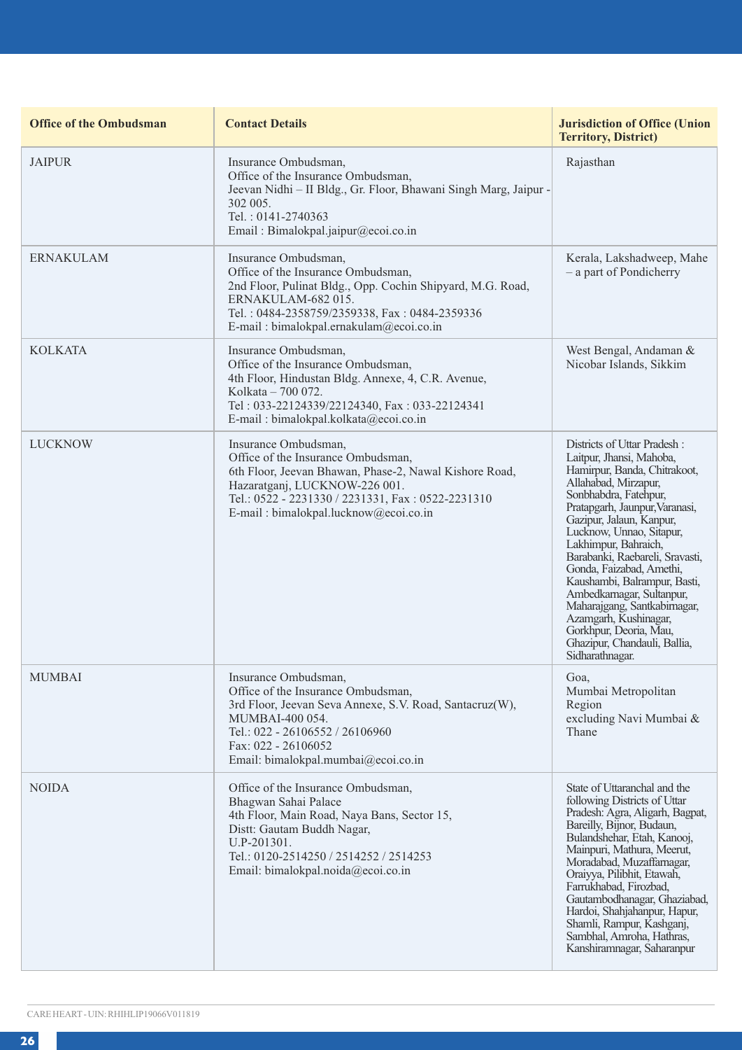| Office of the Ombudsman | Contact Details | Jurisdiction of Office (Union Territory, District) |
|---|---|---|
| JAIPUR | Insurance Ombudsman,<br>Office of the Insurance Ombudsman,<br>Jeevan Nidhi – II Bldg., Gr. Floor, Bhawani Singh Marg, Jaipur - 302 005.<br>Tel. : 0141-2740363<br>Email : Bimalokpal.jaipur@ecoi.co.in | Rajasthan |
| ERNAKULAM | Insurance Ombudsman,<br>Office of the Insurance Ombudsman,<br>2nd Floor, Pulinat Bldg., Opp. Cochin Shipyard, M.G. Road, ERNAKULAM-682 015.<br>Tel. : 0484-2358759/2359338, Fax : 0484-2359336<br>E-mail : bimalokpal.ernakulam@ecoi.co.in | Kerala, Lakshadweep, Mahe – a part of Pondicherry |
| KOLKATA | Insurance Ombudsman,<br>Office of the Insurance Ombudsman,<br>4th Floor, Hindustan Bldg. Annexe, 4, C.R. Avenue, Kolkata – 700 072.<br>Tel : 033-22124339/22124340, Fax : 033-22124341<br>E-mail : bimalokpal.kolkata@ecoi.co.in | West Bengal, Andaman & Nicobar Islands, Sikkim |
| LUCKNOW | Insurance Ombudsman,<br>Office of the Insurance Ombudsman,<br>6th Floor, Jeevan Bhawan, Phase-2, Nawal Kishore Road, Hazaratganj, LUCKNOW-226 001.<br>Tel.: 0522 - 2231330 / 2231331, Fax : 0522-2231310<br>E-mail : bimalokpal.lucknow@ecoi.co.in | Districts of Uttar Pradesh : Laitpur, Jhansi, Mahoba, Hamirpur, Banda, Chitrakoot, Allahabad, Mirzapur, Sonbhabdra, Fatehpur, Pratapgarh, Jaunpur,Varanasi, Gazipur, Jalaun, Kanpur, Lucknow, Unnao, Sitapur, Lakhimpur, Bahraich, Barabanki, Raebareli, Sravasti, Gonda, Faizabad, Amethi, Kaushambi, Balrampur, Basti, Ambedkarnagar, Sultanpur, Maharajgang, Santkabirnagar, Azamgarh, Kushinagar, Gorkhpur, Deoria, Mau, Ghazipur, Chandauli, Ballia, Sidharathnagar. |
| MUMBAI | Insurance Ombudsman,<br>Office of the Insurance Ombudsman,<br>3rd Floor, Jeevan Seva Annexe, S.V. Road, Santacruz(W), MUMBAI-400 054.<br>Tel.: 022 - 26106552 / 26106960<br>Fax: 022 - 26106052<br>Email: bimalokpal.mumbai@ecoi.co.in | Goa,<br>Mumbai Metropolitan Region<br>excluding Navi Mumbai & Thane |
| NOIDA | Office of the Insurance Ombudsman,<br>Bhagwan Sahai Palace<br>4th Floor, Main Road, Naya Bans, Sector 15,<br>Distt: Gautam Buddh Nagar,<br>U.P-201301.<br>Tel.: 0120-2514250 / 2514252 / 2514253<br>Email: bimalokpal.noida@ecoi.co.in | State of Uttaranchal and the following Districts of Uttar Pradesh: Agra, Aligarh, Bagpat, Bareilly, Bijnor, Budaun, Bulandshehar, Etah, Kanooj, Mainpuri, Mathura, Meerut, Moradabad, Muzaffarnagar, Oraiyya, Pilibhit, Etawah, Farrukhabad, Firozbad, Gautambodhanagar, Ghaziabad, Hardoi, Shahjahanpur, Hapur, Shamli, Rampur, Kashganj, Sambhal, Amroha, Hathras, Kanshiramnagar, Saharanpur |

CARE HEART - UIN: RHIHLIP19066V011819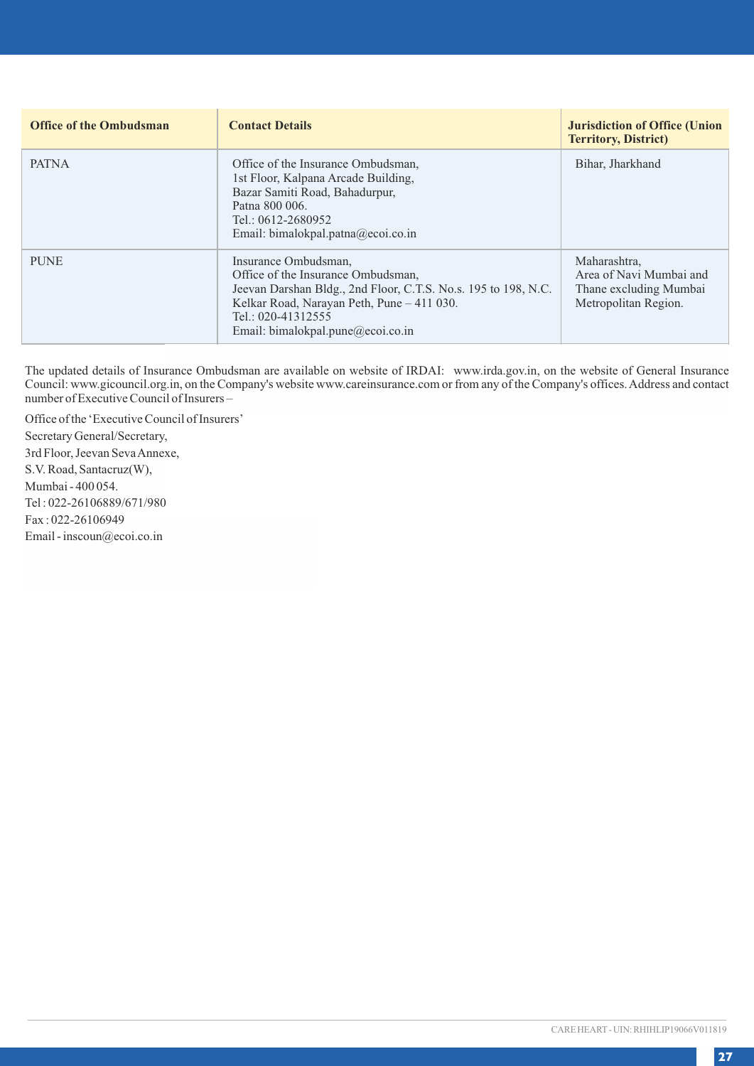| Office of the Ombudsman | Contact Details | Jurisdiction of Office (Union Territory, District) |
|---|---|---|
| PATNA | Office of the Insurance Ombudsman,<br>1st Floor, Kalpana Arcade Building,<br>Bazar Samiti Road, Bahadurpur,<br>Patna 800 006.<br>Tel.: 0612-2680952<br>Email: bimalokpal.patna@ecoi.co.in | Bihar, Jharkhand |
| PUNE | Insurance Ombudsman,<br>Office of the Insurance Ombudsman,<br>Jeevan Darshan Bldg., 2nd Floor, C.T.S. No.s. 195 to 198, N.C. Kelkar Road, Narayan Peth, Pune – 411 030.<br>Tel.: 020-41312555<br>Email: bimalokpal.pune@ecoi.co.in | Maharashtra,<br>Area of Navi Mumbai and Thane excluding Mumbai Metropolitan Region. |

The updated details of Insurance Ombudsman are available on website of IRDAI: www.irda.gov.in, on the website of General Insurance Council: www.gicouncil.org.in, on the Company's website www.careinsurance.com or from any of the Company's offices. Address and contact number of Executive Council of Insurers –

Office of the 'Executive Council of Insurers'
Secretary General/Secretary,
3rd Floor, Jeevan Seva Annexe,
S.V. Road, Santacruz(W),
Mumbai - 400 054.
Tel : 022-26106889/671/980
Fax : 022-26106949
Email - inscoun@ecoi.co.in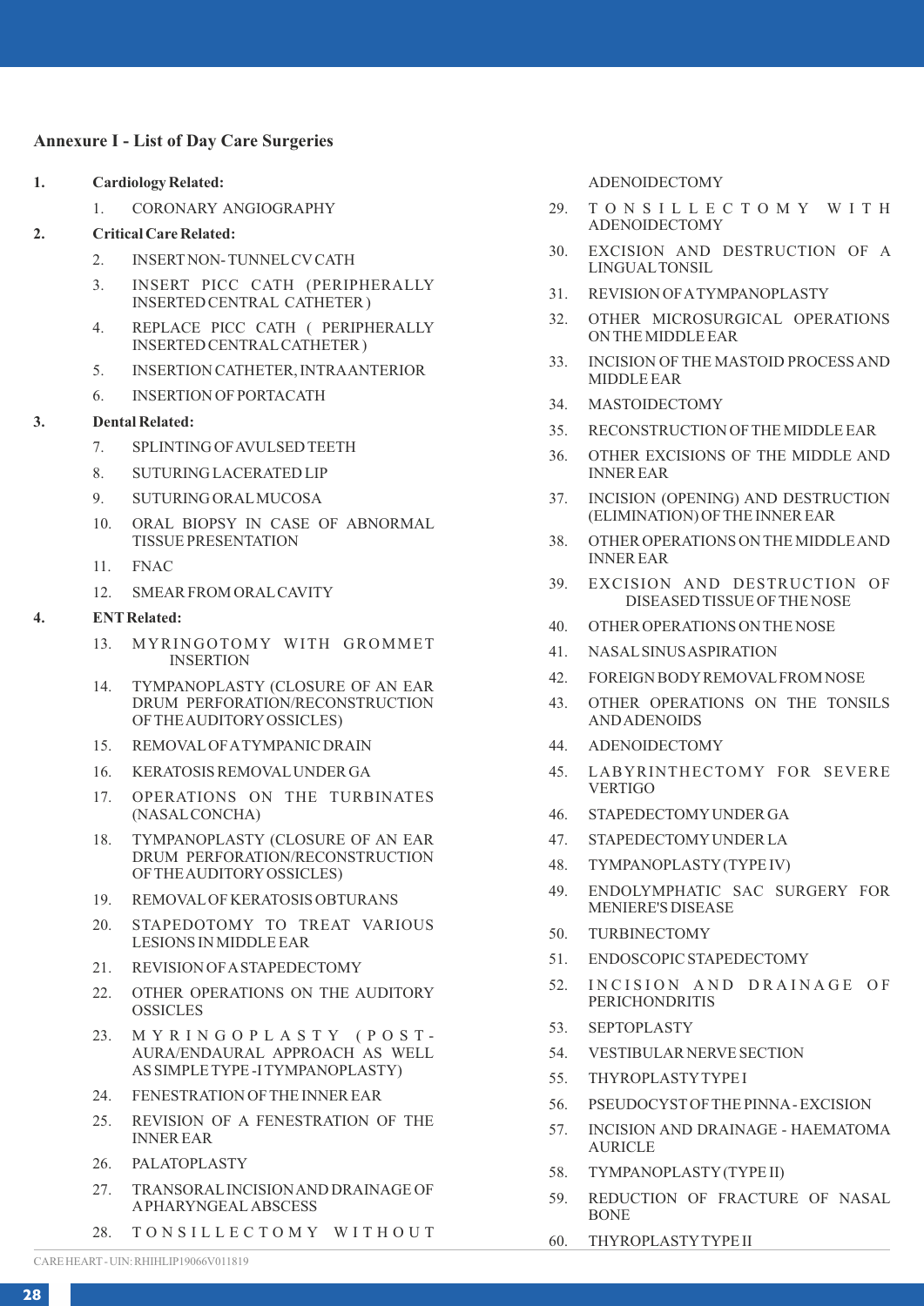### Annexure I - List of Day Care Surgeries

1. **Cardiology Related:**
    1. CORONARY ANGIOGRAPHY
2. **Critical Care Related:**
    2. INSERT NON- TUNNEL CV CATH
    3. INSERT PICC CATH (PERIPHERALLY INSERTED CENTRAL CATHETER )
    4. REPLACE PICC CATH ( PERIPHERALLY INSERTED CENTRAL CATHETER )
    5. INSERTION CATHETER, INTRA ANTERIOR
    6. INSERTION OF PORTACATH
3. **Dental Related:**
    7. SPLINTING OF AVULSED TEETH
    8. SUTURING LACERATED LIP
    9. SUTURING ORAL MUCOSA
    10. ORAL BIOPSY IN CASE OF ABNORMAL TISSUE PRESENTATION
    11. FNAC
    12. SMEAR FROM ORAL CAVITY
4. **ENT Related:**
    13. MYRINGOTOMY WITH GROMMET INSERTION
    14. TYMPANOPLASTY (CLOSURE OF AN EAR DRUM PERFORATION/RECONSTRUCTION OF THE AUDITORY OSSICLES)
    15. REMOVAL OF A TYMPANIC DRAIN
    16. KERATOSIS REMOVAL UNDER GA
    17. OPERATIONS ON THE TURBINATES (NASAL CONCHA)
    18. TYMPANOPLASTY (CLOSURE OF AN EAR DRUM PERFORATION/RECONSTRUCTION OF THE AUDITORY OSSICLES)
    19. REMOVAL OF KERATOSIS OBTURANS
    20. STAPEDOTOMY TO TREAT VARIOUS LESIONS IN MIDDLE EAR
    21. REVISION OF A STAPEDECTOMY
    22. OTHER OPERATIONS ON THE AUDITORY OSSICLES
    23. MYRINGOPLASTY (POST-AURA/ENDAURAL APPROACH AS WELL AS SIMPLE TYPE -I TYMPANOPLASTY)
    24. FENESTRATION OF THE INNER EAR
    25. REVISION OF A FENESTRATION OF THE INNER EAR
    26. PALATOPLASTY
    27. TRANSORAL INCISION AND DRAINAGE OF A PHARYNGEAL ABSCESS
    28. TONSILLECTOMY WITHOUT ADENOIDECTOMY
    29. TONSILLECTOMY WITH ADENOIDECTOMY
    30. EXCISION AND DESTRUCTION OF A LINGUAL TONSIL
    31. REVISION OF A TYMPANOPLASTY
    32. OTHER MICROSURGICAL OPERATIONS ON THE MIDDLE EAR
    33. INCISION OF THE MASTOID PROCESS AND MIDDLE EAR
    34. MASTOIDECTOMY
    35. RECONSTRUCTION OF THE MIDDLE EAR
    36. OTHER EXCISIONS OF THE MIDDLE AND INNER EAR
    37. INCISION (OPENING) AND DESTRUCTION (ELIMINATION) OF THE INNER EAR
    38. OTHER OPERATIONS ON THE MIDDLE AND INNER EAR
    39. EXCISION AND DESTRUCTION OF DISEASED TISSUE OF THE NOSE
    40. OTHER OPERATIONS ON THE NOSE
    41. NASAL SINUS ASPIRATION
    42. FOREIGN BODY REMOVAL FROM NOSE
    43. OTHER OPERATIONS ON THE TONSILS AND ADENOIDS
    44. ADENOIDECTOMY
    45. LABYRINTHECTOMY FOR SEVERE VERTIGO
    46. STAPEDECTOMY UNDER GA
    47. STAPEDECTOMY UNDER LA
    48. TYMPANOPLASTY (TYPE IV)
    49. ENDOLYMPHATIC SAC SURGERY FOR MENIERE'S DISEASE
    50. TURBINECTOMY
    51. ENDOSCOPIC STAPEDECTOMY
    52. INCISION AND DRAINAGE OF PERICHONDRITIS
    53. SEPTOPLASTY
    54. VESTIBULAR NERVE SECTION
    55. THYROPLASTY TYPE I
    56. PSEUDOCYST OF THE PINNA - EXCISION
    57. INCISION AND DRAINAGE - HAEMATOMA AURICLE
    58. TYMPANOPLASTY (TYPE II)
    59. REDUCTION OF FRACTURE OF NASAL BONE
    60. THYROPLASTY TYPE II

CARE HEART - UIN: RHIHLIP19066V011819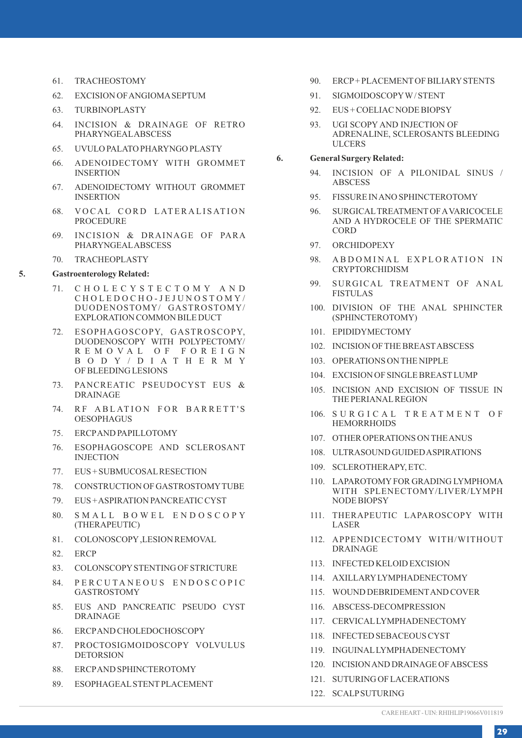61. TRACHEOSTOMY
62. EXCISION OF ANGIOMA SEPTUM
63. TURBINOPLASTY
64. INCISION & DRAINAGE OF RETRO PHARYNGEAL ABSCESS
65. UVULO PALATO PHARYNGO PLASTY
66. ADENOIDECTOMY WITH GROMMET INSERTION
67. ADENOIDECTOMY WITHOUT GROMMET INSERTION
68. VOCAL CORD LATERALISATION PROCEDURE
69. INCISION & DRAINAGE OF PARA PHARYNGEAL ABSCESS
70. TRACHEOPLASTY

**5. Gastroenterology Related:**

71. CHOLECYSTECTOMY AND CHOLEDOCHO-JEJUNOSTOMY/ DUODENOSTOMY/ GASTROSTOMY/ EXPLORATION COMMON BILE DUCT
72. ESOPHAGOSCOPY, GASTROSCOPY, DUODENOSCOPY WITH POLYPECTOMY/ REMOVAL OF FOREIGN BODY/DIATHERMY OF BLEEDING LESIONS
73. PANCREATIC PSEUDOCYST EUS & DRAINAGE
74. RF ABLATION FOR BARRETT'S OESOPHAGUS
75. ERCP AND PAPILLOTOMY
76. ESOPHAGOSCOPE AND SCLEROSANT INJECTION
77. EUS + SUBMUCOSAL RESECTION
78. CONSTRUCTION OF GASTROSTOMY TUBE
79. EUS + ASPIRATION PANCREATIC CYST
80. SMALL BOWEL ENDOSCOPY (THERAPEUTIC)
81. COLONOSCOPY ,LESION REMOVAL
82. ERCP
83. COLONSCOPY STENTING OF STRICTURE
84. PERCUTANEOUS ENDOSCOPIC GASTROSTOMY
85. EUS AND PANCREATIC PSEUDO CYST DRAINAGE
86. ERCP AND CHOLEDOCHOSCOPY
87. PROCTOSIGMOIDOSCOPY VOLVULUS DETORSION
88. ERCP AND SPHINCTEROTOMY
89. ESOPHAGEAL STENT PLACEMENT
90. ERCP + PLACEMENT OF BILIARY STENTS
91. SIGMOIDOSCOPY W / STENT
92. EUS + COELIAC NODE BIOPSY
93. UGI SCOPY AND INJECTION OF ADRENALINE, SCLEROSANTS BLEEDING ULCERS

**6. General Surgery Related:**

94. INCISION OF A PILONIDAL SINUS / ABSCESS
95. FISSURE IN ANO SPHINCTEROTOMY
96. SURGICAL TREATMENT OF A VARICOCELE AND A HYDROCELE OF THE SPERMATIC CORD
97. ORCHIDOPEXY
98. ABDOMINAL EXPLORATION IN CRYPTORCHIDISM
99. SURGICAL TREATMENT OF ANAL FISTULAS
100. DIVISION OF THE ANAL SPHINCTER (SPHINCTEROTOMY)
101. EPIDIDYMECTOMY
102. INCISION OF THE BREAST ABSCESS
103. OPERATIONS ON THE NIPPLE
104. EXCISION OF SINGLE BREAST LUMP
105. INCISION AND EXCISION OF TISSUE IN THE PERIANAL REGION
106. SURGICAL TREATMENT OF HEMORRHOIDS
107. OTHER OPERATIONS ON THE ANUS
108. ULTRASOUND GUIDED ASPIRATIONS
109. SCLEROTHERAPY, ETC.
110. LAPAROTOMY FOR GRADING LYMPHOMA WITH SPLENECTOMY/LIVER/LYMPH NODE BIOPSY
111. THERAPEUTIC LAPAROSCOPY WITH LASER
112. APPENDICECTOMY WITH/WITHOUT DRAINAGE
113. INFECTED KELOID EXCISION
114. AXILLARY LYMPHADENECTOMY
115. WOUND DEBRIDEMENT AND COVER
116. ABSCESS-DECOMPRESSION
117. CERVICAL LYMPHADENECTOMY
118. INFECTED SEBACEOUS CYST
119. INGUINAL LYMPHADENECTOMY
120. INCISION AND DRAINAGE OF ABSCESS
121. SUTURING OF LACERATIONS
122. SCALP SUTURING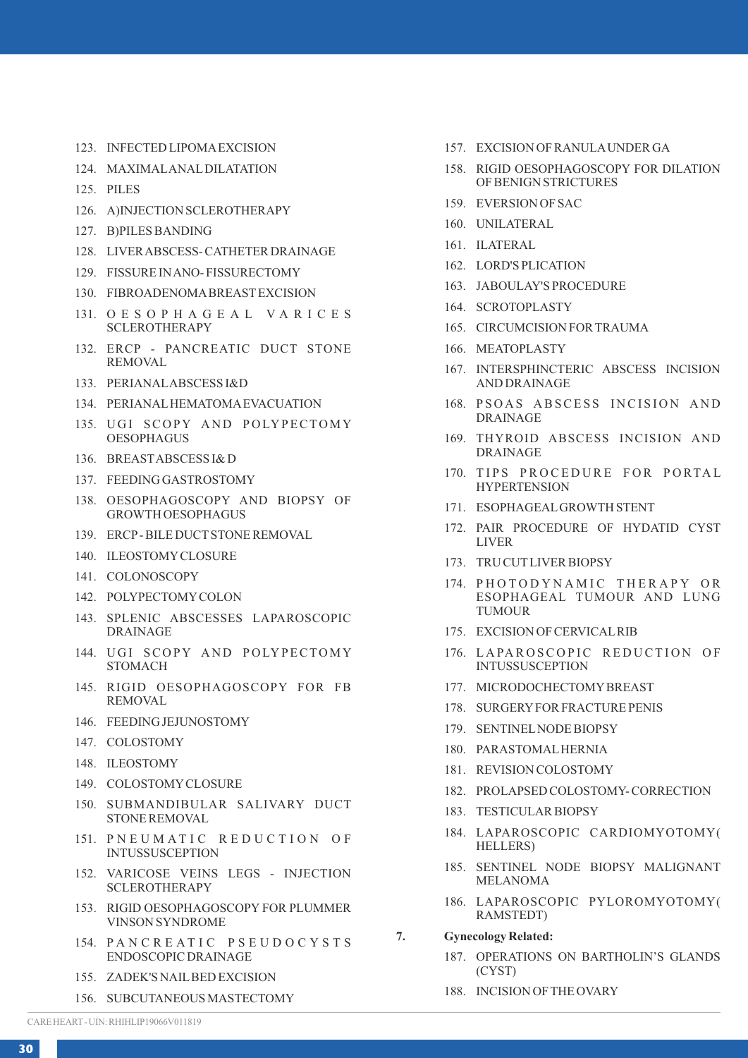123. INFECTED LIPOMA EXCISION
124. MAXIMAL ANAL DILATATION
125. PILES
126. A)INJECTION SCLEROTHERAPY
127. B)PILES BANDING
128. LIVER ABSCESS- CATHETER DRAINAGE
129. FISSURE IN ANO- FISSURECTOMY
130. FIBROADENOMA BREAST EXCISION
131. OESOPHAGEAL VARICES SCLEROTHERAPY
132. ERCP - PANCREATIC DUCT STONE REMOVAL
133. PERIANAL ABSCESS I&D
134. PERIANAL HEMATOMA EVACUATION
135. UGI SCOPY AND POLYPECTOMY OESOPHAGUS
136. BREAST ABSCESS I& D
137. FEEDING GASTROSTOMY
138. OESOPHAGOSCOPY AND BIOPSY OF GROWTH OESOPHAGUS
139. ERCP - BILE DUCT STONE REMOVAL
140. ILEOSTOMY CLOSURE
141. COLONOSCOPY
142. POLYPECTOMY COLON
143. SPLENIC ABSCESSES LAPAROSCOPIC DRAINAGE
144. UGI SCOPY AND POLYPECTOMY STOMACH
145. RIGID OESOPHAGOSCOPY FOR FB REMOVAL
146. FEEDING JEJUNOSTOMY
147. COLOSTOMY
148. ILEOSTOMY
149. COLOSTOMY CLOSURE
150. SUBMANDIBULAR SALIVARY DUCT STONE REMOVAL
151. PNEUMATIC REDUCTION OF INTUSSUSCEPTION
152. VARICOSE VEINS LEGS - INJECTION SCLEROTHERAPY
153. RIGID OESOPHAGOSCOPY FOR PLUMMER VINSON SYNDROME
154. PANCREATIC PSEUDOCYSTS ENDOSCOPIC DRAINAGE
155. ZADEK'S NAIL BED EXCISION
156. SUBCUTANEOUS MASTECTOMY
157. EXCISION OF RANULA UNDER GA
158. RIGID OESOPHAGOSCOPY FOR DILATION OF BENIGN STRICTURES
159. EVERSION OF SAC
160. UNILATERAL
161. ILATERAL
162. LORD'S PLICATION
163. JABOULAY'S PROCEDURE
164. SCROTOPLASTY
165. CIRCUMCISION FOR TRAUMA
166. MEATOPLASTY
167. INTERSPHINCTERIC ABSCESS INCISION AND DRAINAGE
168. PSOAS ABSCESS INCISION AND DRAINAGE
169. THYROID ABSCESS INCISION AND DRAINAGE
170. TIPS PROCEDURE FOR PORTAL HYPERTENSION
171. ESOPHAGEAL GROWTH STENT
172. PAIR PROCEDURE OF HYDATID CYST LIVER
173. TRU CUT LIVER BIOPSY
174. PHOTODYNAMIC THERAPY OR ESOPHAGEAL TUMOUR AND LUNG TUMOUR
175. EXCISION OF CERVICAL RIB
176. LAPAROSCOPIC REDUCTION OF INTUSSUSCEPTION
177. MICRODOCHECTOMY BREAST
178. SURGERY FOR FRACTURE PENIS
179. SENTINEL NODE BIOPSY
180. PARASTOMAL HERNIA
181. REVISION COLOSTOMY
182. PROLAPSED COLOSTOMY- CORRECTION
183. TESTICULAR BIOPSY
184. LAPAROSCOPIC CARDIOMYOTOMY( HELLERS)
185. SENTINEL NODE BIOPSY MALIGNANT MELANOMA
186. LAPAROSCOPIC PYLOROMYOTOMY( RAMSTEDT)

7. **Gynecology Related:**

187. OPERATIONS ON BARTHOLIN'S GLANDS (CYST)
188. INCISION OF THE OVARY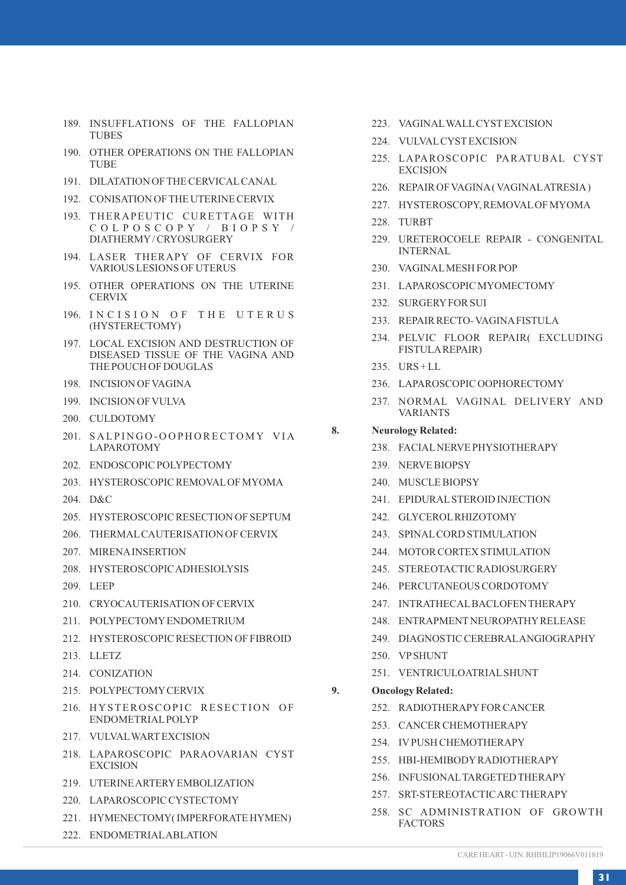189. INSUFFLATIONS OF THE FALLOPIAN TUBES
190. OTHER OPERATIONS ON THE FALLOPIAN TUBE
191. DILATATION OF THE CERVICAL CANAL
192. CONISATION OF THE UTERINE CERVIX
193. THERAPEUTIC CURETTAGE WITH COLPOSCOPY / BIOPSY / DIATHERMY / CRYOSURGERY
194. LASER THERAPY OF CERVIX FOR VARIOUS LESIONS OF UTERUS
195. OTHER OPERATIONS ON THE UTERINE CERVIX
196. INCISION OF THE UTERUS (HYSTERECTOMY)
197. LOCAL EXCISION AND DESTRUCTION OF DISEASED TISSUE OF THE VAGINA AND THE POUCH OF DOUGLAS
198. INCISION OF VAGINA
199. INCISION OF VULVA
200. CULDOTOMY
201. SALPINGO-OOPHORECTOMY VIA LAPAROTOMY
202. ENDOSCOPIC POLYPECTOMY
203. HYSTEROSCOPIC REMOVAL OF MYOMA
204. D&C
205. HYSTEROSCOPIC RESECTION OF SEPTUM
206. THERMAL CAUTERISATION OF CERVIX
207. MIRENA INSERTION
208. HYSTEROSCOPIC ADHESIOLYSIS
209. LEEP
210. CRYOCAUTERISATION OF CERVIX
211. POLYPECTOMY ENDOMETRIUM
212. HYSTEROSCOPIC RESECTION OF FIBROID
213. LLETZ
214. CONIZATION
215. POLYPECTOMY CERVIX
216. HYSTEROSCOPIC RESECTION OF ENDOMETRIAL POLYP
217. VULVAL WART EXCISION
218. LAPAROSCOPIC PARAOVARIAN CYST EXCISION
219. UTERINE ARTERY EMBOLIZATION
220. LAPAROSCOPIC CYSTECTOMY
221. HYMENECTOMY( IMPERFORATE HYMEN)
222. ENDOMETRIAL ABLATION
223. VAGINAL WALL CYST EXCISION
224. VULVAL CYST EXCISION
225. LAPAROSCOPIC PARATUBAL CYST EXCISION
226. REPAIR OF VAGINA ( VAGINAL ATRESIA )
227. HYSTEROSCOPY, REMOVAL OF MYOMA
228. TURBT
229. URETEROCOELE REPAIR - CONGENITAL INTERNAL
230. VAGINAL MESH FOR POP
231. LAPAROSCOPIC MYOMECTOMY
232. SURGERY FOR SUI
233. REPAIR RECTO- VAGINA FISTULA
234. PELVIC FLOOR REPAIR( EXCLUDING FISTULA REPAIR)
235. URS + LL
236. LAPAROSCOPIC OOPHORECTOMY
237. NORMAL VAGINAL DELIVERY AND VARIANTS

**8. Neurology Related:**

238. FACIAL NERVE PHYSIOTHERAPY
239. NERVE BIOPSY
240. MUSCLE BIOPSY
241. EPIDURAL STEROID INJECTION
242. GLYCEROL RHIZOTOMY
243. SPINAL CORD STIMULATION
244. MOTOR CORTEX STIMULATION
245. STEREOTACTIC RADIOSURGERY
246. PERCUTANEOUS CORDOTOMY
247. INTRATHECAL BACLOFEN THERAPY
248. ENTRAPMENT NEUROPATHY RELEASE
249. DIAGNOSTIC CEREBRAL ANGIOGRAPHY
250. VP SHUNT
251. VENTRICULOATRIAL SHUNT

**9. Oncology Related:**

252. RADIOTHERAPY FOR CANCER
253. CANCER CHEMOTHERAPY
254. IV PUSH CHEMOTHERAPY
255. HBI-HEMIBODY RADIOTHERAPY
256. INFUSIONAL TARGETED THERAPY
257. SRT-STEREOTACTIC ARC THERAPY
258. SC ADMINISTRATION OF GROWTH FACTORS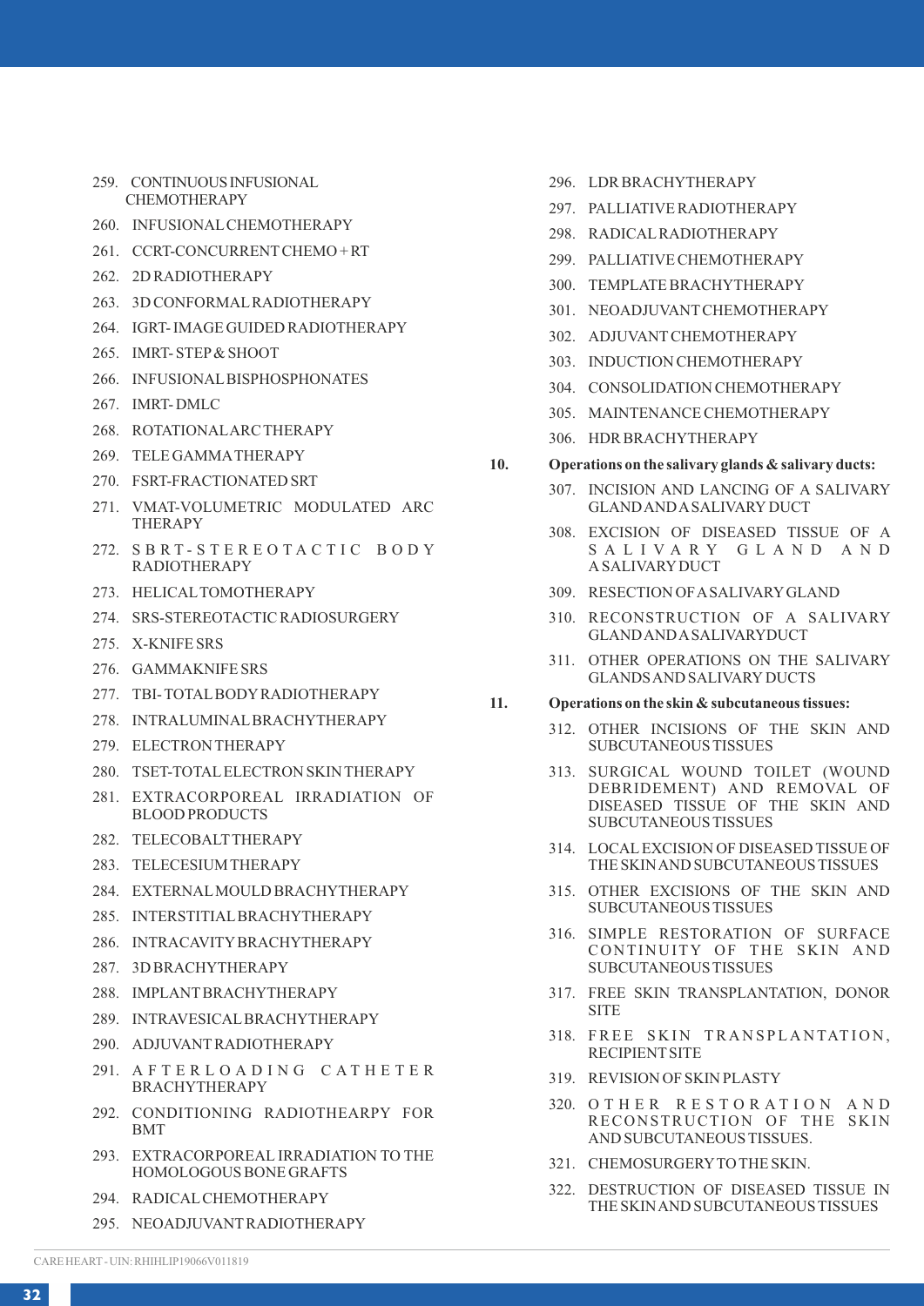259. CONTINUOUS INFUSIONAL CHEMOTHERAPY
260. INFUSIONAL CHEMOTHERAPY
261. CCRT-CONCURRENT CHEMO + RT
262. 2D RADIOTHERAPY
263. 3D CONFORMAL RADIOTHERAPY
264. IGRT- IMAGE GUIDED RADIOTHERAPY
265. IMRT- STEP & SHOOT
266. INFUSIONAL BISPHOSPHONATES
267. IMRT- DMLC
268. ROTATIONAL ARC THERAPY
269. TELE GAMMA THERAPY
270. FSRT-FRACTIONATED SRT
271. VMAT-VOLUMETRIC MODULATED ARC THERAPY
272. SBRT-STEREOTACTIC BODY RADIOTHERAPY
273. HELICAL TOMOTHERAPY
274. SRS-STEREOTACTIC RADIOSURGERY
275. X-KNIFE SRS
276. GAMMAKNIFE SRS
277. TBI- TOTAL BODY RADIOTHERAPY
278. INTRALUMINAL BRACHYTHERAPY
279. ELECTRON THERAPY
280. TSET-TOTAL ELECTRON SKIN THERAPY
281. EXTRACORPOREAL IRRADIATION OF BLOOD PRODUCTS
282. TELECOBALT THERAPY
283. TELECESIUM THERAPY
284. EXTERNAL MOULD BRACHYTHERAPY
285. INTERSTITIAL BRACHYTHERAPY
286. INTRACAVITY BRACHYTHERAPY
287. 3D BRACHYTHERAPY
288. IMPLANT BRACHYTHERAPY
289. INTRAVESICAL BRACHYTHERAPY
290. ADJUVANT RADIOTHERAPY
291. AFTERLOADING CATHETER BRACHYTHERAPY
292. CONDITIONING RADIOTHEARPY FOR BMT
293. EXTRACORPOREAL IRRADIATION TO THE HOMOLOGOUS BONE GRAFTS
294. RADICAL CHEMOTHERAPY
295. NEOADJUVANT RADIOTHERAPY
296. LDR BRACHYTHERAPY
297. PALLIATIVE RADIOTHERAPY
298. RADICAL RADIOTHERAPY
299. PALLIATIVE CHEMOTHERAPY
300. TEMPLATE BRACHYTHERAPY
301. NEOADJUVANT CHEMOTHERAPY
302. ADJUVANT CHEMOTHERAPY
303. INDUCTION CHEMOTHERAPY
304. CONSOLIDATION CHEMOTHERAPY
305. MAINTENANCE CHEMOTHERAPY
306. HDR BRACHYTHERAPY

**10. Operations on the salivary glands & salivary ducts:**

307. INCISION AND LANCING OF A SALIVARY GLAND AND A SALIVARY DUCT
308. EXCISION OF DISEASED TISSUE OF A SALIVARY GLAND AND A SALIVARY DUCT
309. RESECTION OF A SALIVARY GLAND
310. RECONSTRUCTION OF A SALIVARY GLAND AND A SALIVARY DUCT
311. OTHER OPERATIONS ON THE SALIVARY GLANDS AND SALIVARY DUCTS

**11. Operations on the skin & subcutaneous tissues:**

312. OTHER INCISIONS OF THE SKIN AND SUBCUTANEOUS TISSUES
313. SURGICAL WOUND TOILET (WOUND DEBRIDEMENT) AND REMOVAL OF DISEASED TISSUE OF THE SKIN AND SUBCUTANEOUS TISSUES
314. LOCAL EXCISION OF DISEASED TISSUE OF THE SKIN AND SUBCUTANEOUS TISSUES
315. OTHER EXCISIONS OF THE SKIN AND SUBCUTANEOUS TISSUES
316. SIMPLE RESTORATION OF SURFACE CONTINUITY OF THE SKIN AND SUBCUTANEOUS TISSUES
317. FREE SKIN TRANSPLANTATION, DONOR SITE
318. FREE SKIN TRANSPLANTATION, RECIPIENT SITE
319. REVISION OF SKIN PLASTY
320. OTHER RESTORATION AND RECONSTRUCTION OF THE SKIN AND SUBCUTANEOUS TISSUES.
321. CHEMOSURGERY TO THE SKIN.
322. DESTRUCTION OF DISEASED TISSUE IN THE SKIN AND SUBCUTANEOUS TISSUES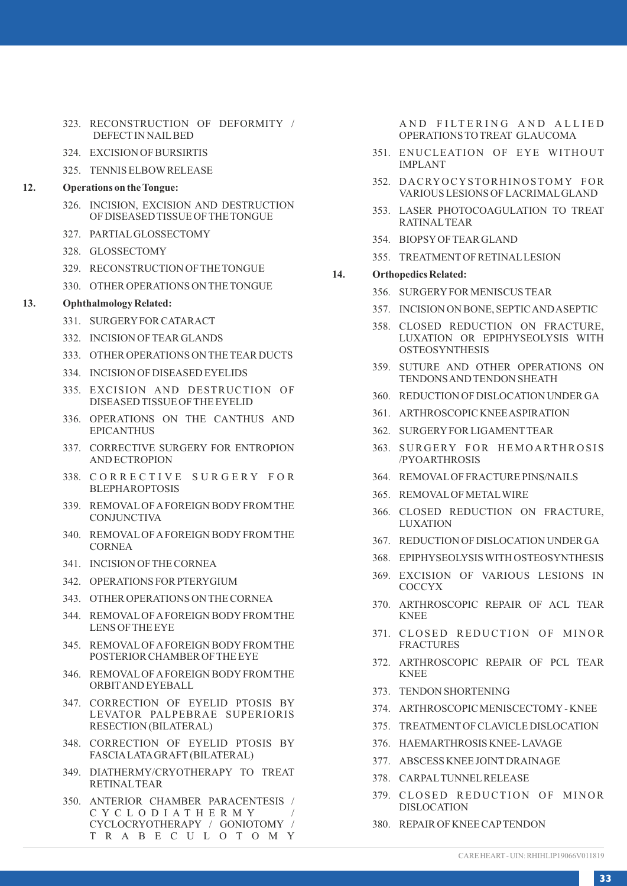323. RECONSTRUCTION OF DEFORMITY / DEFECT IN NAIL BED
324. EXCISION OF BURSIRTIS
325. TENNIS ELBOW RELEASE

**12. Operations on the Tongue:**

326. INCISION, EXCISION AND DESTRUCTION OF DISEASED TISSUE OF THE TONGUE
327. PARTIAL GLOSSECTOMY
328. GLOSSECTOMY
329. RECONSTRUCTION OF THE TONGUE
330. OTHER OPERATIONS ON THE TONGUE

**13. Ophthalmology Related:**

331. SURGERY FOR CATARACT
332. INCISION OF TEAR GLANDS
333. OTHER OPERATIONS ON THE TEAR DUCTS
334. INCISION OF DISEASED EYELIDS
335. EXCISION AND DESTRUCTION OF DISEASED TISSUE OF THE EYELID
336. OPERATIONS ON THE CANTHUS AND EPICANTHUS
337. CORRECTIVE SURGERY FOR ENTROPION AND ECTROPION
338. CORRECTIVE SURGERY FOR BLEPHAROPTOSIS
339. REMOVAL OF A FOREIGN BODY FROM THE CONJUNCTIVA
340. REMOVAL OF A FOREIGN BODY FROM THE CORNEA
341. INCISION OF THE CORNEA
342. OPERATIONS FOR PTERYGIUM
343. OTHER OPERATIONS ON THE CORNEA
344. REMOVAL OF A FOREIGN BODY FROM THE LENS OF THE EYE
345. REMOVAL OF A FOREIGN BODY FROM THE POSTERIOR CHAMBER OF THE EYE
346. REMOVAL OF A FOREIGN BODY FROM THE ORBIT AND EYEBALL
347. CORRECTION OF EYELID PTOSIS BY LEVATOR PALPEBRAE SUPERIORIS RESECTION (BILATERAL)
348. CORRECTION OF EYELID PTOSIS BY FASCIA LATA GRAFT (BILATERAL)
349. DIATHERMY/CRYOTHERAPY TO TREAT RETINAL TEAR
350. ANTERIOR CHAMBER PARACENTESIS / CYCLODIATHERMY / CYCLOCRYOTHERAPY / GONIOTOMY / TRABECULOTOMY AND FILTERING AND ALLIED OPERATIONS TO TREAT GLAUCOMA
351. ENUCLEATION OF EYE WITHOUT IMPLANT
352. DACRYOCYSTORHINOSTOMY FOR VARIOUS LESIONS OF LACRIMAL GLAND
353. LASER PHOTOCOAGULATION TO TREAT RATINAL TEAR
354. BIOPSY OF TEAR GLAND
355. TREATMENT OF RETINAL LESION

**14. Orthopedics Related:**

356. SURGERY FOR MENISCUS TEAR
357. INCISION ON BONE, SEPTIC AND ASEPTIC
358. CLOSED REDUCTION ON FRACTURE, LUXATION OR EPIPHYSEOLYSIS WITH OSTEOSYNTHESIS
359. SUTURE AND OTHER OPERATIONS ON TENDONS AND TENDON SHEATH
360. REDUCTION OF DISLOCATION UNDER GA
361. ARTHROSCOPIC KNEE ASPIRATION
362. SURGERY FOR LIGAMENT TEAR
363. SURGERY FOR HEMOARTHROSIS /PYOARTHROSIS
364. REMOVAL OF FRACTURE PINS/NAILS
365. REMOVAL OF METAL WIRE
366. CLOSED REDUCTION ON FRACTURE, LUXATION
367. REDUCTION OF DISLOCATION UNDER GA
368. EPIPHYSEOLYSIS WITH OSTEOSYNTHESIS
369. EXCISION OF VARIOUS LESIONS IN COCCYX
370. ARTHROSCOPIC REPAIR OF ACL TEAR KNEE
371. CLOSED REDUCTION OF MINOR FRACTURES
372. ARTHROSCOPIC REPAIR OF PCL TEAR KNEE
373. TENDON SHORTENING
374. ARTHROSCOPIC MENISCECTOMY - KNEE
375. TREATMENT OF CLAVICLE DISLOCATION
376. HAEMARTHROSIS KNEE- LAVAGE
377. ABSCESS KNEE JOINT DRAINAGE
378. CARPAL TUNNEL RELEASE
379. CLOSED REDUCTION OF MINOR DISLOCATION
380. REPAIR OF KNEE CAP TENDON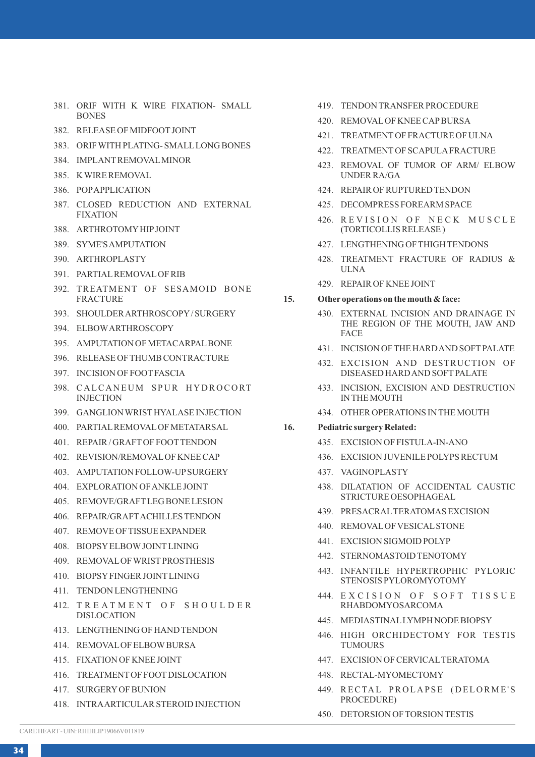381. ORIF WITH K WIRE FIXATION- SMALL BONES
382. RELEASE OF MIDFOOT JOINT
383. ORIF WITH PLATING- SMALL LONG BONES
384. IMPLANT REMOVAL MINOR
385. K WIRE REMOVAL
386. POP APPLICATION
387. CLOSED REDUCTION AND EXTERNAL FIXATION
388. ARTHROTOMY HIP JOINT
389. SYME'S AMPUTATION
390. ARTHROPLASTY
391. PARTIAL REMOVAL OF RIB
392. TREATMENT OF SESAMOID BONE FRACTURE
393. SHOULDER ARTHROSCOPY / SURGERY
394. ELBOW ARTHROSCOPY
395. AMPUTATION OF METACARPAL BONE
396. RELEASE OF THUMB CONTRACTURE
397. INCISION OF FOOT FASCIA
398. CALCANEUM SPUR HYDROCORT INJECTION
399. GANGLION WRIST HYALASE INJECTION
400. PARTIAL REMOVAL OF METATARSAL
401. REPAIR / GRAFT OF FOOT TENDON
402. REVISION/REMOVAL OF KNEE CAP
403. AMPUTATION FOLLOW-UP SURGERY
404. EXPLORATION OF ANKLE JOINT
405. REMOVE/GRAFT LEG BONE LESION
406. REPAIR/GRAFT ACHILLES TENDON
407. REMOVE OF TISSUE EXPANDER
408. BIOPSY ELBOW JOINT LINING
409. REMOVAL OF WRIST PROSTHESIS
410. BIOPSY FINGER JOINT LINING
411. TENDON LENGTHENING
412. TREATMENT OF SHOULDER DISLOCATION
413. LENGTHENING OF HAND TENDON
414. REMOVAL OF ELBOW BURSA
415. FIXATION OF KNEE JOINT
416. TREATMENT OF FOOT DISLOCATION
417. SURGERY OF BUNION
418. INTRA ARTICULAR STEROID INJECTION
419. TENDON TRANSFER PROCEDURE
420. REMOVAL OF KNEE CAP BURSA
421. TREATMENT OF FRACTURE OF ULNA
422. TREATMENT OF SCAPULA FRACTURE
423. REMOVAL OF TUMOR OF ARM/ ELBOW UNDER RA/GA
424. REPAIR OF RUPTURED TENDON
425. DECOMPRESS FOREARM SPACE
426. REVISION OF NECK MUSCLE (TORTICOLLIS RELEASE )
427. LENGTHENING OF THIGH TENDONS
428. TREATMENT FRACTURE OF RADIUS & ULNA
429. REPAIR OF KNEE JOINT

**15. Other operations on the mouth & face:**

430. EXTERNAL INCISION AND DRAINAGE IN THE REGION OF THE MOUTH, JAW AND FACE
431. INCISION OF THE HARD AND SOFT PALATE
432. EXCISION AND DESTRUCTION OF DISEASED HARD AND SOFT PALATE
433. INCISION, EXCISION AND DESTRUCTION IN THE MOUTH
434. OTHER OPERATIONS IN THE MOUTH

**16. Pediatric surgery Related:**

435. EXCISION OF FISTULA-IN-ANO
436. EXCISION JUVENILE POLYPS RECTUM
437. VAGINOPLASTY
438. DILATATION OF ACCIDENTAL CAUSTIC STRICTURE OESOPHAGEAL
439. PRESACRAL TERATOMAS EXCISION
440. REMOVAL OF VESICAL STONE
441. EXCISION SIGMOID POLYP
442. STERNOMASTOID TENOTOMY
443. INFANTILE HYPERTROPHIC PYLORIC STENOSIS PYLOROMYOTOMY
444. EXCISION OF SOFT TISSUE RHABDOMYOSARCOMA
445. MEDIASTINAL LYMPH NODE BIOPSY
446. HIGH ORCHIDECTOMY FOR TESTIS TUMOURS
447. EXCISION OF CERVICAL TERATOMA
448. RECTAL-MYOMECTOMY
449. RECTAL PROLAPSE (DELORME'S PROCEDURE)
450. DETORSION OF TORSION TESTIS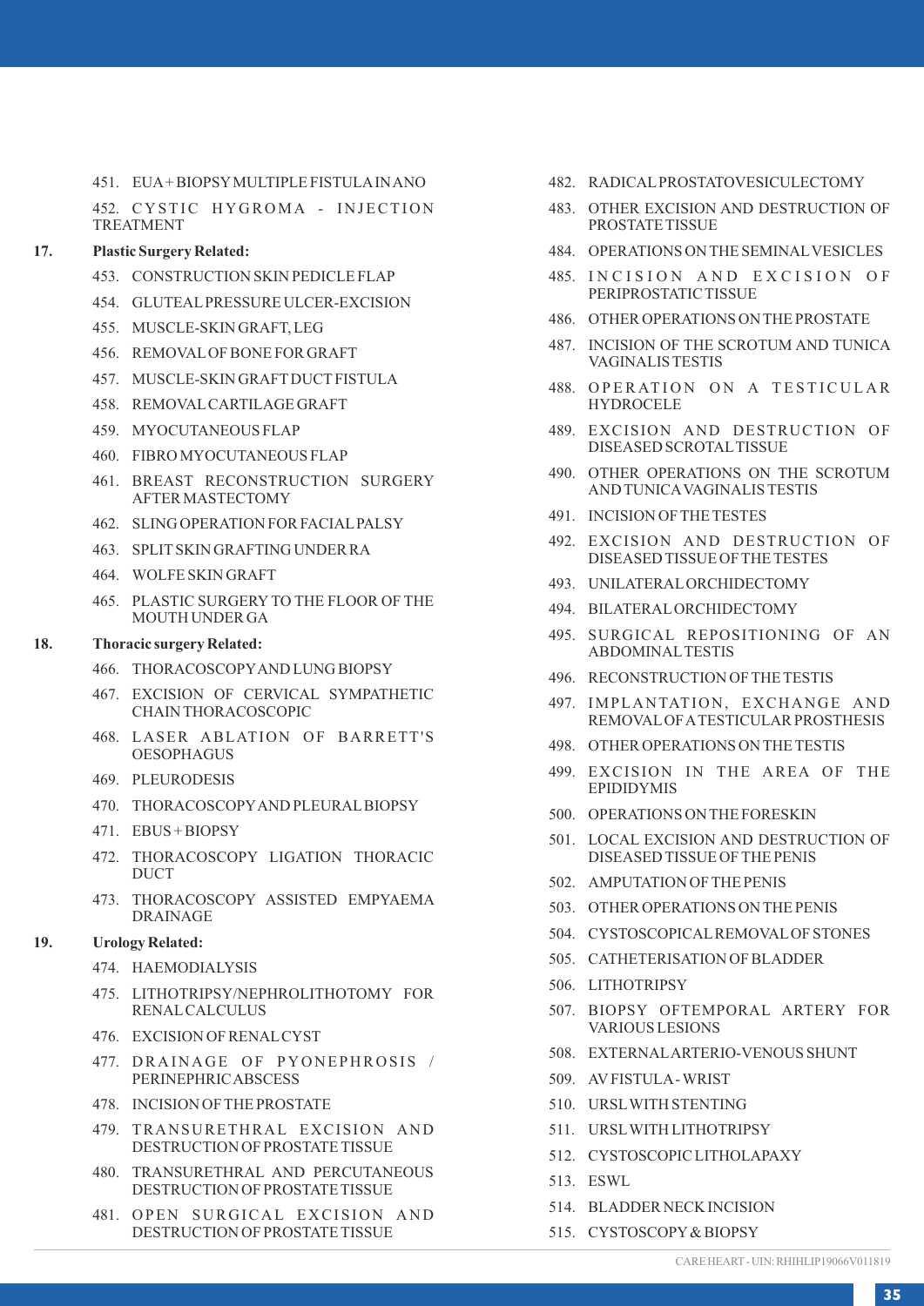451. EUA+BIOPSY MULTIPLE FISTULA IN ANO

452. CYSTIC HYGROMA - INJECTION TREATMENT

**17. Plastic Surgery Related:**

453. CONSTRUCTION SKIN PEDICLE FLAP

454. GLUTEAL PRESSURE ULCER-EXCISION

455. MUSCLE-SKIN GRAFT, LEG

456. REMOVAL OF BONE FOR GRAFT

457. MUSCLE-SKIN GRAFT DUCT FISTULA

458. REMOVAL CARTILAGE GRAFT

459. MYOCUTANEOUS FLAP

460. FIBRO MYOCUTANEOUS FLAP

461. BREAST RECONSTRUCTION SURGERY AFTER MASTECTOMY

462. SLING OPERATION FOR FACIAL PALSY

463. SPLIT SKIN GRAFTING UNDER RA

464. WOLFE SKIN GRAFT

465. PLASTIC SURGERY TO THE FLOOR OF THE MOUTH UNDER GA

**18. Thoracic surgery Related:**

466. THORACOSCOPY AND LUNG BIOPSY

467. EXCISION OF CERVICAL SYMPATHETIC CHAIN THORACOSCOPIC

468. LASER ABLATION OF BARRETT'S OESOPHAGUS

469. PLEURODESIS

470. THORACOSCOPY AND PLEURAL BIOPSY

471. EBUS + BIOPSY

472. THORACOSCOPY LIGATION THORACIC DUCT

473. THORACOSCOPY ASSISTED EMPYAEMA DRAINAGE

**19. Urology Related:**

474. HAEMODIALYSIS

475. LITHOTRIPSY/NEPHROLITHOTOMY FOR RENAL CALCULUS

476. EXCISION OF RENAL CYST

477. DRAINAGE OF PYONEPHROSIS / PERINEPHRIC ABSCESS

478. INCISION OF THE PROSTATE

479. TRANSURETHRAL EXCISION AND DESTRUCTION OF PROSTATE TISSUE

480. TRANSURETHRAL AND PERCUTANEOUS DESTRUCTION OF PROSTATE TISSUE

481. OPEN SURGICAL EXCISION AND DESTRUCTION OF PROSTATE TISSUE

482. RADICAL PROSTATOVESICULECTOMY

483. OTHER EXCISION AND DESTRUCTION OF PROSTATE TISSUE

484. OPERATIONS ON THE SEMINAL VESICLES

485. INCISION AND EXCISION OF PERIPROSTATIC TISSUE

486. OTHER OPERATIONS ON THE PROSTATE

487. INCISION OF THE SCROTUM AND TUNICA VAGINALIS TESTIS

488. OPERATION ON A TESTICULAR HYDROCELE

489. EXCISION AND DESTRUCTION OF DISEASED SCROTAL TISSUE

490. OTHER OPERATIONS ON THE SCROTUM AND TUNICA VAGINALIS TESTIS

491. INCISION OF THE TESTES

492. EXCISION AND DESTRUCTION OF DISEASED TISSUE OF THE TESTES

493. UNILATERAL ORCHIDECTOMY

494. BILATERAL ORCHIDECTOMY

495. SURGICAL REPOSITIONING OF AN ABDOMINAL TESTIS

496. RECONSTRUCTION OF THE TESTIS

497. IMPLANTATION, EXCHANGE AND REMOVAL OF A TESTICULAR PROSTHESIS

498. OTHER OPERATIONS ON THE TESTIS

499. EXCISION IN THE AREA OF THE EPIDIDYMIS

500. OPERATIONS ON THE FORESKIN

501. LOCAL EXCISION AND DESTRUCTION OF DISEASED TISSUE OF THE PENIS

502. AMPUTATION OF THE PENIS

503. OTHER OPERATIONS ON THE PENIS

504. CYSTOSCOPICAL REMOVAL OF STONES

505. CATHETERISATION OF BLADDER

506. LITHOTRIPSY

507. BIOPSY OFTEMPORAL ARTERY FOR VARIOUS LESIONS

508. EXTERNAL ARTERIO-VENOUS SHUNT

509. AV FISTULA - WRIST

510. URSL WITH STENTING

511. URSL WITH LITHOTRIPSY

512. CYSTOSCOPIC LITHOLAPAXY

513. ESWL

514. BLADDER NECK INCISION

515. CYSTOSCOPY & BIOPSY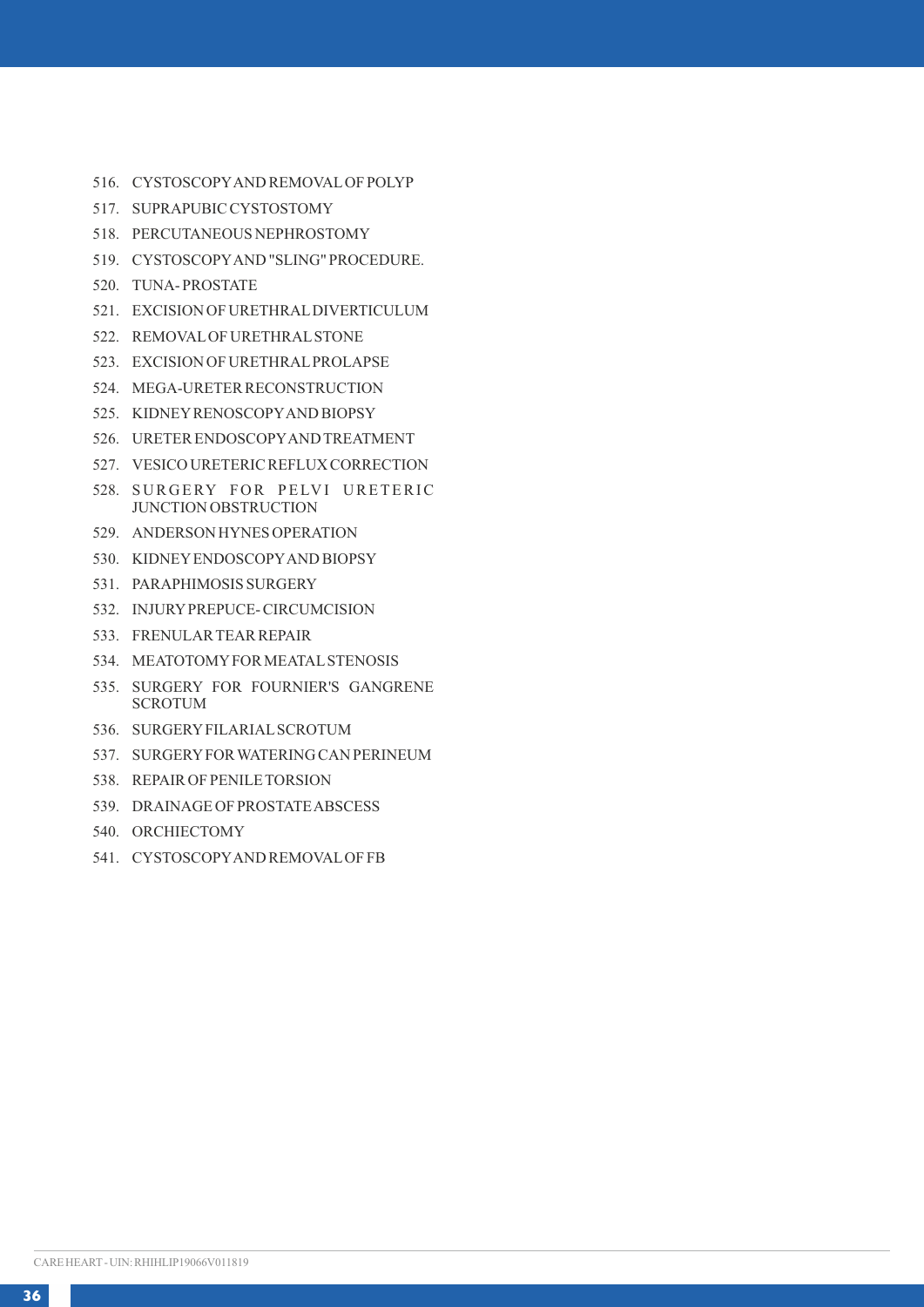516. CYSTOSCOPY AND REMOVAL OF POLYP
517. SUPRAPUBIC CYSTOSTOMY
518. PERCUTANEOUS NEPHROSTOMY
519. CYSTOSCOPY AND "SLING" PROCEDURE.
520. TUNA- PROSTATE
521. EXCISION OF URETHRAL DIVERTICULUM
522. REMOVAL OF URETHRAL STONE
523. EXCISION OF URETHRAL PROLAPSE
524. MEGA-URETER RECONSTRUCTION
525. KIDNEY RENOSCOPY AND BIOPSY
526. URETER ENDOSCOPY AND TREATMENT
527. VESICO URETERIC REFLUX CORRECTION
528. SURGERY FOR PELVI URETERIC JUNCTION OBSTRUCTION
529. ANDERSON HYNES OPERATION
530. KIDNEY ENDOSCOPY AND BIOPSY
531. PARAPHIMOSIS SURGERY
532. INJURY PREPUCE- CIRCUMCISION
533. FRENULAR TEAR REPAIR
534. MEATOTOMY FOR MEATAL STENOSIS
535. SURGERY FOR FOURNIER'S GANGRENE SCROTUM
536. SURGERY FILARIAL SCROTUM
537. SURGERY FOR WATERING CAN PERINEUM
538. REPAIR OF PENILE TORSION
539. DRAINAGE OF PROSTATE ABSCESS
540. ORCHIECTOMY
541. CYSTOSCOPY AND REMOVAL OF FB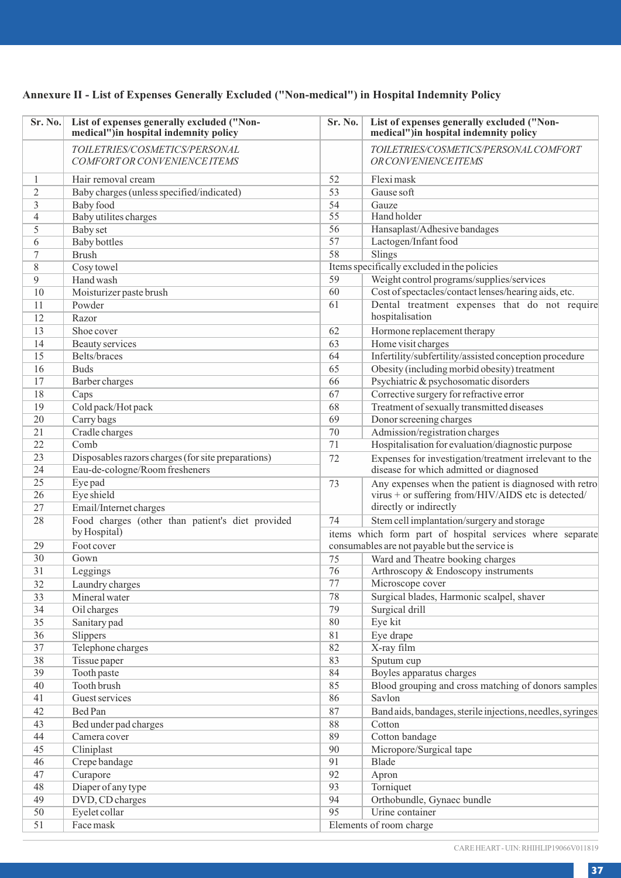## Annexure II - List of Expenses Generally Excluded ("Non-medical") in Hospital Indemnity Policy

| Sr. No. | List of expenses generally excluded ("Non-medical")in hospital indemnity policy | Sr. No. | List of expenses generally excluded ("Non-medical")in hospital indemnity policy |
|---|---|---|---|
| | *TOILETRIES/COSMETICS/PERSONAL COMFORT OR CONVENIENCE ITEMS* | | *TOILETRIES/COSMETICS/PERSONAL COMFORT OR CONVENIENCE ITEMS* |
| 1 | Hair removal cream | 52 | Flexi mask |
| 2 | Baby charges (unless specified/indicated) | 53 | Gause soft |
| 3 | Baby food | 54 | Gauze |
| 4 | Baby utilites charges | 55 | Hand holder |
| 5 | Baby set | 56 | Hansaplast/Adhesive bandages |
| 6 | Baby bottles | 57 | Lactogen/Infant food |
| 7 | Brush | 58 | Slings |
| 8 | Cosy towel | | Items specifically excluded in the policies |
| 9 | Hand wash | 59 | Weight control programs/supplies/services |
| 10 | Moisturizer paste brush | 60 | Cost of spectacles/contact lenses/hearing aids, etc. |
| 11 | Powder | 61 | Dental treatment expenses that do not require hospitalisation |
| 12 | Razor | | |
| 13 | Shoe cover | 62 | Hormone replacement therapy |
| 14 | Beauty services | 63 | Home visit charges |
| 15 | Belts/braces | 64 | Infertility/subfertility/assisted conception procedure |
| 16 | Buds | 65 | Obesity (including morbid obesity) treatment |
| 17 | Barber charges | 66 | Psychiatric & psychosomatic disorders |
| 18 | Caps | 67 | Corrective surgery for refractive error |
| 19 | Cold pack/Hot pack | 68 | Treatment of sexually transmitted diseases |
| 20 | Carry bags | 69 | Donor screening charges |
| 21 | Cradle charges | 70 | Admission/registration charges |
| 22 | Comb | 71 | Hospitalisation for evaluation/diagnostic purpose |
| 23 | Disposables razors charges (for site preparations) | 72 | Expenses for investigation/treatment irrelevant to the disease for which admitted or diagnosed |
| 24 | Eau-de-cologne/Room fresheners | | |
| 25 | Eye pad | 73 | Any expenses when the patient is diagnosed with retro virus + or suffering from/HIV/AIDS etc is detected/ directly or indirectly |
| 26 | Eye shield | | |
| 27 | Email/Internet charges | | |
| 28 | Food charges (other than patient's diet provided by Hospital) | 74 | Stem cell implantation/surgery and storage |
| | | | items which form part of hospital services where separate consumables are not payable but the service is |
| 29 | Foot cover | | |
| 30 | Gown | 75 | Ward and Theatre booking charges |
| 31 | Leggings | 76 | Arthroscopy & Endoscopy instruments |
| 32 | Laundry charges | 77 | Microscope cover |
| 33 | Mineral water | 78 | Surgical blades, Harmonic scalpel, shaver |
| 34 | Oil charges | 79 | Surgical drill |
| 35 | Sanitary pad | 80 | Eye kit |
| 36 | Slippers | 81 | Eye drape |
| 37 | Telephone charges | 82 | X-ray film |
| 38 | Tissue paper | 83 | Sputum cup |
| 39 | Tooth paste | 84 | Boyles apparatus charges |
| 40 | Tooth brush | 85 | Blood grouping and cross matching of donors samples |
| 41 | Guest services | 86 | Savlon |
| 42 | Bed Pan | 87 | Band aids, bandages, sterile injections, needles, syringes |
| 43 | Bed under pad charges | 88 | Cotton |
| 44 | Camera cover | 89 | Cotton bandage |
| 45 | Cliniplast | 90 | Micropore/Surgical tape |
| 46 | Crepe bandage | 91 | Blade |
| 47 | Curapore | 92 | Apron |
| 48 | Diaper of any type | 93 | Torniquet |
| 49 | DVD, CD charges | 94 | Orthobundle, Gynaec bundle |
| 50 | Eyelet collar | 95 | Urine container |
| 51 | Face mask | | Elements of room charge |

CARE HEART - UIN: RHIHLIP19066V011819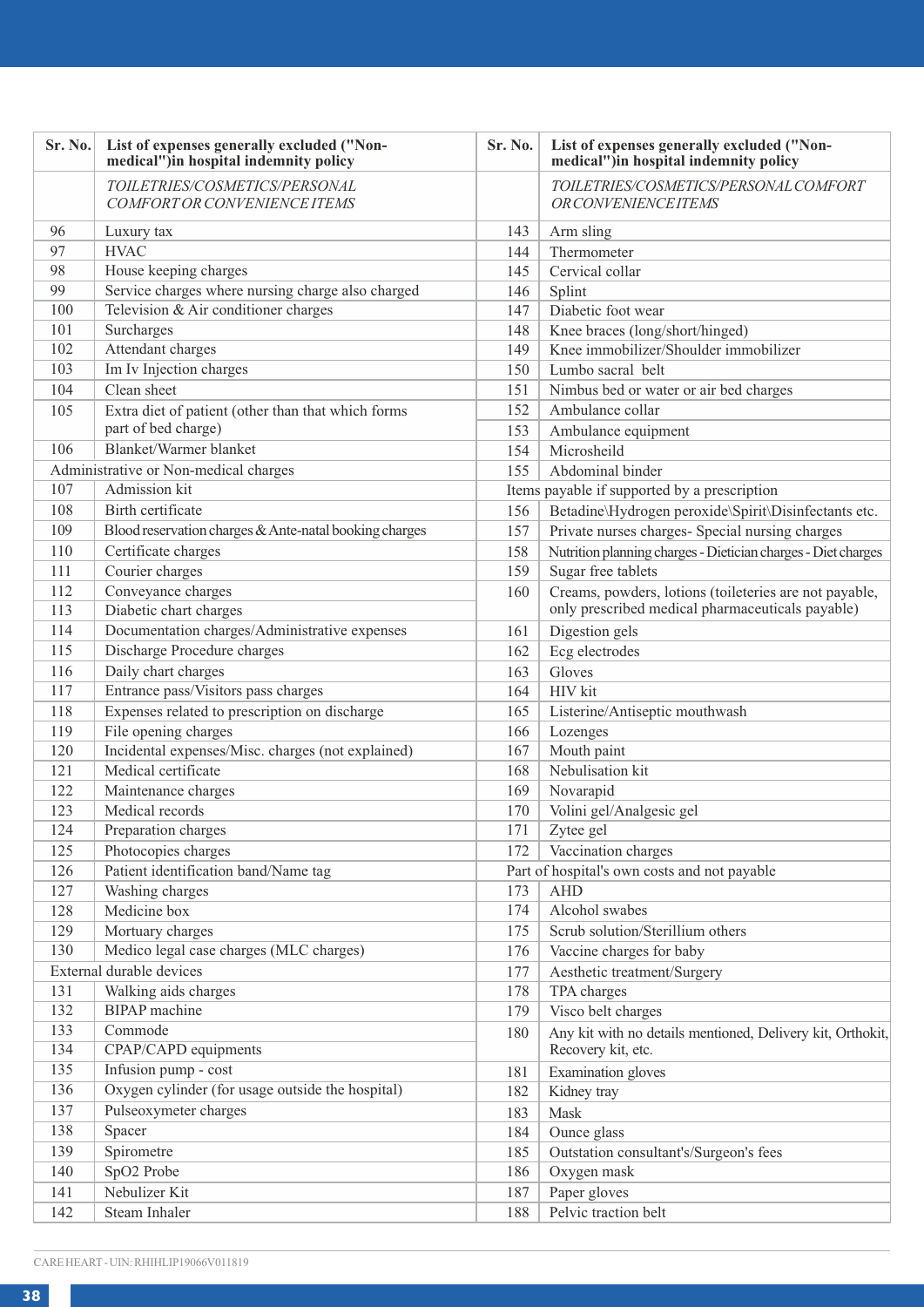| Sr. No. | List of expenses generally excluded ("Non-medical")in hospital indemnity policy | Sr. No. | List of expenses generally excluded ("Non-medical")in hospital indemnity policy |
|---|---|---|---|
| | *TOILETRIES/COSMETICS/PERSONAL COMFORT OR CONVENIENCE ITEMS* | | *TOILETRIES/COSMETICS/PERSONAL COMFORT OR CONVENIENCE ITEMS* |
| 96 | Luxury tax | 143 | Arm sling |
| 97 | HVAC | 144 | Thermometer |
| 98 | House keeping charges | 145 | Cervical collar |
| 99 | Service charges where nursing charge also charged | 146 | Splint |
| 100 | Television & Air conditioner charges | 147 | Diabetic foot wear |
| 101 | Surcharges | 148 | Knee braces (long/short/hinged) |
| 102 | Attendant charges | 149 | Knee immobilizer/Shoulder immobilizer |
| 103 | Im Iv Injection charges | 150 | Lumbo sacral belt |
| 104 | Clean sheet | 151 | Nimbus bed or water or air bed charges |
| 105 | Extra diet of patient (other than that which forms part of bed charge) | 152 | Ambulance collar |
| | | 153 | Ambulance equipment |
| 106 | Blanket/Warmer blanket | 154 | Microsheild |
| Administrative or Non-medical charges | | 155 | Abdominal binder |
| 107 | Admission kit | Items payable if supported by a prescription | |
| 108 | Birth certificate | 156 | Betadine\Hydrogen peroxide\Spirit\Disinfectants etc. |
| 109 | Blood reservation charges & Ante-natal booking charges | 157 | Private nurses charges- Special nursing charges |
| 110 | Certificate charges | 158 | Nutrition planning charges - Dietician charges - Diet charges |
| 111 | Courier charges | 159 | Sugar free tablets |
| 112 | Conveyance charges | 160 | Creams, powders, lotions (toileteries are not payable, only prescribed medical pharmaceuticals payable) |
| 113 | Diabetic chart charges | | |
| 114 | Documentation charges/Administrative expenses | 161 | Digestion gels |
| 115 | Discharge Procedure charges | 162 | Ecg electrodes |
| 116 | Daily chart charges | 163 | Gloves |
| 117 | Entrance pass/Visitors pass charges | 164 | HIV kit |
| 118 | Expenses related to prescription on discharge | 165 | Listerine/Antiseptic mouthwash |
| 119 | File opening charges | 166 | Lozenges |
| 120 | Incidental expenses/Misc. charges (not explained) | 167 | Mouth paint |
| 121 | Medical certificate | 168 | Nebulisation kit |
| 122 | Maintenance charges | 169 | Novarapid |
| 123 | Medical records | 170 | Volini gel/Analgesic gel |
| 124 | Preparation charges | 171 | Zytee gel |
| 125 | Photocopies charges | 172 | Vaccination charges |
| 126 | Patient identification band/Name tag | Part of hospital's own costs and not payable | |
| 127 | Washing charges | 173 | AHD |
| 128 | Medicine box | 174 | Alcohol swabes |
| 129 | Mortuary charges | 175 | Scrub solution/Sterillium others |
| 130 | Medico legal case charges (MLC charges) | 176 | Vaccine charges for baby |
| External durable devices | | 177 | Aesthetic treatment/Surgery |
| 131 | Walking aids charges | 178 | TPA charges |
| 132 | BIPAP machine | 179 | Visco belt charges |
| 133 | Commode | 180 | Any kit with no details mentioned, Delivery kit, Orthokit, Recovery kit, etc. |
| 134 | CPAP/CAPD equipments | | |
| 135 | Infusion pump - cost | 181 | Examination gloves |
| 136 | Oxygen cylinder (for usage outside the hospital) | 182 | Kidney tray |
| 137 | Pulseoxymeter charges | 183 | Mask |
| 138 | Spacer | 184 | Ounce glass |
| 139 | Spirometre | 185 | Outstation consultant's/Surgeon's fees |
| 140 | SpO2 Probe | 186 | Oxygen mask |
| 141 | Nebulizer Kit | 187 | Paper gloves |
| 142 | Steam Inhaler | 188 | Pelvic traction belt |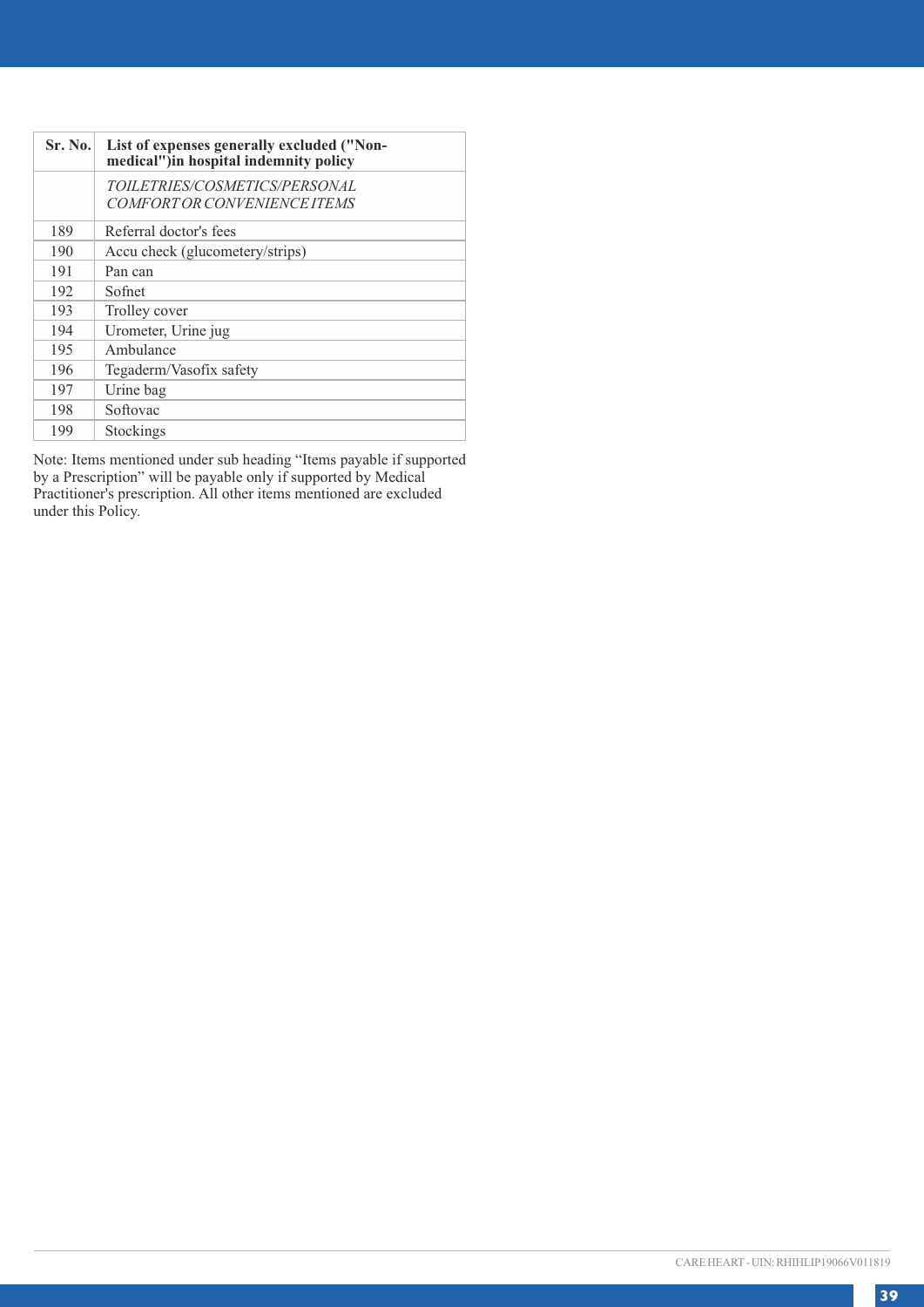| Sr. No. | List of expenses generally excluded ("Non-medical")in hospital indemnity policy |
|---|---|
| | *TOILETRIES/COSMETICS/PERSONAL COMFORT OR CONVENIENCE ITEMS* |
| 189 | Referral doctor's fees |
| 190 | Accu check (glucometery/strips) |
| 191 | Pan can |
| 192 | Sofnet |
| 193 | Trolley cover |
| 194 | Urometer, Urine jug |
| 195 | Ambulance |
| 196 | Tegaderm/Vasofix safety |
| 197 | Urine bag |
| 198 | Softovac |
| 199 | Stockings |

Note: Items mentioned under sub heading "Items payable if supported by a Prescription" will be payable only if supported by Medical Practitioner's prescription. All other items mentioned are excluded under this Policy.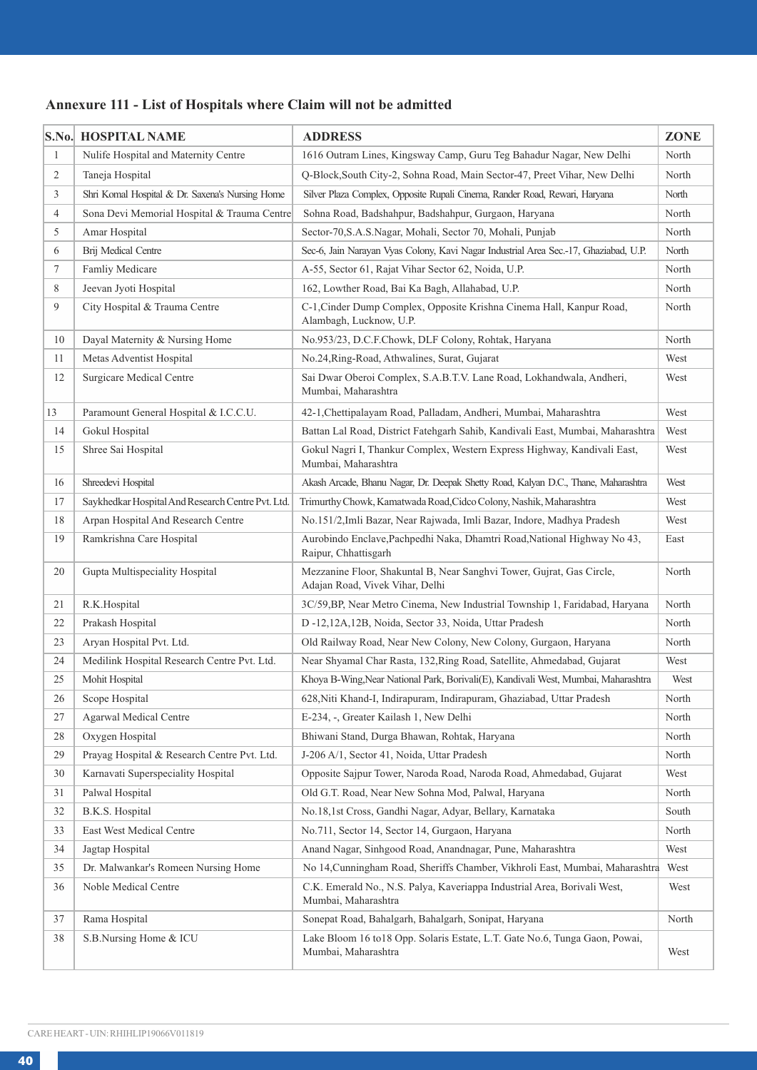### Annexure 111 - List of Hospitals where Claim will not be admitted

| S.No. | HOSPITAL NAME | ADDRESS | ZONE |
|---|---|---|---|
| 1 | Nulife Hospital and Maternity Centre | 1616 Outram Lines, Kingsway Camp, Guru Teg Bahadur Nagar, New Delhi | North |
| 2 | Taneja Hospital | Q-Block,South City-2, Sohna Road, Main Sector-47, Preet Vihar, New Delhi | North |
| 3 | Shri Komal Hospital & Dr. Saxena's Nursing Home | Silver Plaza Complex, Opposite Rupali Cinema, Rander Road, Rewari, Haryana | North |
| 4 | Sona Devi Memorial Hospital & Trauma Centre | Sohna Road, Badshahpur, Badshahpur, Gurgaon, Haryana | North |
| 5 | Amar Hospital | Sector-70,S.A.S.Nagar, Mohali, Sector 70, Mohali, Punjab | North |
| 6 | Brij Medical Centre | Sec-6, Jain Narayan Vyas Colony, Kavi Nagar Industrial Area Sec.-17, Ghaziabad, U.P. | North |
| 7 | Famliy Medicare | A-55, Sector 61, Rajat Vihar Sector 62, Noida, U.P. | North |
| 8 | Jeevan Jyoti Hospital | 162, Lowther Road, Bai Ka Bagh, Allahabad, U.P. | North |
| 9 | City Hospital & Trauma Centre | C-1,Cinder Dump Complex, Opposite Krishna Cinema Hall, Kanpur Road, Alambagh, Lucknow, U.P. | North |
| 10 | Dayal Maternity & Nursing Home | No.953/23, D.C.F.Chowk, DLF Colony, Rohtak, Haryana | North |
| 11 | Metas Adventist Hospital | No.24,Ring-Road, Athwalines, Surat, Gujarat | West |
| 12 | Surgicare Medical Centre | Sai Dwar Oberoi Complex, S.A.B.T.V. Lane Road, Lokhandwala, Andheri, Mumbai, Maharashtra | West |
| 13 | Paramount General Hospital & I.C.C.U. | 42-1,Chettipalayam Road, Palladam, Andheri, Mumbai, Maharashtra | West |
| 14 | Gokul Hospital | Battan Lal Road, District Fatehgarh Sahib, Kandivali East, Mumbai, Maharashtra | West |
| 15 | Shree Sai Hospital | Gokul Nagri I, Thankur Complex, Western Express Highway, Kandivali East, Mumbai, Maharashtra | West |
| 16 | Shreedevi Hospital | Akash Arcade, Bhanu Nagar, Dr. Deepak Shetty Road, Kalyan D.C., Thane, Maharashtra | West |
| 17 | Saykhedkar Hospital And Research Centre Pvt. Ltd. | Trimurthy Chowk, Kamatwada Road,Cidco Colony, Nashik, Maharashtra | West |
| 18 | Arpan Hospital And Research Centre | No.151/2,Imli Bazar, Near Rajwada, Imli Bazar, Indore, Madhya Pradesh | West |
| 19 | Ramkrishna Care Hospital | Aurobindo Enclave,Pachpedhi Naka, Dhamtri Road,National Highway No 43, Raipur, Chhattisgarh | East |
| 20 | Gupta Multispeciality Hospital | Mezzanine Floor, Shakuntal B, Near Sanghvi Tower, Gujrat, Gas Circle, Adajan Road, Vivek Vihar, Delhi | North |
| 21 | R.K.Hospital | 3C/59,BP, Near Metro Cinema, New Industrial Township 1, Faridabad, Haryana | North |
| 22 | Prakash Hospital | D -12,12A,12B, Noida, Sector 33, Noida, Uttar Pradesh | North |
| 23 | Aryan Hospital Pvt. Ltd. | Old Railway Road, Near New Colony, New Colony, Gurgaon, Haryana | North |
| 24 | Medilink Hospital Research Centre Pvt. Ltd. | Near Shyamal Char Rasta, 132,Ring Road, Satellite, Ahmedabad, Gujarat | West |
| 25 | Mohit Hospital | Khoya B-Wing,Near National Park, Borivali(E), Kandivali West, Mumbai, Maharashtra | West |
| 26 | Scope Hospital | 628,Niti Khand-I, Indirapuram, Indirapuram, Ghaziabad, Uttar Pradesh | North |
| 27 | Agarwal Medical Centre | E-234, -, Greater Kailash 1, New Delhi | North |
| 28 | Oxygen Hospital | Bhiwani Stand, Durga Bhawan, Rohtak, Haryana | North |
| 29 | Prayag Hospital & Research Centre Pvt. Ltd. | J-206 A/1, Sector 41, Noida, Uttar Pradesh | North |
| 30 | Karnavati Superspeciality Hospital | Opposite Sajpur Tower, Naroda Road, Naroda Road, Ahmedabad, Gujarat | West |
| 31 | Palwal Hospital | Old G.T. Road, Near New Sohna Mod, Palwal, Haryana | North |
| 32 | B.K.S. Hospital | No.18,1st Cross, Gandhi Nagar, Adyar, Bellary, Karnataka | South |
| 33 | East West Medical Centre | No.711, Sector 14, Sector 14, Gurgaon, Haryana | North |
| 34 | Jagtap Hospital | Anand Nagar, Sinhgood Road, Anandnagar, Pune, Maharashtra | West |
| 35 | Dr. Malwankar's Romeen Nursing Home | No 14,Cunningham Road, Sheriffs Chamber, Vikhroli East, Mumbai, Maharashtra | West |
| 36 | Noble Medical Centre | C.K. Emerald No., N.S. Palya, Kaveriappa Industrial Area, Borivali West, Mumbai, Maharashtra | West |
| 37 | Rama Hospital | Sonepat Road, Bahalgarh, Bahalgarh, Sonipat, Haryana | North |
| 38 | S.B.Nursing Home & ICU | Lake Bloom 16 to18 Opp. Solaris Estate, L.T. Gate No.6, Tunga Gaon, Powai, Mumbai, Maharashtra | West |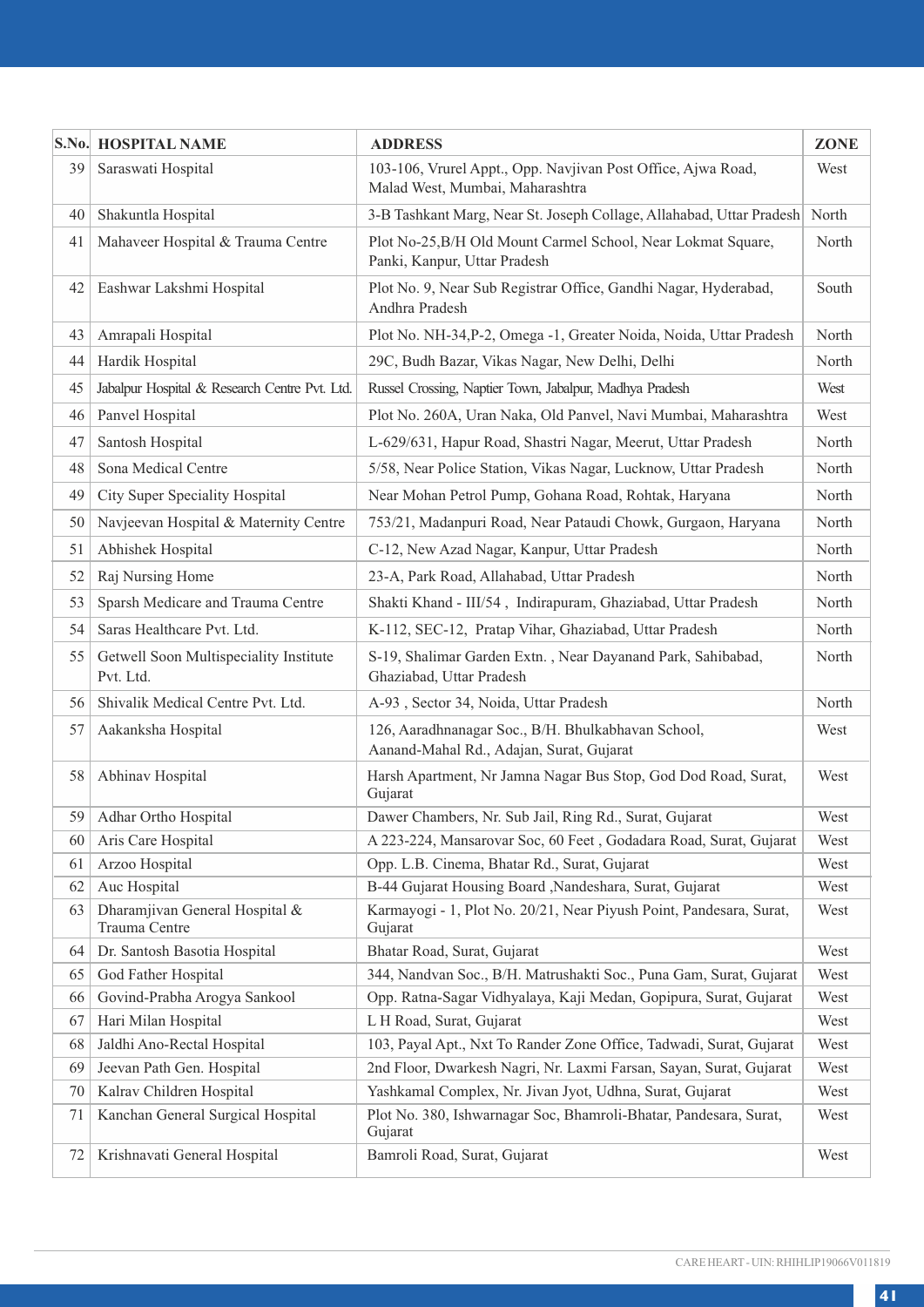| S.No. | HOSPITAL NAME | ADDRESS | ZONE |
|---|---|---|---|
| 39 | Saraswati Hospital | 103-106, Vrurel Appt., Opp. Navjivan Post Office, Ajwa Road, Malad West, Mumbai, Maharashtra | West |
| 40 | Shakuntla Hospital | 3-B Tashkant Marg, Near St. Joseph Collage, Allahabad, Uttar Pradesh | North |
| 41 | Mahaveer Hospital & Trauma Centre | Plot No-25,B/H Old Mount Carmel School, Near Lokmat Square, Panki, Kanpur, Uttar Pradesh | North |
| 42 | Eashwar Lakshmi Hospital | Plot No. 9, Near Sub Registrar Office, Gandhi Nagar, Hyderabad, Andhra Pradesh | South |
| 43 | Amrapali Hospital | Plot No. NH-34,P-2, Omega -1, Greater Noida, Noida, Uttar Pradesh | North |
| 44 | Hardik Hospital | 29C, Budh Bazar, Vikas Nagar, New Delhi, Delhi | North |
| 45 | Jabalpur Hospital & Research Centre Pvt. Ltd. | Russel Crossing, Naptier Town, Jabalpur, Madhya Pradesh | West |
| 46 | Panvel Hospital | Plot No. 260A, Uran Naka, Old Panvel, Navi Mumbai, Maharashtra | West |
| 47 | Santosh Hospital | L-629/631, Hapur Road, Shastri Nagar, Meerut, Uttar Pradesh | North |
| 48 | Sona Medical Centre | 5/58, Near Police Station, Vikas Nagar, Lucknow, Uttar Pradesh | North |
| 49 | City Super Speciality Hospital | Near Mohan Petrol Pump, Gohana Road, Rohtak, Haryana | North |
| 50 | Navjeevan Hospital & Maternity Centre | 753/21, Madanpuri Road, Near Pataudi Chowk, Gurgaon, Haryana | North |
| 51 | Abhishek Hospital | C-12, New Azad Nagar, Kanpur, Uttar Pradesh | North |
| 52 | Raj Nursing Home | 23-A, Park Road, Allahabad, Uttar Pradesh | North |
| 53 | Sparsh Medicare and Trauma Centre | Shakti Khand - III/54 , Indirapuram, Ghaziabad, Uttar Pradesh | North |
| 54 | Saras Healthcare Pvt. Ltd. | K-112, SEC-12, Pratap Vihar, Ghaziabad, Uttar Pradesh | North |
| 55 | Getwell Soon Multispeciality Institute Pvt. Ltd. | S-19, Shalimar Garden Extn. , Near Dayanand Park, Sahibabad, Ghaziabad, Uttar Pradesh | North |
| 56 | Shivalik Medical Centre Pvt. Ltd. | A-93 , Sector 34, Noida, Uttar Pradesh | North |
| 57 | Aakanksha Hospital | 126, Aaradhnanagar Soc., B/H. Bhulkabhavan School, Aanand-Mahal Rd., Adajan, Surat, Gujarat | West |
| 58 | Abhinav Hospital | Harsh Apartment, Nr Jamna Nagar Bus Stop, God Dod Road, Surat, Gujarat | West |
| 59 | Adhar Ortho Hospital | Dawer Chambers, Nr. Sub Jail, Ring Rd., Surat, Gujarat | West |
| 60 | Aris Care Hospital | A 223-224, Mansarovar Soc, 60 Feet , Godadara Road, Surat, Gujarat | West |
| 61 | Arzoo Hospital | Opp. L.B. Cinema, Bhatar Rd., Surat, Gujarat | West |
| 62 | Auc Hospital | B-44 Gujarat Housing Board ,Nandeshara, Surat, Gujarat | West |
| 63 | Dharamjivan General Hospital & Trauma Centre | Karmayogi - 1, Plot No. 20/21, Near Piyush Point, Pandesara, Surat, Gujarat | West |
| 64 | Dr. Santosh Basotia Hospital | Bhatar Road, Surat, Gujarat | West |
| 65 | God Father Hospital | 344, Nandvan Soc., B/H. Matrushakti Soc., Puna Gam, Surat, Gujarat | West |
| 66 | Govind-Prabha Arogya Sankool | Opp. Ratna-Sagar Vidhyalaya, Kaji Medan, Gopipura, Surat, Gujarat | West |
| 67 | Hari Milan Hospital | L H Road, Surat, Gujarat | West |
| 68 | Jaldhi Ano-Rectal Hospital | 103, Payal Apt., Nxt To Rander Zone Office, Tadwadi, Surat, Gujarat | West |
| 69 | Jeevan Path Gen. Hospital | 2nd Floor, Dwarkesh Nagri, Nr. Laxmi Farsan, Sayan, Surat, Gujarat | West |
| 70 | Kalrav Children Hospital | Yashkamal Complex, Nr. Jivan Jyot, Udhna, Surat, Gujarat | West |
| 71 | Kanchan General Surgical Hospital | Plot No. 380, Ishwarnagar Soc, Bhamroli-Bhatar, Pandesara, Surat, Gujarat | West |
| 72 | Krishnavati General Hospital | Bamroli Road, Surat, Gujarat | West |

CARE HEART - UIN: RHIHLIP19066V011819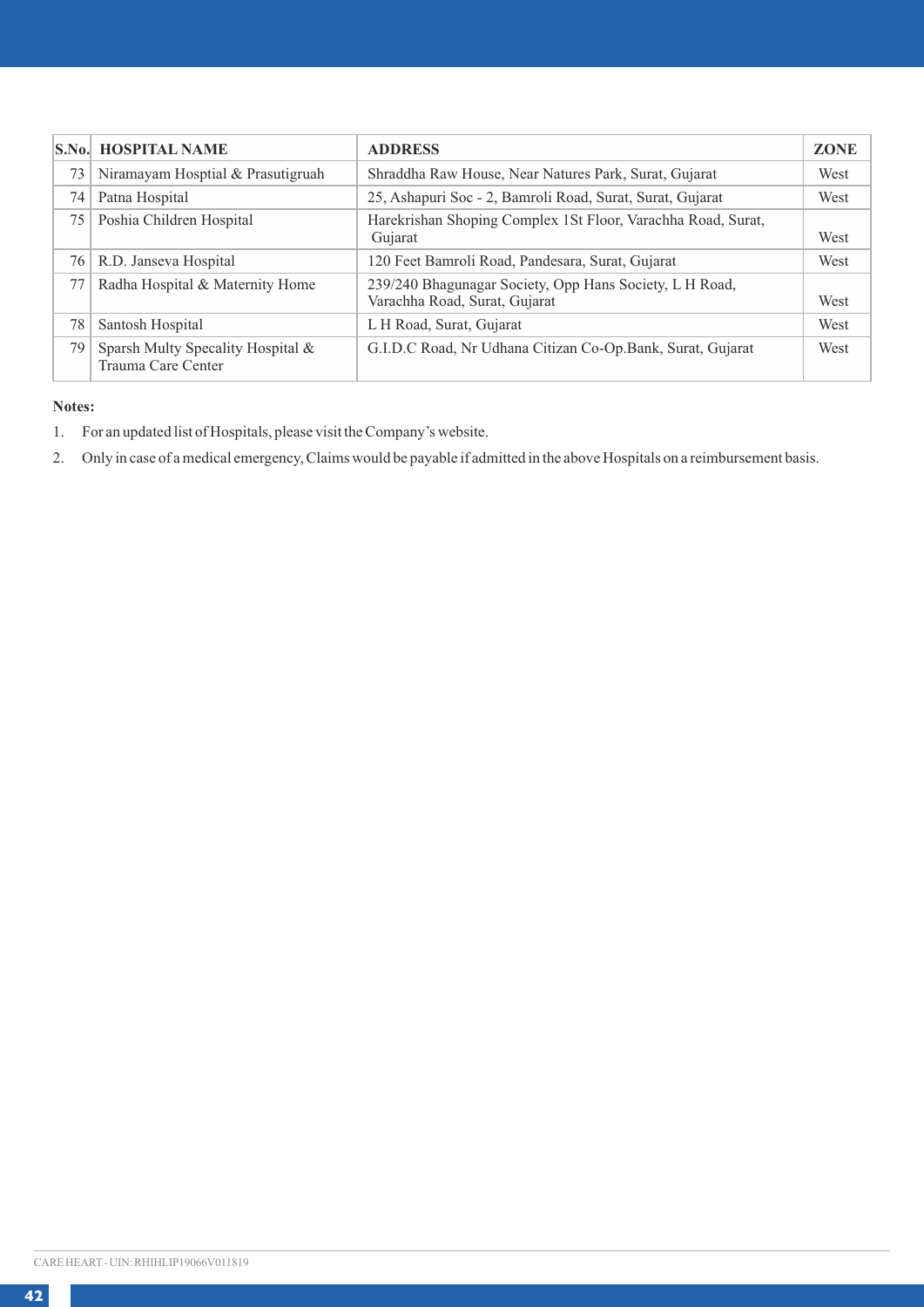| S.No. | HOSPITAL NAME | ADDRESS | ZONE |
|---|---|---|---|
| 73 | Niramayam Hosptial & Prasutigruah | Shraddha Raw House, Near Natures Park, Surat, Gujarat | West |
| 74 | Patna Hospital | 25, Ashapuri Soc - 2, Bamroli Road, Surat, Surat, Gujarat | West |
| 75 | Poshia Children Hospital | Harekrishan Shoping Complex 1St Floor, Varachha Road, Surat, Gujarat | West |
| 76 | R.D. Janseva Hospital | 120 Feet Bamroli Road, Pandesara, Surat, Gujarat | West |
| 77 | Radha Hospital & Maternity Home | 239/240 Bhagunagar Society, Opp Hans Society, L H Road, Varachha Road, Surat, Gujarat | West |
| 78 | Santosh Hospital | L H Road, Surat, Gujarat | West |
| 79 | Sparsh Multy Specality Hospital & Trauma Care Center | G.I.D.C Road, Nr Udhana Citizan Co-Op.Bank, Surat, Gujarat | West |

**Notes:**

1. For an updated list of Hospitals, please visit the Company's website.
2. Only in case of a medical emergency, Claims would be payable if admitted in the above Hospitals on a reimbursement basis.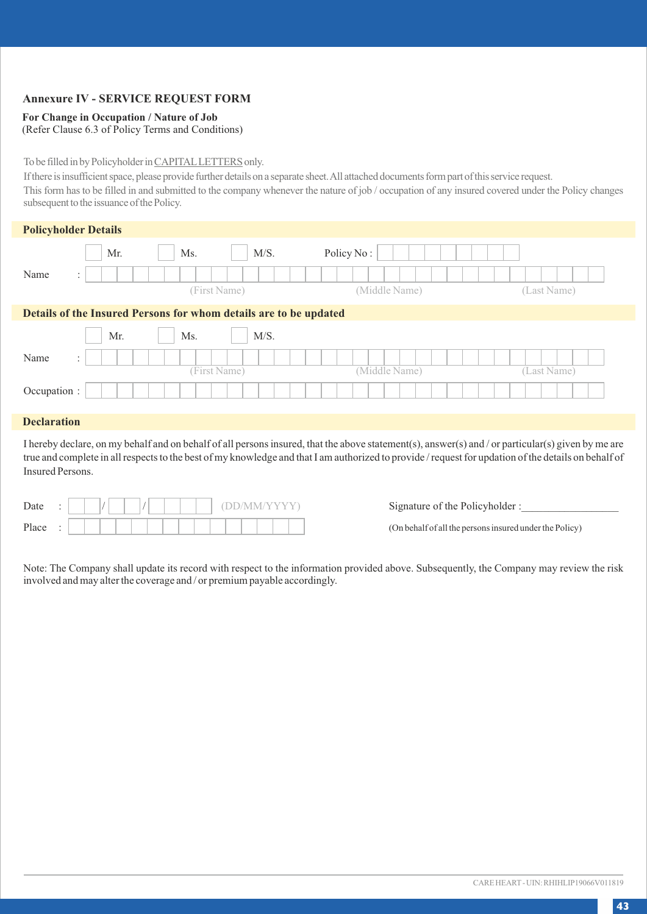## Annexure IV - SERVICE REQUEST FORM

**For Change in Occupation / Nature of Job**
(Refer Clause 6.3 of Policy Terms and Conditions)

To be filled in by Policyholder in CAPITAL LETTERS only.

If there is insufficient space, please provide further details on a separate sheet. All attached documents form part of this service request.

This form has to be filled in and submitted to the company whenever the nature of job / occupation of any insured covered under the Policy changes subsequent to the issuance of the Policy.

### Policyholder Details

☐ Mr. ☐ Ms. ☐ M/S. Policy No :

Name :

(First Name) (Middle Name) (Last Name)

### Details of the Insured Persons for whom details are to be updated

☐ Mr. ☐ Ms. ☐ M/S.

Name :

(First Name) (Middle Name) (Last Name)

Occupation :

### Declaration

I hereby declare, on my behalf and on behalf of all persons insured, that the above statement(s), answer(s) and / or particular(s) given by me are true and complete in all respects to the best of my knowledge and that I am authorized to provide / request for updation of the details on behalf of Insured Persons.

Date : \_\_ / \_\_ / \_\_\_\_ (DD/MM/YYYY)

Place :

Signature of the Policyholder :\_\_\_\_\_\_\_\_\_\_\_\_\_\_\_\_\_\_

(On behalf of all the persons insured under the Policy)

Note: The Company shall update its record with respect to the information provided above. Subsequently, the Company may review the risk involved and may alter the coverage and / or premium payable accordingly.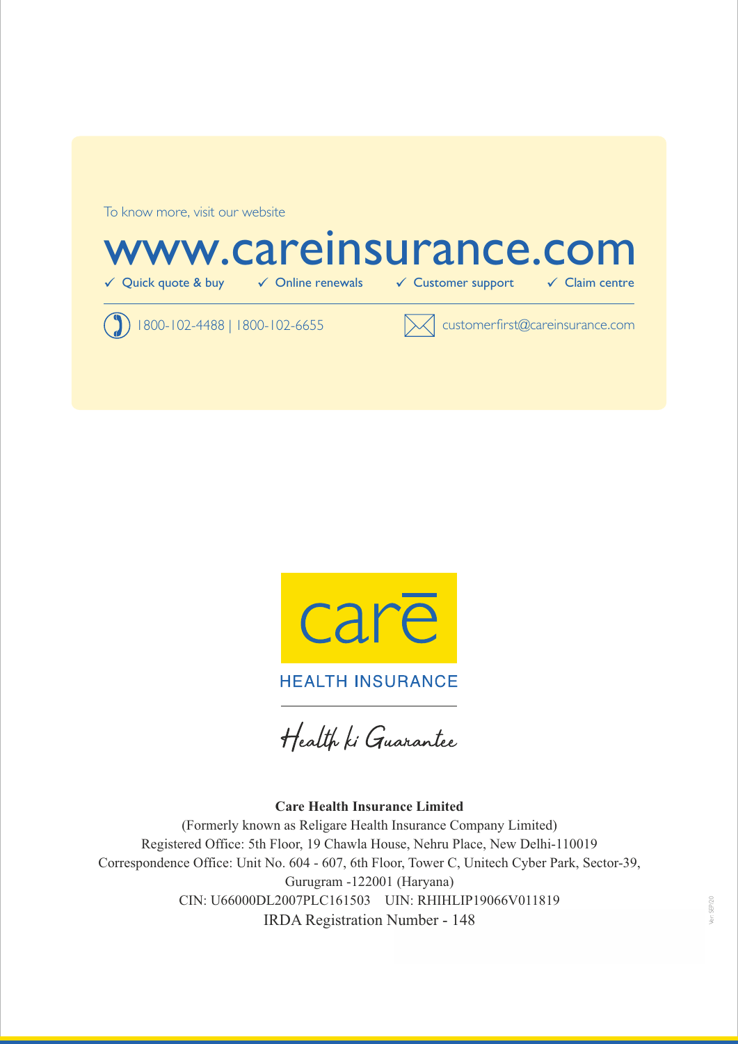To know more, visit our website

# www.careinsurance.com

✓ Quick quote & buy ✓ Online renewals ✓ Customer support ✓ Claim centre

1800-102-4488 | 1800-102-6655

customerfirst@careinsurance.com

care

HEALTH INSURANCE

Health ki Guarantee

**Care Health Insurance Limited**

(Formerly known as Religare Health Insurance Company Limited)

Registered Office: 5th Floor, 19 Chawla House, Nehru Place, New Delhi-110019

Correspondence Office: Unit No. 604 - 607, 6th Floor, Tower C, Unitech Cyber Park, Sector-39, Gurugram -122001 (Haryana)

CIN: U66000DL2007PLC161503 UIN: RHIHLIP19066V011819

IRDA Registration Number - 148

Ver: SEP/20